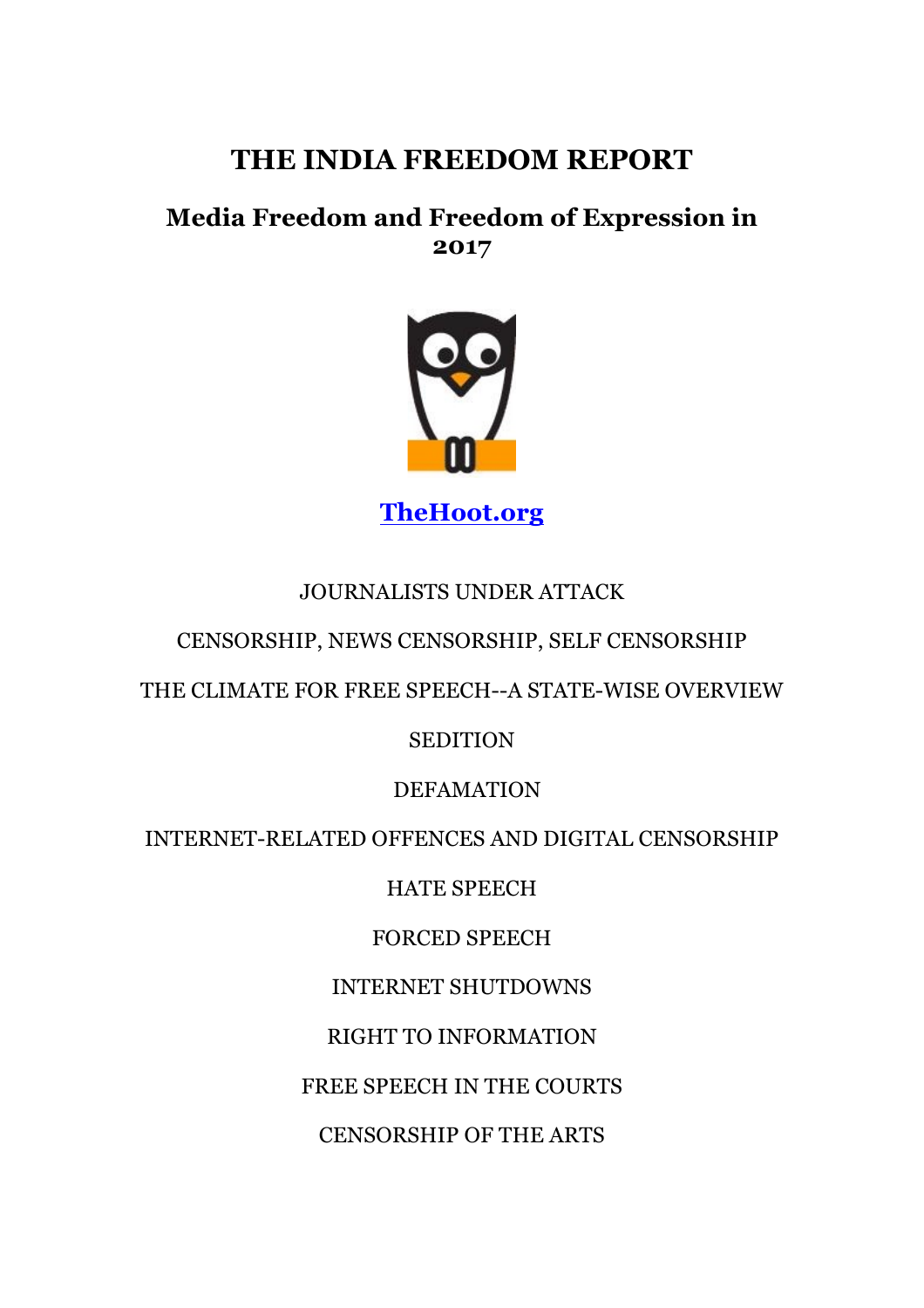# THE INDIA FREEDOM REPORT

## Media Freedom and Freedom of Expression in 2017

**TheHoot.org**

JOURNALISTS UNDER ATTACK

CENSORSHIP, NEWS CENSORSHIP, SELF CENSORSHIP

THE CLIMATE FOR FREE SPEECH--A STATE-WISE OVERVIEW

SEDITION

DEFAMATION

INTERNET-RELATED OFFENCES AND DIGITAL CENSORSHIP

HATE SPEECH

FORCED SPEECH

INTERNET SHUTDOWNS

RIGHT TO INFORMATION

FREE SPEECH IN THE COURTS

CENSORSHIP OF THE ARTS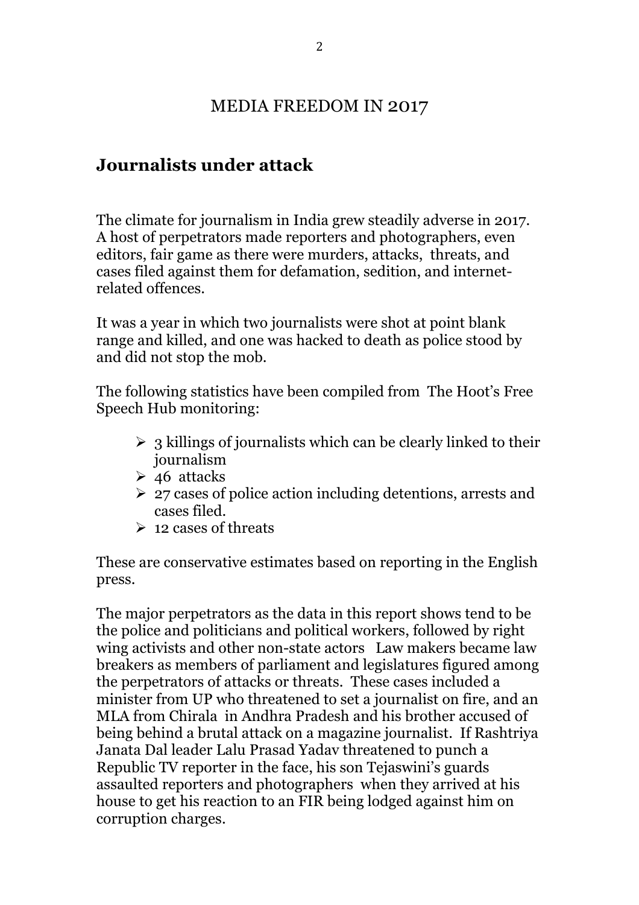# MEDIA FREEDOM IN 2017

## Journalists under attack

The climate for journalism in India grew steadily adverse in 2017. A host of perpetrators made reporters and photographers, even editors, fair game as there were murders, attacks, threats, and cases filed against them for defamation, sedition, and internet-related offences.

It was a year in which two journalists were shot at point blank range and killed, and one was hacked to death as police stood by and did not stop the mob.

The following statistics have been compiled from The Hoot's Free Speech Hub monitoring:

- 3 killings of journalists which can be clearly linked to their journalism
- 46 attacks
- 27 cases of police action including detentions, arrests and cases filed.
- 12 cases of threats

These are conservative estimates based on reporting in the English press.

The major perpetrators as the data in this report shows tend to be the police and politicians and political workers, followed by right wing activists and other non-state actors Law makers became law breakers as members of parliament and legislatures figured among the perpetrators of attacks or threats. These cases included a minister from UP who threatened to set a journalist on fire, and an MLA from Chirala in Andhra Pradesh and his brother accused of being behind a brutal attack on a magazine journalist. If Rashtriya Janata Dal leader Lalu Prasad Yadav threatened to punch a Republic TV reporter in the face, his son Tejaswini's guards assaulted reporters and photographers when they arrived at his house to get his reaction to an FIR being lodged against him on corruption charges.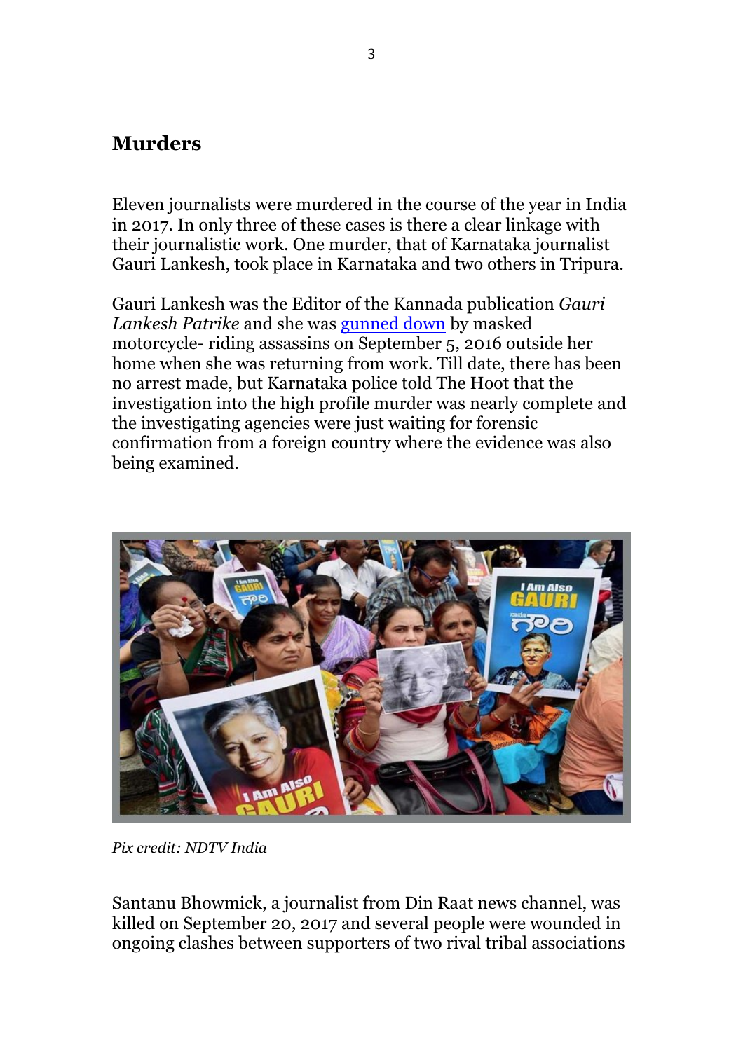## Murders

Eleven journalists were murdered in the course of the year in India in 2017. In only three of these cases is there a clear linkage with their journalistic work. One murder, that of Karnataka journalist Gauri Lankesh, took place in Karnataka and two others in Tripura.

Gauri Lankesh was the Editor of the Kannada publication *Gauri Lankesh Patrike* and she was gunned down by masked motorcycle- riding assassins on September 5, 2016 outside her home when she was returning from work. Till date, there has been no arrest made, but Karnataka police told The Hoot that the investigation into the high profile murder was nearly complete and the investigating agencies were just waiting for forensic confirmation from a foreign country where the evidence was also being examined.

*Pix credit: NDTV India*

Santanu Bhowmick, a journalist from Din Raat news channel, was killed on September 20, 2017 and several people were wounded in ongoing clashes between supporters of two rival tribal associations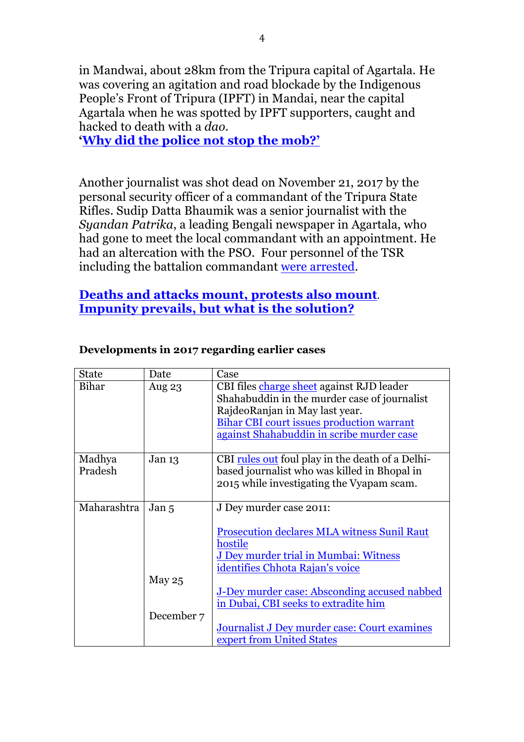in Mandwai, about 28km from the Tripura capital of Agartala. He was covering an agitation and road blockade by the Indigenous People's Front of Tripura (IPFT) in Mandai, near the capital Agartala when he was spotted by IPFT supporters, caught and hacked to death with a *dao*.

**'Why did the police not stop the mob?'**

Another journalist was shot dead on November 21, 2017 by the personal security officer of a commandant of the Tripura State Rifles. Sudip Datta Bhaumik was a senior journalist with the *Syandan Patrika*, a leading Bengali newspaper in Agartala, who had gone to meet the local commandant with an appointment. He had an altercation with the PSO. Four personnel of the TSR including the battalion commandant were arrested.

**Deaths and attacks mount, protests also mount. Impunity prevails, but what is the solution?**

**Developments in 2017 regarding earlier cases**

| State | Date | Case |
|---|---|---|
| Bihar | Aug 23 | CBI files charge sheet against RJD leader Shahabuddin in the murder case of journalist RajdeoRanjan in May last year.<br>Bihar CBI court issues production warrant against Shahabuddin in scribe murder case |
| Madhya Pradesh | Jan 13 | CBI rules out foul play in the death of a Delhi-based journalist who was killed in Bhopal in 2015 while investigating the Vyapam scam. |
| Maharashtra | Jan 5<br><br><br><br>May 25<br><br>December 7 | J Dey murder case 2011:<br><br>Prosecution declares MLA witness Sunil Raut hostile<br>J Dey murder trial in Mumbai: Witness identifies Chhota Rajan's voice<br><br>J-Dey murder case: Absconding accused nabbed in Dubai, CBI seeks to extradite him<br><br>Journalist J Dey murder case: Court examines expert from United States |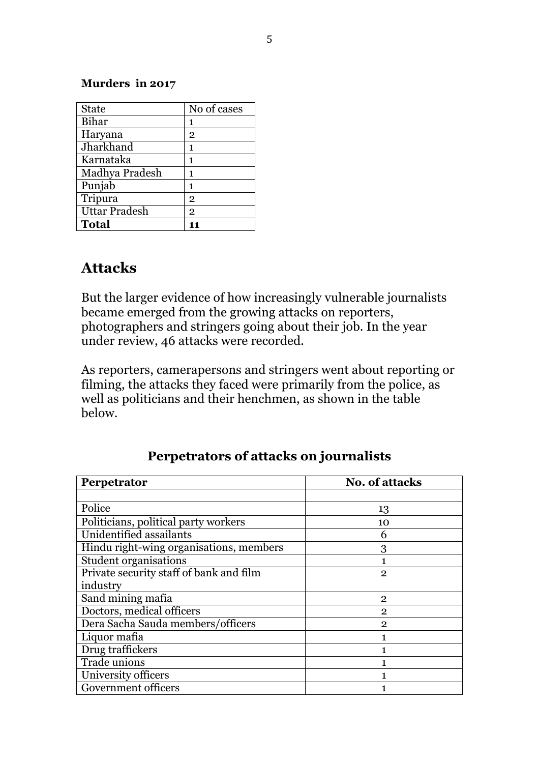**Murders in 2017**

| State | No of cases |
|---|---|
| Bihar | 1 |
| Haryana | 2 |
| Jharkhand | 1 |
| Karnataka | 1 |
| Madhya Pradesh | 1 |
| Punjab | 1 |
| Tripura | 2 |
| Uttar Pradesh | 2 |
| **Total** | **11** |

## Attacks

But the larger evidence of how increasingly vulnerable journalists became emerged from the growing attacks on reporters, photographers and stringers going about their job. In the year under review, 46 attacks were recorded.

As reporters, camerapersons and stringers went about reporting or filming, the attacks they faced were primarily from the police, as well as politicians and their henchmen, as shown in the table below.

### Perpetrators of attacks on journalists

| Perpetrator | No. of attacks |
|---|---|
| | |
| Police | 13 |
| Politicians, political party workers | 10 |
| Unidentified assailants | 6 |
| Hindu right-wing organisations, members | 3 |
| Student organisations | 1 |
| Private security staff of bank and film industry | 2 |
| Sand mining mafia | 2 |
| Doctors, medical officers | 2 |
| Dera Sacha Sauda members/officers | 2 |
| Liquor mafia | 1 |
| Drug traffickers | 1 |
| Trade unions | 1 |
| University officers | 1 |
| Government officers | 1 |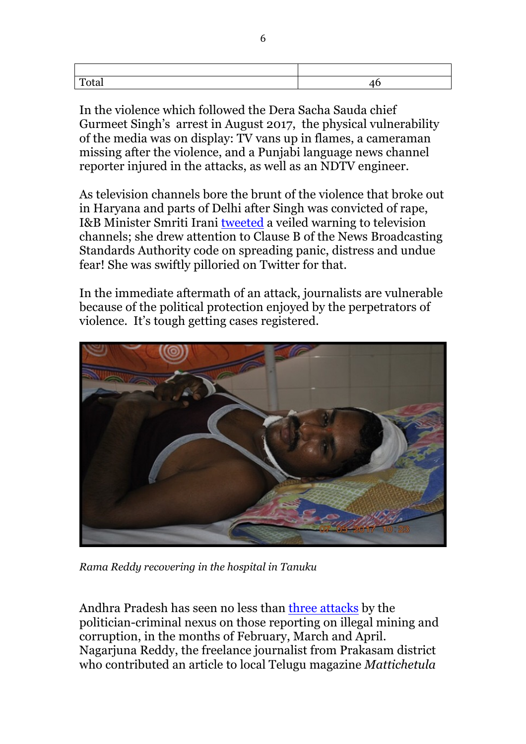| | |
|---|---|
| Total | 46 |

In the violence which followed the Dera Sacha Sauda chief Gurmeet Singh's arrest in August 2017, the physical vulnerability of the media was on display: TV vans up in flames, a cameraman missing after the violence, and a Punjabi language news channel reporter injured in the attacks, as well as an NDTV engineer.

As television channels bore the brunt of the violence that broke out in Haryana and parts of Delhi after Singh was convicted of rape, I&B Minister Smriti Irani tweeted a veiled warning to television channels; she drew attention to Clause B of the News Broadcasting Standards Authority code on spreading panic, distress and undue fear! She was swiftly pilloried on Twitter for that.

In the immediate aftermath of an attack, journalists are vulnerable because of the political protection enjoyed by the perpetrators of violence. It's tough getting cases registered.

*Rama Reddy recovering in the hospital in Tanuku*

Andhra Pradesh has seen no less than three attacks by the politician-criminal nexus on those reporting on illegal mining and corruption, in the months of February, March and April. Nagarjuna Reddy, the freelance journalist from Prakasam district who contributed an article to local Telugu magazine *Mattichetula*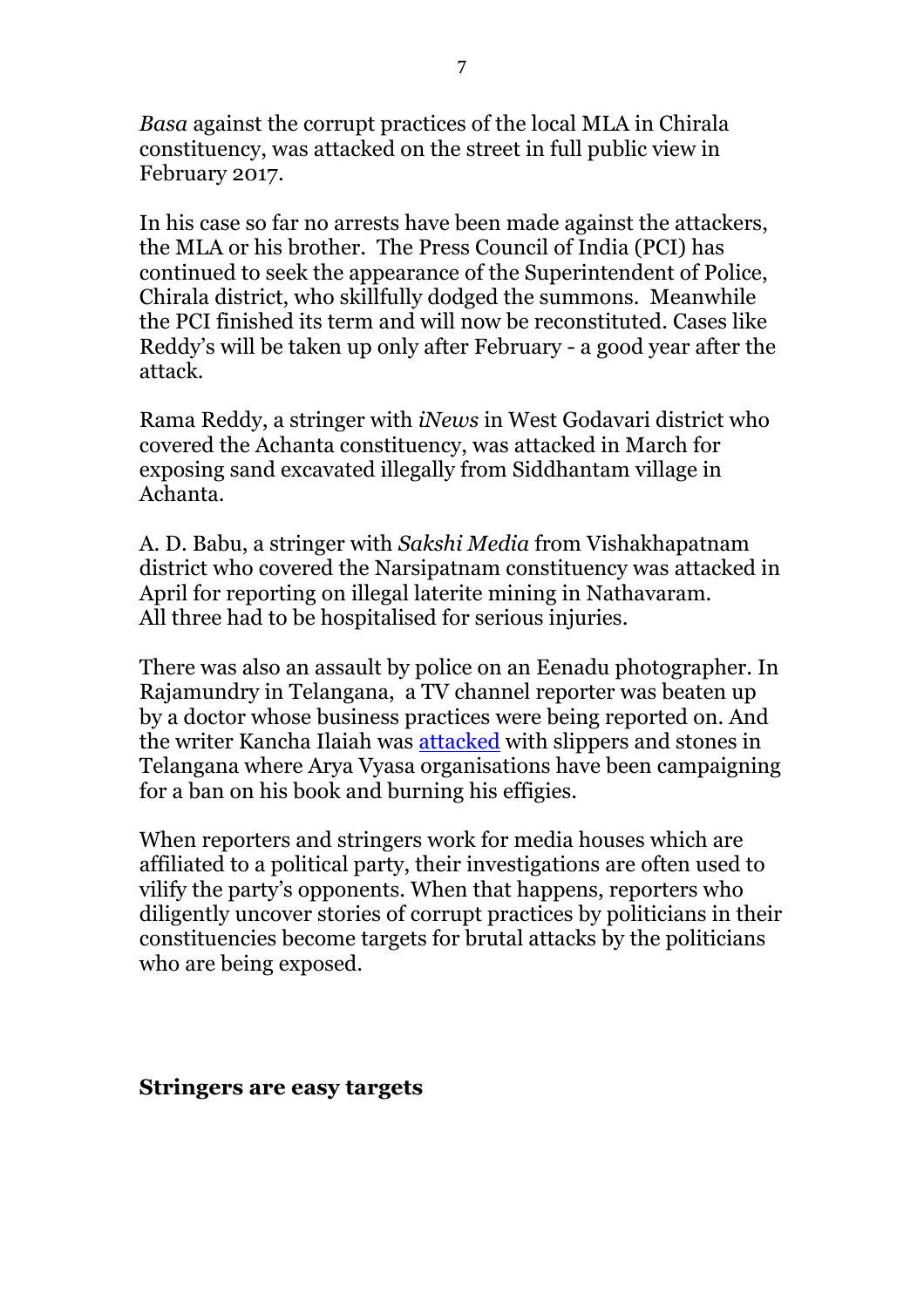*Basa* against the corrupt practices of the local MLA in Chirala constituency, was attacked on the street in full public view in February 2017.

In his case so far no arrests have been made against the attackers, the MLA or his brother. The Press Council of India (PCI) has continued to seek the appearance of the Superintendent of Police, Chirala district, who skillfully dodged the summons. Meanwhile the PCI finished its term and will now be reconstituted. Cases like Reddy's will be taken up only after February - a good year after the attack.

Rama Reddy, a stringer with *iNews* in West Godavari district who covered the Achanta constituency, was attacked in March for exposing sand excavated illegally from Siddhantam village in Achanta.

A. D. Babu, a stringer with *Sakshi Media* from Vishakhapatnam district who covered the Narsipatnam constituency was attacked in April for reporting on illegal laterite mining in Nathavaram. All three had to be hospitalised for serious injuries.

There was also an assault by police on an Eenadu photographer. In Rajamundry in Telangana, a TV channel reporter was beaten up by a doctor whose business practices were being reported on. And the writer Kancha Ilaiah was attacked with slippers and stones in Telangana where Arya Vyasa organisations have been campaigning for a ban on his book and burning his effigies.

When reporters and stringers work for media houses which are affiliated to a political party, their investigations are often used to vilify the party's opponents. When that happens, reporters who diligently uncover stories of corrupt practices by politicians in their constituencies become targets for brutal attacks by the politicians who are being exposed.

## Stringers are easy targets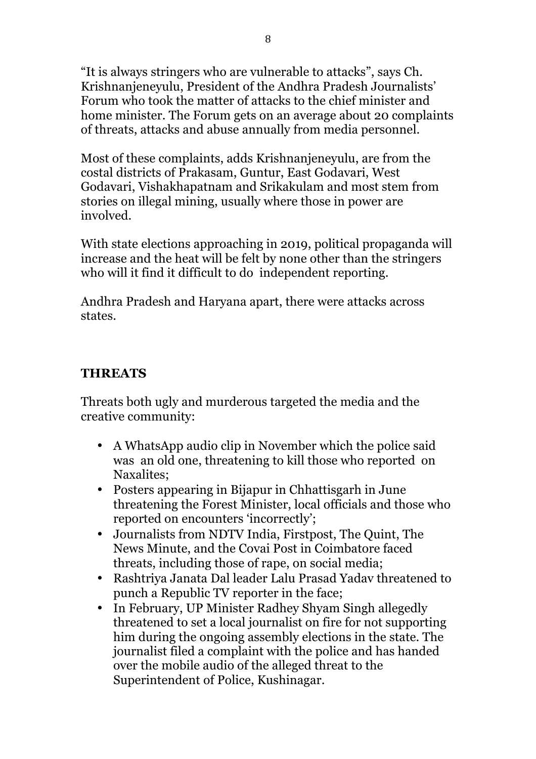"It is always stringers who are vulnerable to attacks", says Ch. Krishnanjeneyulu, President of the Andhra Pradesh Journalists' Forum who took the matter of attacks to the chief minister and home minister. The Forum gets on an average about 20 complaints of threats, attacks and abuse annually from media personnel.

Most of these complaints, adds Krishnanjeneyulu, are from the costal districts of Prakasam, Guntur, East Godavari, West Godavari, Vishakhapatnam and Srikakulam and most stem from stories on illegal mining, usually where those in power are involved.

With state elections approaching in 2019, political propaganda will increase and the heat will be felt by none other than the stringers who will it find it difficult to do independent reporting.

Andhra Pradesh and Haryana apart, there were attacks across states.

## THREATS

Threats both ugly and murderous targeted the media and the creative community:

- A WhatsApp audio clip in November which the police said was an old one, threatening to kill those who reported on Naxalites;
- Posters appearing in Bijapur in Chhattisgarh in June threatening the Forest Minister, local officials and those who reported on encounters 'incorrectly';
- Journalists from NDTV India, Firstpost, The Quint, The News Minute, and the Covai Post in Coimbatore faced threats, including those of rape, on social media;
- Rashtriya Janata Dal leader Lalu Prasad Yadav threatened to punch a Republic TV reporter in the face;
- In February, UP Minister Radhey Shyam Singh allegedly threatened to set a local journalist on fire for not supporting him during the ongoing assembly elections in the state. The journalist filed a complaint with the police and has handed over the mobile audio of the alleged threat to the Superintendent of Police, Kushinagar.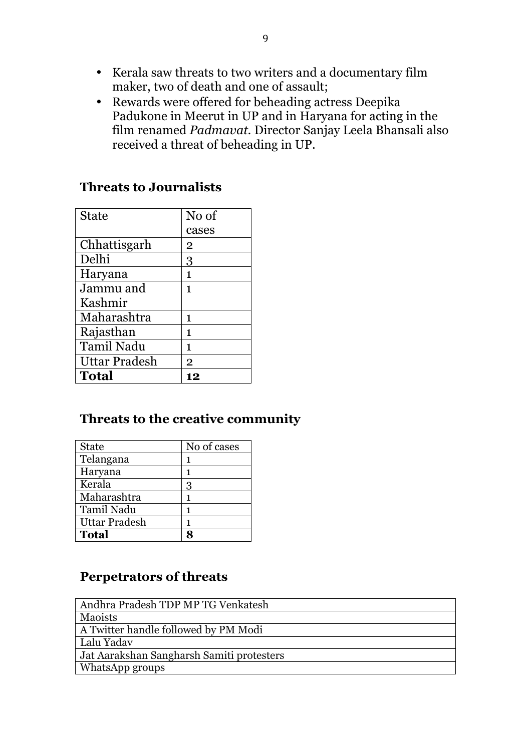- Kerala saw threats to two writers and a documentary film maker, two of death and one of assault;
- Rewards were offered for beheading actress Deepika Padukone in Meerut in UP and in Haryana for acting in the film renamed *Padmavat*. Director Sanjay Leela Bhansali also received a threat of beheading in UP.

## Threats to Journalists

| State | No of cases |
|---|---|
| Chhattisgarh | 2 |
| Delhi | 3 |
| Haryana | 1 |
| Jammu and Kashmir | 1 |
| Maharashtra | 1 |
| Rajasthan | 1 |
| Tamil Nadu | 1 |
| Uttar Pradesh | 2 |
| **Total** | **12** |

## Threats to the creative community

| State | No of cases |
|---|---|
| Telangana | 1 |
| Haryana | 1 |
| Kerala | 3 |
| Maharashtra | 1 |
| Tamil Nadu | 1 |
| Uttar Pradesh | 1 |
| **Total** | **8** |

## Perpetrators of threats

| |
|---|
| Andhra Pradesh TDP MP TG Venkatesh |
| Maoists |
| A Twitter handle followed by PM Modi |
| Lalu Yadav |
| Jat Aarakshan Sangharsh Samiti protesters |
| WhatsApp groups |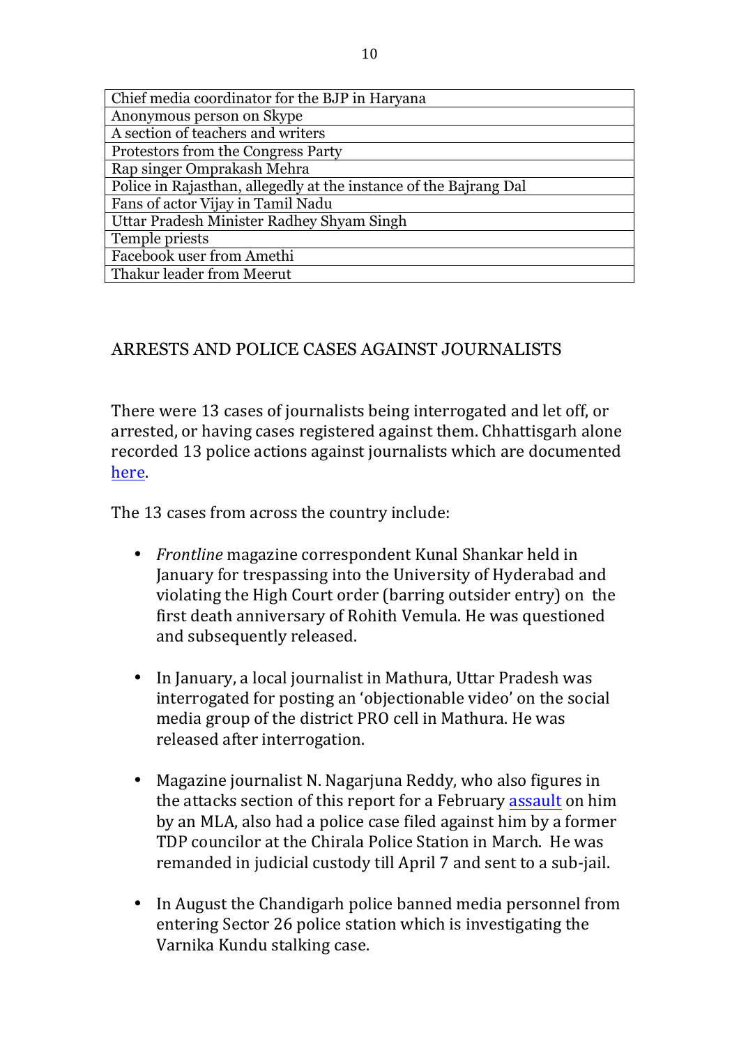| Chief media coordinator for the BJP in Haryana |
|---|
| Anonymous person on Skype |
| A section of teachers and writers |
| Protestors from the Congress Party |
| Rap singer Omprakash Mehra |
| Police in Rajasthan, allegedly at the instance of the Bajrang Dal |
| Fans of actor Vijay in Tamil Nadu |
| Uttar Pradesh Minister Radhey Shyam Singh |
| Temple priests |
| Facebook user from Amethi |
| Thakur leader from Meerut |

## ARRESTS AND POLICE CASES AGAINST JOURNALISTS

There were 13 cases of journalists being interrogated and let off, or arrested, or having cases registered against them. Chhattisgarh alone recorded 13 police actions against journalists which are documented here.

The 13 cases from across the country include:

- *Frontline* magazine correspondent Kunal Shankar held in January for trespassing into the University of Hyderabad and violating the High Court order (barring outsider entry) on the first death anniversary of Rohith Vemula. He was questioned and subsequently released.

- In January, a local journalist in Mathura, Uttar Pradesh was interrogated for posting an 'objectionable video' on the social media group of the district PRO cell in Mathura. He was released after interrogation.

- Magazine journalist N. Nagarjuna Reddy, who also figures in the attacks section of this report for a February assault on him by an MLA, also had a police case filed against him by a former TDP councilor at the Chirala Police Station in March. He was remanded in judicial custody till April 7 and sent to a sub-jail.

- In August the Chandigarh police banned media personnel from entering Sector 26 police station which is investigating the Varnika Kundu stalking case.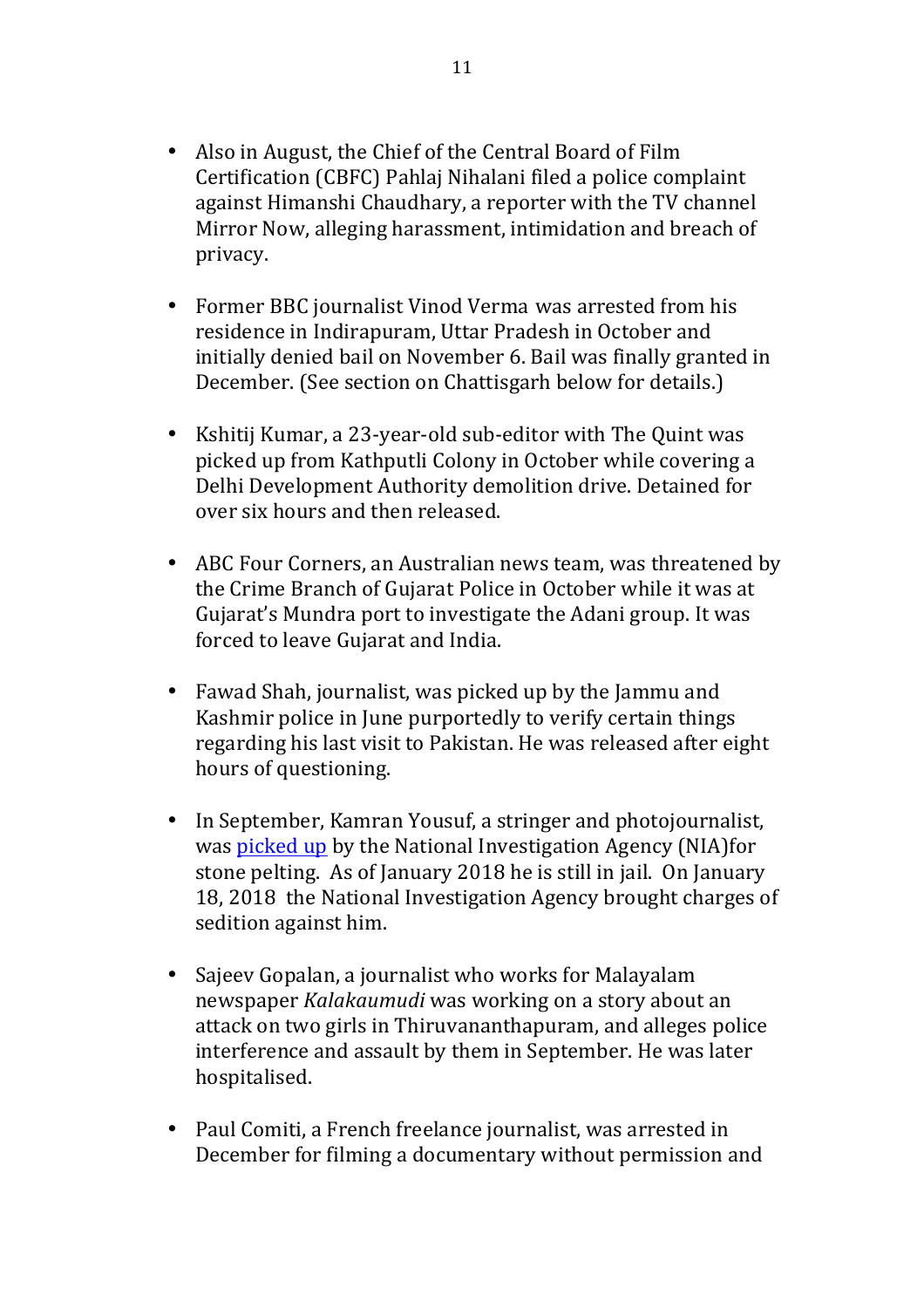- Also in August, the Chief of the Central Board of Film Certification (CBFC) Pahlaj Nihalani filed a police complaint against Himanshi Chaudhary, a reporter with the TV channel Mirror Now, alleging harassment, intimidation and breach of privacy.

- Former BBC journalist Vinod Verma was arrested from his residence in Indirapuram, Uttar Pradesh in October and initially denied bail on November 6. Bail was finally granted in December. (See section on Chattisgarh below for details.)

- Kshitij Kumar, a 23-year-old sub-editor with The Quint was picked up from Kathputli Colony in October while covering a Delhi Development Authority demolition drive. Detained for over six hours and then released.

- ABC Four Corners, an Australian news team, was threatened by the Crime Branch of Gujarat Police in October while it was at Gujarat's Mundra port to investigate the Adani group. It was forced to leave Gujarat and India.

- Fawad Shah, journalist, was picked up by the Jammu and Kashmir police in June purportedly to verify certain things regarding his last visit to Pakistan. He was released after eight hours of questioning.

- In September, Kamran Yousuf, a stringer and photojournalist, was picked up by the National Investigation Agency (NIA)for stone pelting. As of January 2018 he is still in jail. On January 18, 2018 the National Investigation Agency brought charges of sedition against him.

- Sajeev Gopalan, a journalist who works for Malayalam newspaper *Kalakaumudi* was working on a story about an attack on two girls in Thiruvananthapuram, and alleges police interference and assault by them in September. He was later hospitalised.

- Paul Comiti, a French freelance journalist, was arrested in December for filming a documentary without permission and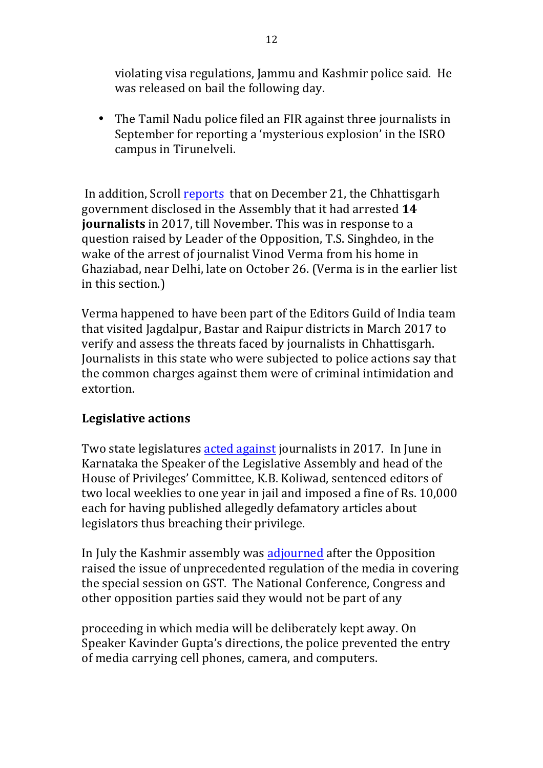violating visa regulations, Jammu and Kashmir police said. He was released on bail the following day.

- The Tamil Nadu police filed an FIR against three journalists in September for reporting a 'mysterious explosion' in the ISRO campus in Tirunelveli.

In addition, Scroll reports that on December 21, the Chhattisgarh government disclosed in the Assembly that it had arrested **14 journalists** in 2017, till November. This was in response to a question raised by Leader of the Opposition, T.S. Singhdeo, in the wake of the arrest of journalist Vinod Verma from his home in Ghaziabad, near Delhi, late on October 26. (Verma is in the earlier list in this section.)

Verma happened to have been part of the Editors Guild of India team that visited Jagdalpur, Bastar and Raipur districts in March 2017 to verify and assess the threats faced by journalists in Chhattisgarh. Journalists in this state who were subjected to police actions say that the common charges against them were of criminal intimidation and extortion.

**Legislative actions**

Two state legislatures acted against journalists in 2017. In June in Karnataka the Speaker of the Legislative Assembly and head of the House of Privileges' Committee, K.B. Koliwad, sentenced editors of two local weeklies to one year in jail and imposed a fine of Rs. 10,000 each for having published allegedly defamatory articles about legislators thus breaching their privilege.

In July the Kashmir assembly was adjourned after the Opposition raised the issue of unprecedented regulation of the media in covering the special session on GST. The National Conference, Congress and other opposition parties said they would not be part of any proceeding in which media will be deliberately kept away. On Speaker Kavinder Gupta's directions, the police prevented the entry of media carrying cell phones, camera, and computers.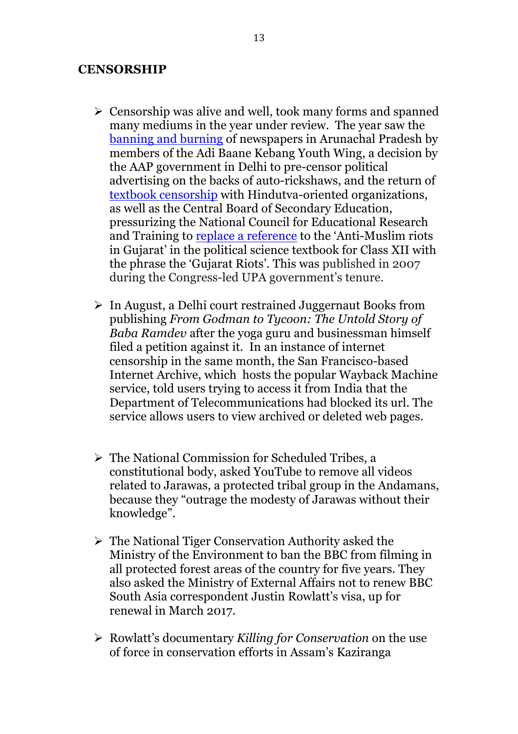## CENSORSHIP

- Censorship was alive and well, took many forms and spanned many mediums in the year under review. The year saw the banning and burning of newspapers in Arunachal Pradesh by members of the Adi Baane Kebang Youth Wing, a decision by the AAP government in Delhi to pre-censor political advertising on the backs of auto-rickshaws, and the return of textbook censorship with Hindutva-oriented organizations, as well as the Central Board of Secondary Education, pressurizing the National Council for Educational Research and Training to replace a reference to the 'Anti-Muslim riots in Gujarat' in the political science textbook for Class XII with the phrase the 'Gujarat Riots'. This was published in 2007 during the Congress-led UPA government's tenure.

- In August, a Delhi court restrained Juggernaut Books from publishing *From Godman to Tycoon: The Untold Story of Baba Ramdev* after the yoga guru and businessman himself filed a petition against it. In an instance of internet censorship in the same month, the San Francisco-based Internet Archive, which hosts the popular Wayback Machine service, told users trying to access it from India that the Department of Telecommunications had blocked its url. The service allows users to view archived or deleted web pages.

- The National Commission for Scheduled Tribes, a constitutional body, asked YouTube to remove all videos related to Jarawas, a protected tribal group in the Andamans, because they "outrage the modesty of Jarawas without their knowledge".

- The National Tiger Conservation Authority asked the Ministry of the Environment to ban the BBC from filming in all protected forest areas of the country for five years. They also asked the Ministry of External Affairs not to renew BBC South Asia correspondent Justin Rowlatt's visa, up for renewal in March 2017.

- Rowlatt's documentary *Killing for Conservation* on the use of force in conservation efforts in Assam's Kaziranga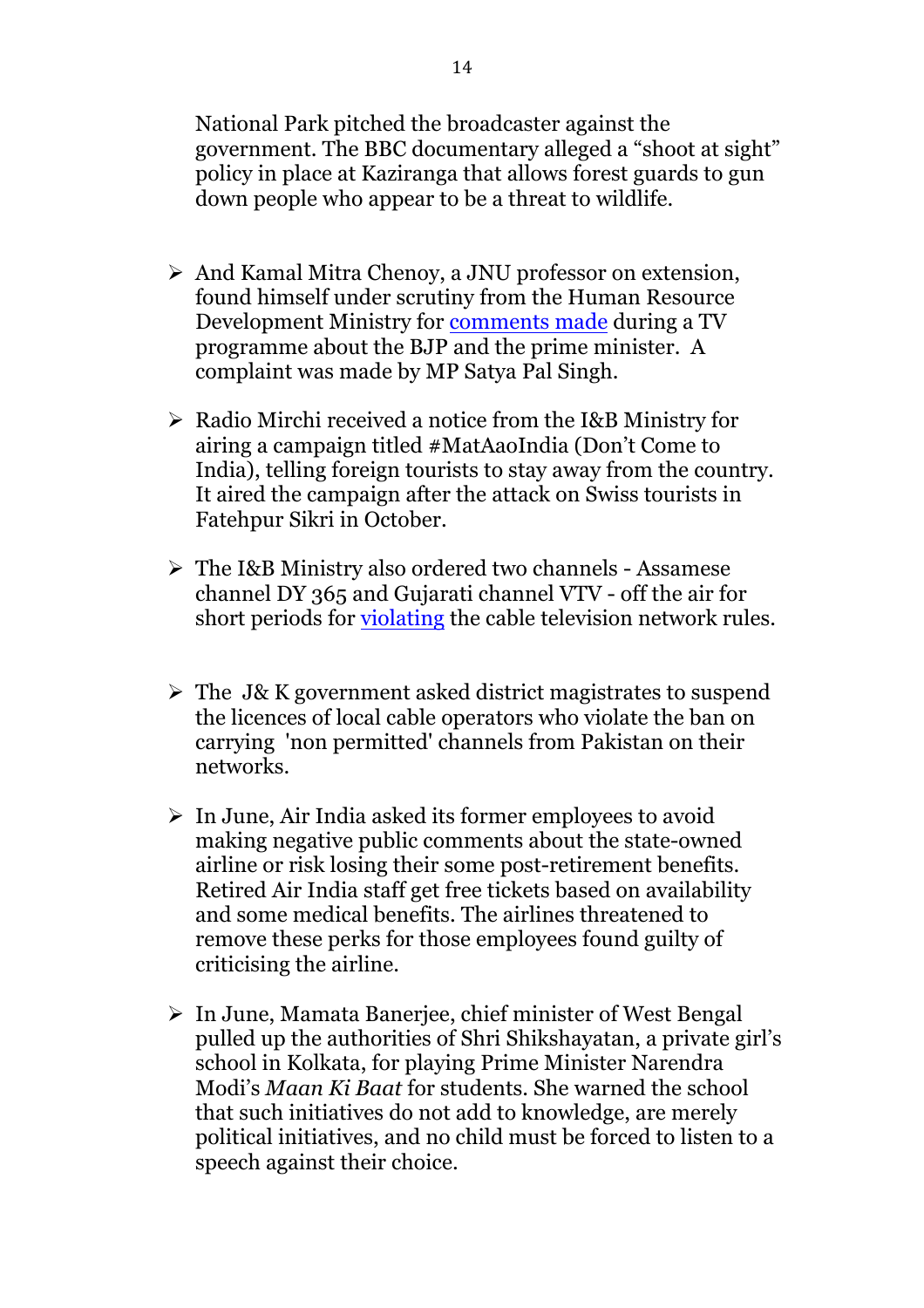National Park pitched the broadcaster against the government. The BBC documentary alleged a "shoot at sight" policy in place at Kaziranga that allows forest guards to gun down people who appear to be a threat to wildlife.

- And Kamal Mitra Chenoy, a JNU professor on extension, found himself under scrutiny from the Human Resource Development Ministry for comments made during a TV programme about the BJP and the prime minister. A complaint was made by MP Satya Pal Singh.

- Radio Mirchi received a notice from the I&B Ministry for airing a campaign titled #MatAaoIndia (Don't Come to India), telling foreign tourists to stay away from the country. It aired the campaign after the attack on Swiss tourists in Fatehpur Sikri in October.

- The I&B Ministry also ordered two channels - Assamese channel DY 365 and Gujarati channel VTV - off the air for short periods for violating the cable television network rules.

- The J& K government asked district magistrates to suspend the licences of local cable operators who violate the ban on carrying 'non permitted' channels from Pakistan on their networks.

- In June, Air India asked its former employees to avoid making negative public comments about the state-owned airline or risk losing their some post-retirement benefits. Retired Air India staff get free tickets based on availability and some medical benefits. The airlines threatened to remove these perks for those employees found guilty of criticising the airline.

- In June, Mamata Banerjee, chief minister of West Bengal pulled up the authorities of Shri Shikshayatan, a private girl's school in Kolkata, for playing Prime Minister Narendra Modi's *Maan Ki Baat* for students. She warned the school that such initiatives do not add to knowledge, are merely political initiatives, and no child must be forced to listen to a speech against their choice.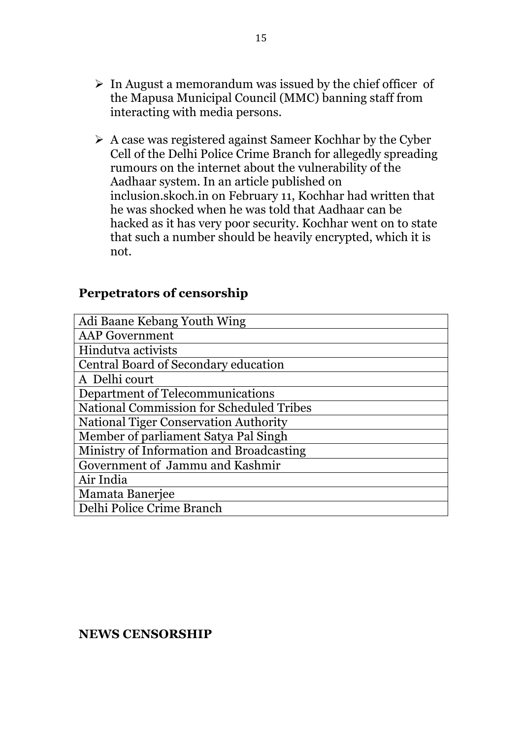- In August a memorandum was issued by the chief officer of the Mapusa Municipal Council (MMC) banning staff from interacting with media persons.

- A case was registered against Sameer Kochhar by the Cyber Cell of the Delhi Police Crime Branch for allegedly spreading rumours on the internet about the vulnerability of the Aadhaar system. In an article published on inclusion.skoch.in on February 11, Kochhar had written that he was shocked when he was told that Aadhaar can be hacked as it has very poor security. Kochhar went on to state that such a number should be heavily encrypted, which it is not.

## Perpetrators of censorship

| Adi Baane Kebang Youth Wing |
|---|
| AAP Government |
| Hindutva activists |
| Central Board of Secondary education |
| A Delhi court |
| Department of Telecommunications |
| National Commission for Scheduled Tribes |
| National Tiger Conservation Authority |
| Member of parliament Satya Pal Singh |
| Ministry of Information and Broadcasting |
| Government of Jammu and Kashmir |
| Air India |
| Mamata Banerjee |
| Delhi Police Crime Branch |

## NEWS CENSORSHIP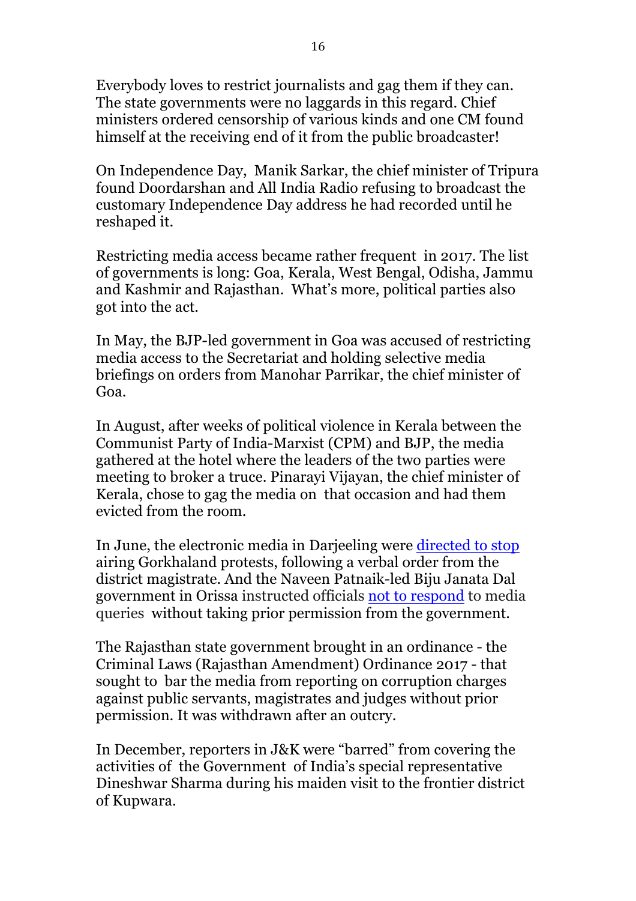Everybody loves to restrict journalists and gag them if they can. The state governments were no laggards in this regard. Chief ministers ordered censorship of various kinds and one CM found himself at the receiving end of it from the public broadcaster!

On Independence Day, Manik Sarkar, the chief minister of Tripura found Doordarshan and All India Radio refusing to broadcast the customary Independence Day address he had recorded until he reshaped it.

Restricting media access became rather frequent in 2017. The list of governments is long: Goa, Kerala, West Bengal, Odisha, Jammu and Kashmir and Rajasthan. What's more, political parties also got into the act.

In May, the BJP-led government in Goa was accused of restricting media access to the Secretariat and holding selective media briefings on orders from Manohar Parrikar, the chief minister of Goa.

In August, after weeks of political violence in Kerala between the Communist Party of India-Marxist (CPM) and BJP, the media gathered at the hotel where the leaders of the two parties were meeting to broker a truce. Pinarayi Vijayan, the chief minister of Kerala, chose to gag the media on that occasion and had them evicted from the room.

In June, the electronic media in Darjeeling were directed to stop airing Gorkhaland protests, following a verbal order from the district magistrate. And the Naveen Patnaik-led Biju Janata Dal government in Orissa instructed officials not to respond to media queries without taking prior permission from the government.

The Rajasthan state government brought in an ordinance - the Criminal Laws (Rajasthan Amendment) Ordinance 2017 - that sought to bar the media from reporting on corruption charges against public servants, magistrates and judges without prior permission. It was withdrawn after an outcry.

In December, reporters in J&K were "barred" from covering the activities of the Government of India's special representative Dineshwar Sharma during his maiden visit to the frontier district of Kupwara.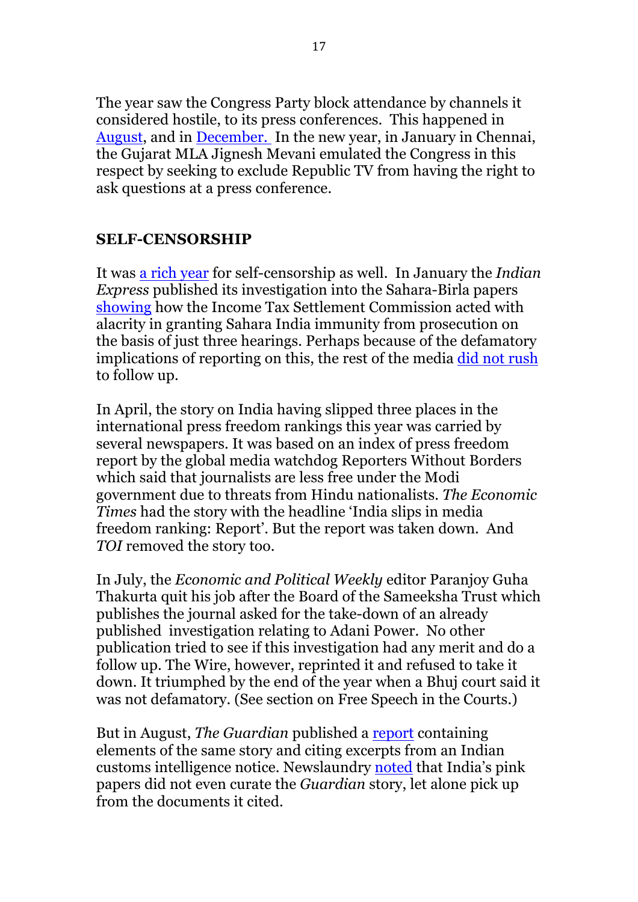The year saw the Congress Party block attendance by channels it considered hostile, to its press conferences. This happened in August, and in December. In the new year, in January in Chennai, the Gujarat MLA Jignesh Mevani emulated the Congress in this respect by seeking to exclude Republic TV from having the right to ask questions at a press conference.

## SELF-CENSORSHIP

It was a rich year for self-censorship as well. In January the *Indian Express* published its investigation into the Sahara-Birla papers showing how the Income Tax Settlement Commission acted with alacrity in granting Sahara India immunity from prosecution on the basis of just three hearings. Perhaps because of the defamatory implications of reporting on this, the rest of the media did not rush to follow up.

In April, the story on India having slipped three places in the international press freedom rankings this year was carried by several newspapers. It was based on an index of press freedom report by the global media watchdog Reporters Without Borders which said that journalists are less free under the Modi government due to threats from Hindu nationalists. *The Economic Times* had the story with the headline 'India slips in media freedom ranking: Report'. But the report was taken down. And *TOI* removed the story too.

In July, the *Economic and Political Weekly* editor Paranjoy Guha Thakurta quit his job after the Board of the Sameeksha Trust which publishes the journal asked for the take-down of an already published investigation relating to Adani Power. No other publication tried to see if this investigation had any merit and do a follow up. The Wire, however, reprinted it and refused to take it down. It triumphed by the end of the year when a Bhuj court said it was not defamatory. (See section on Free Speech in the Courts.)

But in August, *The Guardian* published a report containing elements of the same story and citing excerpts from an Indian customs intelligence notice. Newslaundry noted that India's pink papers did not even curate the *Guardian* story, let alone pick up from the documents it cited.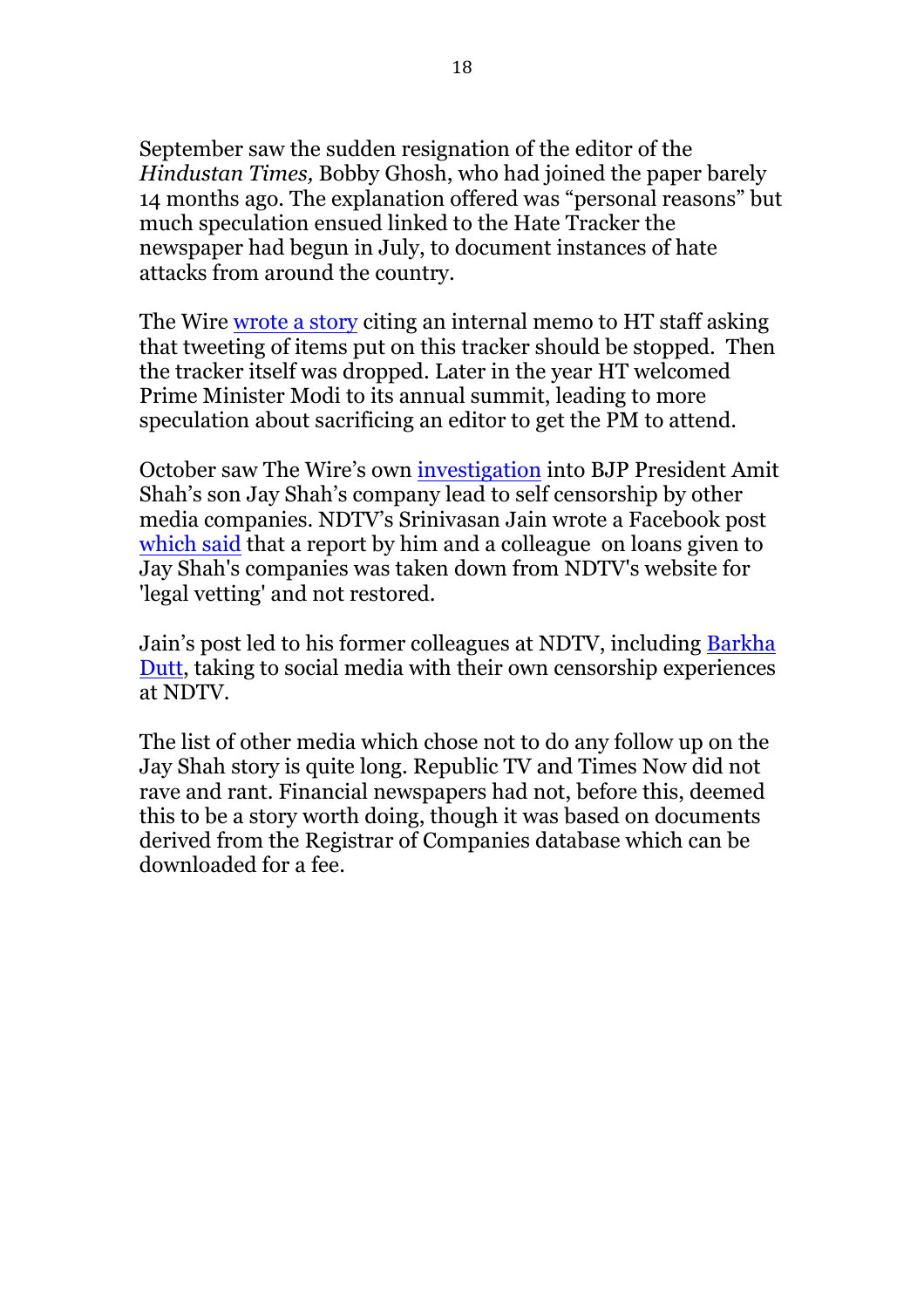September saw the sudden resignation of the editor of the *Hindustan Times,* Bobby Ghosh, who had joined the paper barely 14 months ago. The explanation offered was "personal reasons" but much speculation ensued linked to the Hate Tracker the newspaper had begun in July, to document instances of hate attacks from around the country.

The Wire wrote a story citing an internal memo to HT staff asking that tweeting of items put on this tracker should be stopped. Then the tracker itself was dropped. Later in the year HT welcomed Prime Minister Modi to its annual summit, leading to more speculation about sacrificing an editor to get the PM to attend.

October saw The Wire's own investigation into BJP President Amit Shah's son Jay Shah's company lead to self censorship by other media companies. NDTV's Srinivasan Jain wrote a Facebook post which said that a report by him and a colleague on loans given to Jay Shah's companies was taken down from NDTV's website for 'legal vetting' and not restored.

Jain's post led to his former colleagues at NDTV, including Barkha Dutt, taking to social media with their own censorship experiences at NDTV.

The list of other media which chose not to do any follow up on the Jay Shah story is quite long. Republic TV and Times Now did not rave and rant. Financial newspapers had not, before this, deemed this to be a story worth doing, though it was based on documents derived from the Registrar of Companies database which can be downloaded for a fee.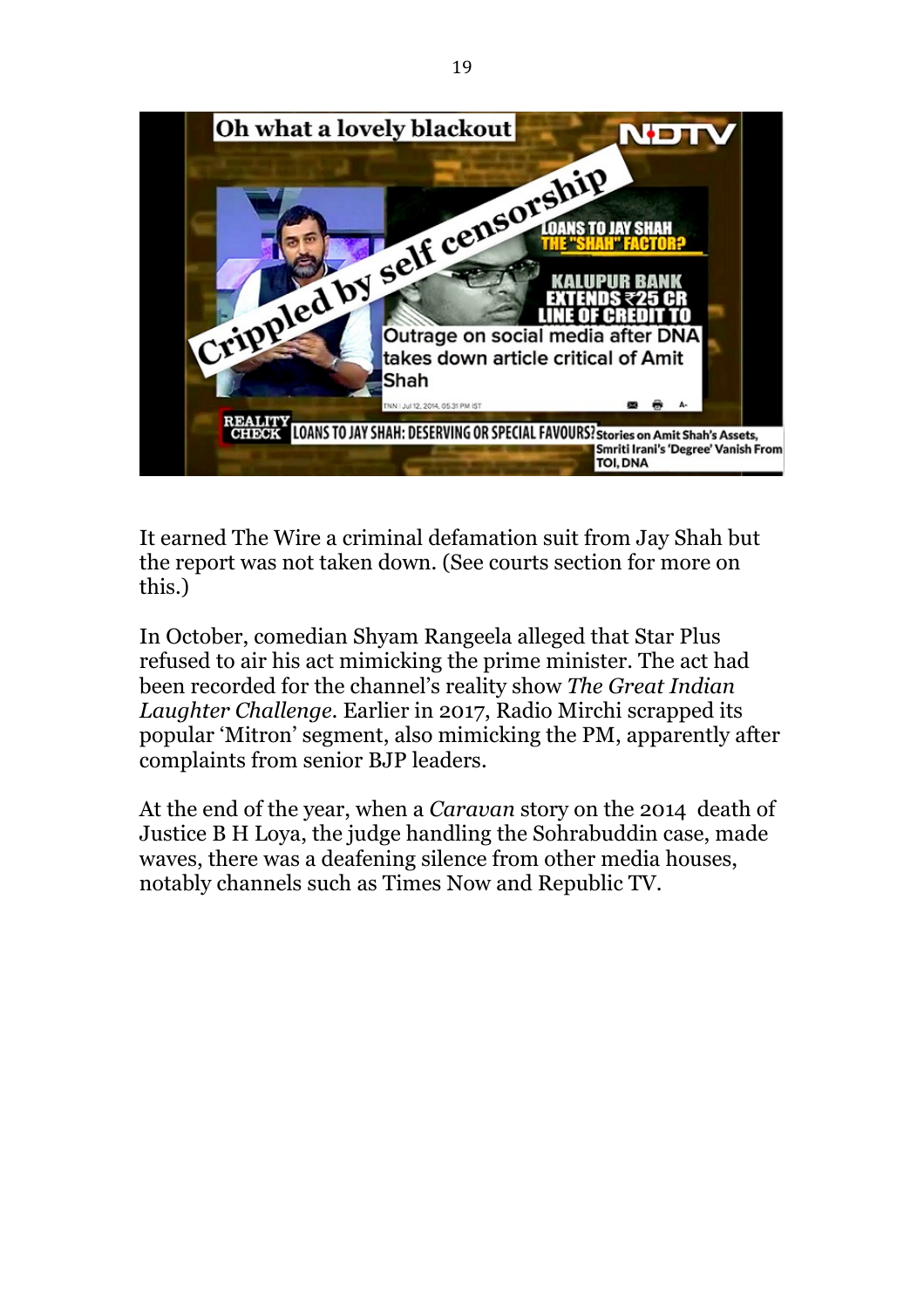It earned The Wire a criminal defamation suit from Jay Shah but the report was not taken down. (See courts section for more on this.)

In October, comedian Shyam Rangeela alleged that Star Plus refused to air his act mimicking the prime minister. The act had been recorded for the channel's reality show *The Great Indian Laughter Challenge*. Earlier in 2017, Radio Mirchi scrapped its popular 'Mitron' segment, also mimicking the PM, apparently after complaints from senior BJP leaders.

At the end of the year, when a *Caravan* story on the 2014 death of Justice B H Loya, the judge handling the Sohrabuddin case, made waves, there was a deafening silence from other media houses, notably channels such as Times Now and Republic TV.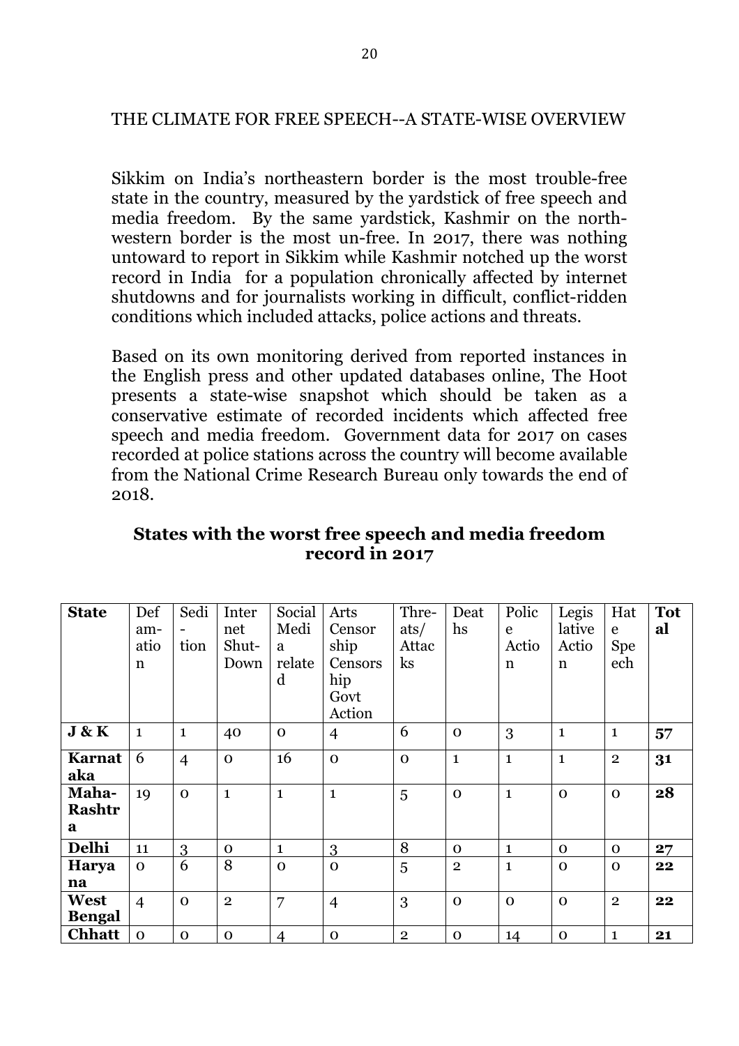THE CLIMATE FOR FREE SPEECH--A STATE-WISE OVERVIEW

Sikkim on India's northeastern border is the most trouble-free state in the country, measured by the yardstick of free speech and media freedom. By the same yardstick, Kashmir on the north-western border is the most un-free. In 2017, there was nothing untoward to report in Sikkim while Kashmir notched up the worst record in India for a population chronically affected by internet shutdowns and for journalists working in difficult, conflict-ridden conditions which included attacks, police actions and threats.

Based on its own monitoring derived from reported instances in the English press and other updated databases online, The Hoot presents a state-wise snapshot which should be taken as a conservative estimate of recorded incidents which affected free speech and media freedom. Government data for 2017 on cases recorded at police stations across the country will become available from the National Crime Research Bureau only towards the end of 2018.

**States with the worst free speech and media freedom record in 2017**

| **State** | Defamation | Sedition | Internet Shut-Down | Social Media related | Arts Censorship Censorship Govt Action | Threats/ Attacks | Deaths | Police Action | Legislative Action | Hate Speech | **Total** |
|---|---|---|---|---|---|---|---|---|---|---|---|
| **J & K** | 1 | 1 | 40 | 0 | 4 | 6 | 0 | 3 | 1 | 1 | **57** |
| **Karnataka** | 6 | 4 | 0 | 16 | 0 | 0 | 1 | 1 | 1 | 2 | **31** |
| **Maha-Rashtra** | 19 | 0 | 1 | 1 | 1 | 5 | 0 | 1 | 0 | 0 | **28** |
| **Delhi** | 11 | 3 | 0 | 1 | 3 | 8 | 0 | 1 | 0 | 0 | **27** |
| **Haryana** | 0 | 6 | 8 | 0 | 0 | 5 | 2 | 1 | 0 | 0 | **22** |
| **West Bengal** | 4 | 0 | 2 | 7 | 4 | 3 | 0 | 0 | 0 | 2 | **22** |
| **Chhatt** | 0 | 0 | 0 | 4 | 0 | 2 | 0 | 14 | 0 | 1 | **21** |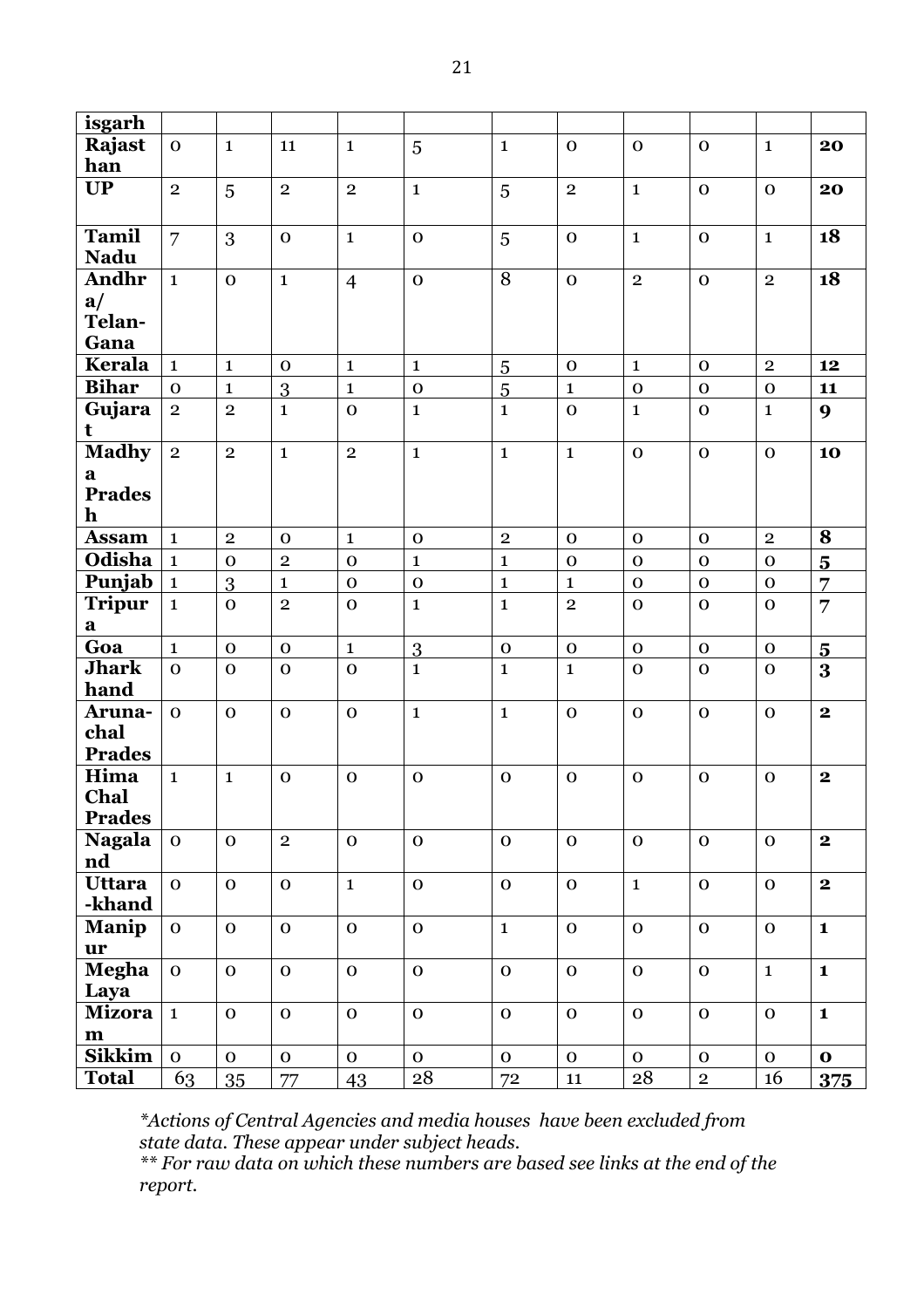| isgarh | | | | | | | | | | | |
|---|---|---|---|---|---|---|---|---|---|---|---|
| **Rajasthan** | 0 | 1 | 11 | 1 | 5 | 1 | 0 | 0 | 0 | 1 | **20** |
| **UP** | 2 | 5 | 2 | 2 | 1 | 5 | 2 | 1 | 0 | 0 | **20** |
| **Tamil Nadu** | 7 | 3 | 0 | 1 | 0 | 5 | 0 | 1 | 0 | 1 | **18** |
| **Andhra/ Telan-Gana** | 1 | 0 | 1 | 4 | 0 | 8 | 0 | 2 | 0 | 2 | **18** |
| **Kerala** | 1 | 1 | 0 | 1 | 1 | 5 | 0 | 1 | 0 | 2 | **12** |
| **Bihar** | 0 | 1 | 3 | 1 | 0 | 5 | 1 | 0 | 0 | 0 | **11** |
| **Gujarat** | 2 | 2 | 1 | 0 | 1 | 1 | 0 | 1 | 0 | 1 | **9** |
| **Madhya Pradesh** | 2 | 2 | 1 | 2 | 1 | 1 | 1 | 0 | 0 | 0 | **10** |
| **Assam** | 1 | 2 | 0 | 1 | 0 | 2 | 0 | 0 | 0 | 2 | **8** |
| **Odisha** | 1 | 0 | 2 | 0 | 1 | 1 | 0 | 0 | 0 | 0 | **5** |
| **Punjab** | 1 | 3 | 1 | 0 | 0 | 1 | 1 | 0 | 0 | 0 | **7** |
| **Tripura** | 1 | 0 | 2 | 0 | 1 | 1 | 2 | 0 | 0 | 0 | **7** |
| **Goa** | 1 | 0 | 0 | 1 | 3 | 0 | 0 | 0 | 0 | 0 | **5** |
| **Jharkhand** | 0 | 0 | 0 | 0 | 1 | 1 | 1 | 0 | 0 | 0 | **3** |
| **Aruna-chal Prades** | 0 | 0 | 0 | 0 | 1 | 1 | 0 | 0 | 0 | 0 | **2** |
| **Hima Chal Prades** | 1 | 1 | 0 | 0 | 0 | 0 | 0 | 0 | 0 | 0 | **2** |
| **Nagaland** | 0 | 0 | 2 | 0 | 0 | 0 | 0 | 0 | 0 | 0 | **2** |
| **Uttara-khand** | 0 | 0 | 0 | 1 | 0 | 0 | 0 | 1 | 0 | 0 | **2** |
| **Manipur** | 0 | 0 | 0 | 0 | 0 | 1 | 0 | 0 | 0 | 0 | **1** |
| **Megha Laya** | 0 | 0 | 0 | 0 | 0 | 0 | 0 | 0 | 0 | 1 | **1** |
| **Mizoram** | 1 | 0 | 0 | 0 | 0 | 0 | 0 | 0 | 0 | 0 | **1** |
| **Sikkim** | 0 | 0 | 0 | 0 | 0 | 0 | 0 | 0 | 0 | 0 | **0** |
| **Total** | 63 | 35 | 77 | 43 | 28 | 72 | 11 | 28 | 2 | 16 | **375** |

*\*Actions of Central Agencies and media houses have been excluded from state data. These appear under subject heads.*
*\*\* For raw data on which these numbers are based see links at the end of the report.*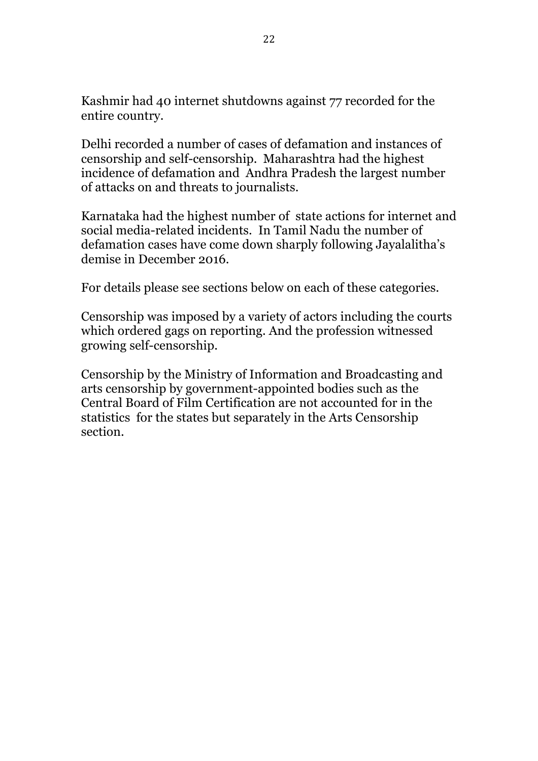Kashmir had 40 internet shutdowns against 77 recorded for the entire country.

Delhi recorded a number of cases of defamation and instances of censorship and self-censorship. Maharashtra had the highest incidence of defamation and Andhra Pradesh the largest number of attacks on and threats to journalists.

Karnataka had the highest number of state actions for internet and social media-related incidents. In Tamil Nadu the number of defamation cases have come down sharply following Jayalalitha's demise in December 2016.

For details please see sections below on each of these categories.

Censorship was imposed by a variety of actors including the courts which ordered gags on reporting. And the profession witnessed growing self-censorship.

Censorship by the Ministry of Information and Broadcasting and arts censorship by government-appointed bodies such as the Central Board of Film Certification are not accounted for in the statistics for the states but separately in the Arts Censorship section.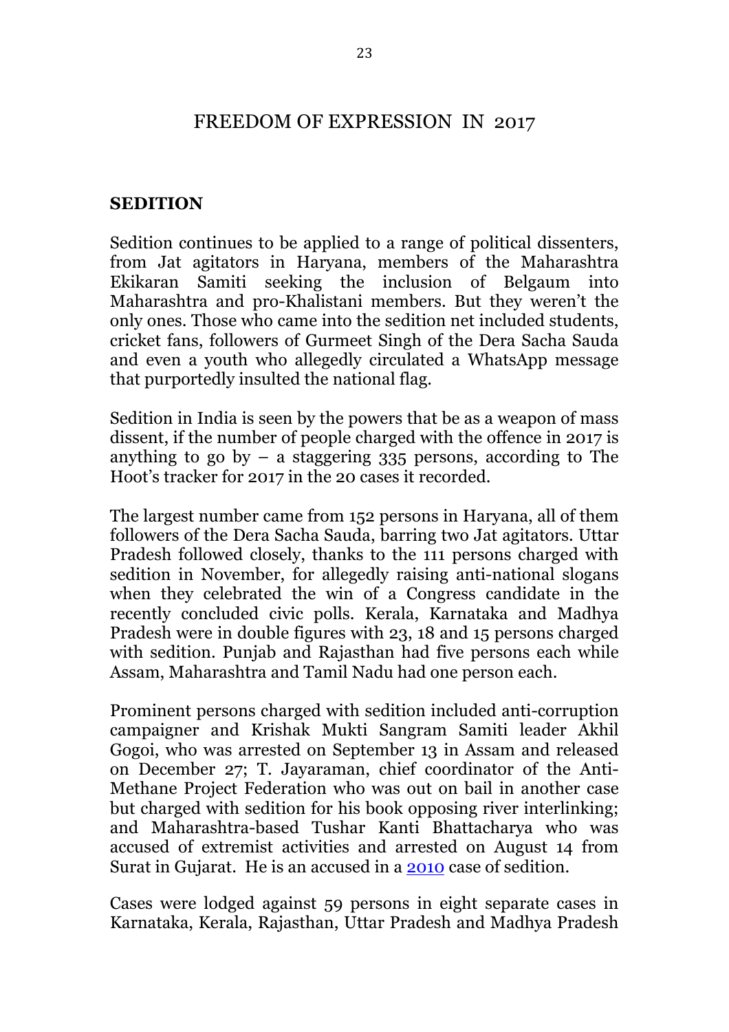# FREEDOM OF EXPRESSION IN 2017

## SEDITION

Sedition continues to be applied to a range of political dissenters, from Jat agitators in Haryana, members of the Maharashtra Ekikaran Samiti seeking the inclusion of Belgaum into Maharashtra and pro-Khalistani members. But they weren't the only ones. Those who came into the sedition net included students, cricket fans, followers of Gurmeet Singh of the Dera Sacha Sauda and even a youth who allegedly circulated a WhatsApp message that purportedly insulted the national flag.

Sedition in India is seen by the powers that be as a weapon of mass dissent, if the number of people charged with the offence in 2017 is anything to go by – a staggering 335 persons, according to The Hoot's tracker for 2017 in the 20 cases it recorded.

The largest number came from 152 persons in Haryana, all of them followers of the Dera Sacha Sauda, barring two Jat agitators. Uttar Pradesh followed closely, thanks to the 111 persons charged with sedition in November, for allegedly raising anti-national slogans when they celebrated the win of a Congress candidate in the recently concluded civic polls. Kerala, Karnataka and Madhya Pradesh were in double figures with 23, 18 and 15 persons charged with sedition. Punjab and Rajasthan had five persons each while Assam, Maharashtra and Tamil Nadu had one person each.

Prominent persons charged with sedition included anti-corruption campaigner and Krishak Mukti Sangram Samiti leader Akhil Gogoi, who was arrested on September 13 in Assam and released on December 27; T. Jayaraman, chief coordinator of the Anti-Methane Project Federation who was out on bail in another case but charged with sedition for his book opposing river interlinking; and Maharashtra-based Tushar Kanti Bhattacharya who was accused of extremist activities and arrested on August 14 from Surat in Gujarat. He is an accused in a 2010 case of sedition.

Cases were lodged against 59 persons in eight separate cases in Karnataka, Kerala, Rajasthan, Uttar Pradesh and Madhya Pradesh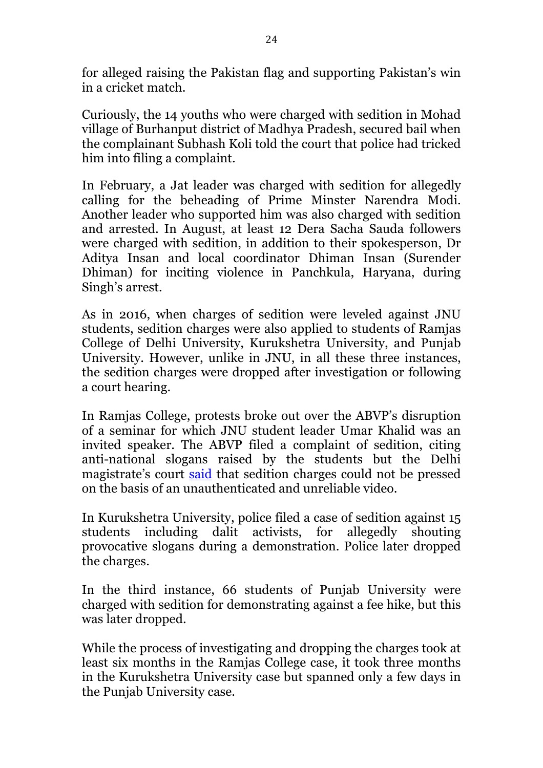for alleged raising the Pakistan flag and supporting Pakistan's win in a cricket match.

Curiously, the 14 youths who were charged with sedition in Mohad village of Burhanput district of Madhya Pradesh, secured bail when the complainant Subhash Koli told the court that police had tricked him into filing a complaint.

In February, a Jat leader was charged with sedition for allegedly calling for the beheading of Prime Minster Narendra Modi. Another leader who supported him was also charged with sedition and arrested. In August, at least 12 Dera Sacha Sauda followers were charged with sedition, in addition to their spokesperson, Dr Aditya Insan and local coordinator Dhiman Insan (Surender Dhiman) for inciting violence in Panchkula, Haryana, during Singh's arrest.

As in 2016, when charges of sedition were leveled against JNU students, sedition charges were also applied to students of Ramjas College of Delhi University, Kurukshetra University, and Punjab University. However, unlike in JNU, in all these three instances, the sedition charges were dropped after investigation or following a court hearing.

In Ramjas College, protests broke out over the ABVP's disruption of a seminar for which JNU student leader Umar Khalid was an invited speaker. The ABVP filed a complaint of sedition, citing anti-national slogans raised by the students but the Delhi magistrate's court said that sedition charges could not be pressed on the basis of an unauthenticated and unreliable video.

In Kurukshetra University, police filed a case of sedition against 15 students including dalit activists, for allegedly shouting provocative slogans during a demonstration. Police later dropped the charges.

In the third instance, 66 students of Punjab University were charged with sedition for demonstrating against a fee hike, but this was later dropped.

While the process of investigating and dropping the charges took at least six months in the Ramjas College case, it took three months in the Kurukshetra University case but spanned only a few days in the Punjab University case.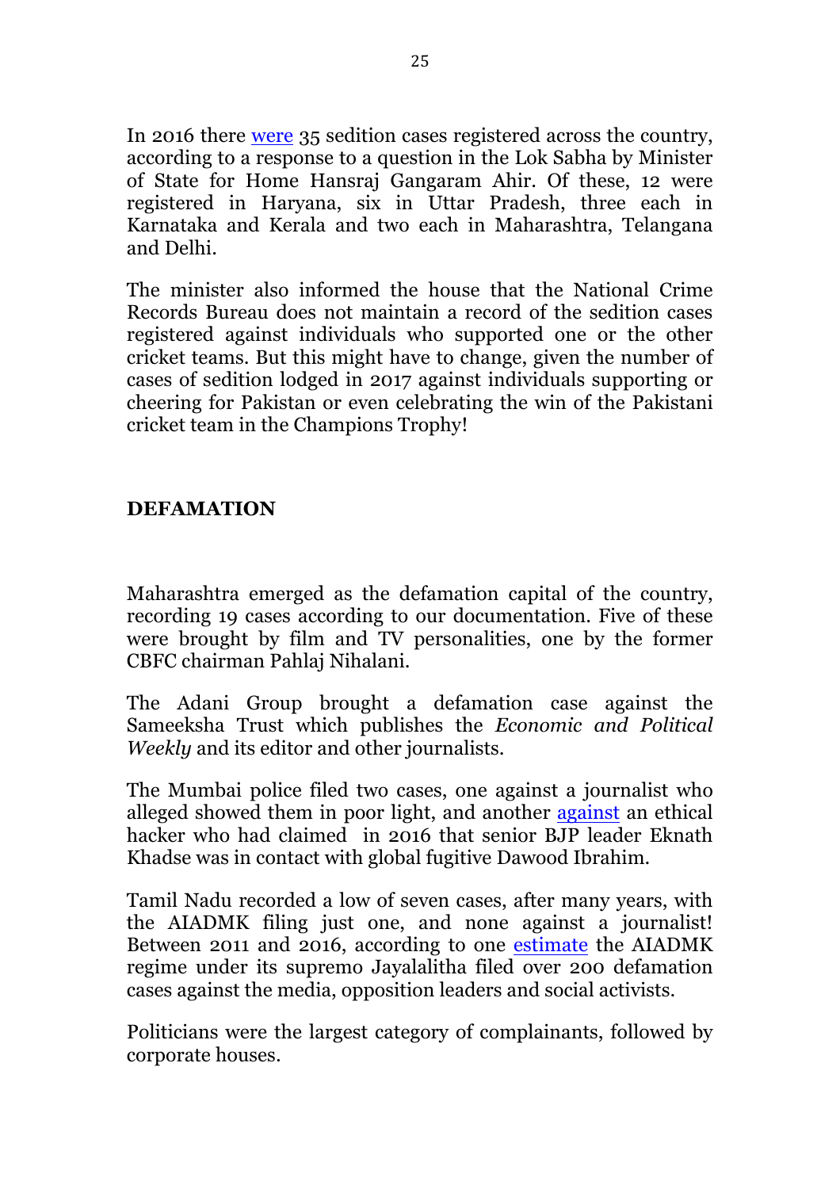In 2016 there were 35 sedition cases registered across the country, according to a response to a question in the Lok Sabha by Minister of State for Home Hansraj Gangaram Ahir. Of these, 12 were registered in Haryana, six in Uttar Pradesh, three each in Karnataka and Kerala and two each in Maharashtra, Telangana and Delhi.

The minister also informed the house that the National Crime Records Bureau does not maintain a record of the sedition cases registered against individuals who supported one or the other cricket teams. But this might have to change, given the number of cases of sedition lodged in 2017 against individuals supporting or cheering for Pakistan or even celebrating the win of the Pakistani cricket team in the Champions Trophy!

## DEFAMATION

Maharashtra emerged as the defamation capital of the country, recording 19 cases according to our documentation. Five of these were brought by film and TV personalities, one by the former CBFC chairman Pahlaj Nihalani.

The Adani Group brought a defamation case against the Sameeksha Trust which publishes the *Economic and Political Weekly* and its editor and other journalists.

The Mumbai police filed two cases, one against a journalist who alleged showed them in poor light, and another against an ethical hacker who had claimed in 2016 that senior BJP leader Eknath Khadse was in contact with global fugitive Dawood Ibrahim.

Tamil Nadu recorded a low of seven cases, after many years, with the AIADMK filing just one, and none against a journalist! Between 2011 and 2016, according to one estimate the AIADMK regime under its supremo Jayalalitha filed over 200 defamation cases against the media, opposition leaders and social activists.

Politicians were the largest category of complainants, followed by corporate houses.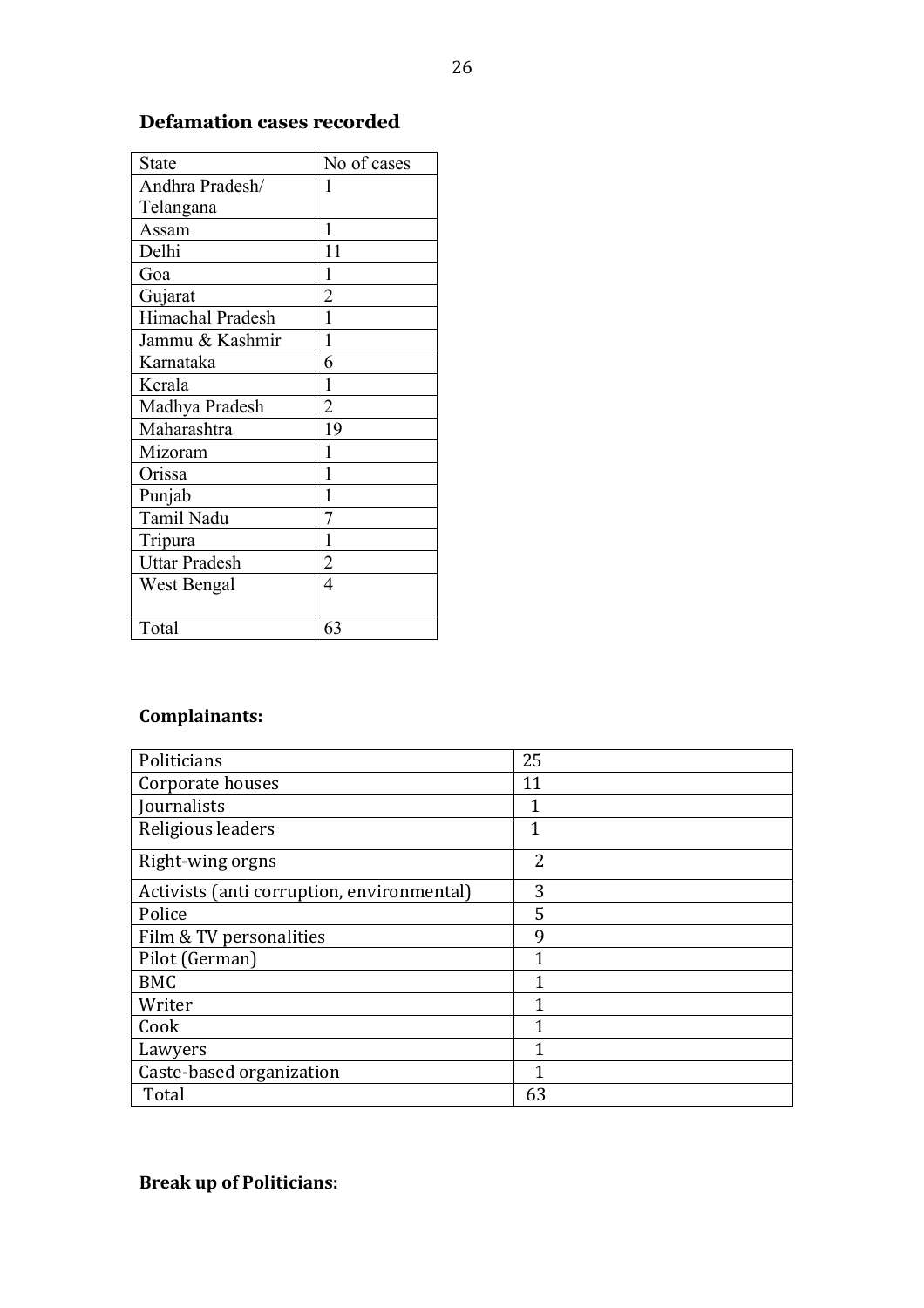## Defamation cases recorded

| State | No of cases |
|---|---|
| Andhra Pradesh/ Telangana | 1 |
| Assam | 1 |
| Delhi | 11 |
| Goa | 1 |
| Gujarat | 2 |
| Himachal Pradesh | 1 |
| Jammu & Kashmir | 1 |
| Karnataka | 6 |
| Kerala | 1 |
| Madhya Pradesh | 2 |
| Maharashtra | 19 |
| Mizoram | 1 |
| Orissa | 1 |
| Punjab | 1 |
| Tamil Nadu | 7 |
| Tripura | 1 |
| Uttar Pradesh | 2 |
| West Bengal | 4 |
| Total | 63 |

## Complainants:

| Politicians | 25 |
|---|---|
| Corporate houses | 11 |
| Journalists | 1 |
| Religious leaders | 1 |
| Right-wing orgns | 2 |
| Activists (anti corruption, environmental) | 3 |
| Police | 5 |
| Film & TV personalities | 9 |
| Pilot (German) | 1 |
| BMC | 1 |
| Writer | 1 |
| Cook | 1 |
| Lawyers | 1 |
| Caste-based organization | 1 |
| Total | 63 |

## Break up of Politicians: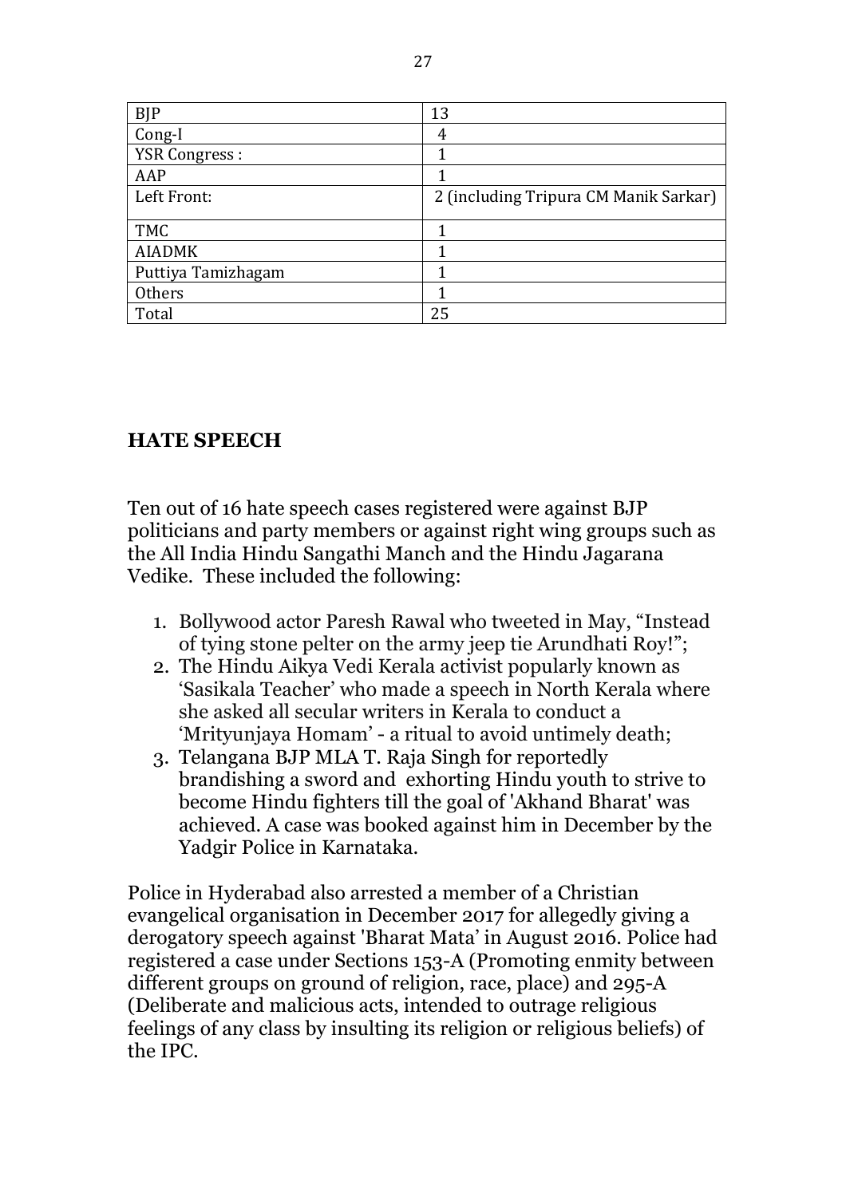| BJP | 13 |
| --- | --- |
| Cong-I | 4 |
| YSR Congress : | 1 |
| AAP | 1 |
| Left Front: | 2 (including Tripura CM Manik Sarkar) |
| TMC | 1 |
| AIADMK | 1 |
| Puttiya Tamizhagam | 1 |
| Others | 1 |
| Total | 25 |

## HATE SPEECH

Ten out of 16 hate speech cases registered were against BJP politicians and party members or against right wing groups such as the All India Hindu Sangathi Manch and the Hindu Jagarana Vedike. These included the following:

1. Bollywood actor Paresh Rawal who tweeted in May, "Instead of tying stone pelter on the army jeep tie Arundhati Roy!";
2. The Hindu Aikya Vedi Kerala activist popularly known as 'Sasikala Teacher' who made a speech in North Kerala where she asked all secular writers in Kerala to conduct a 'Mrityunjaya Homam' - a ritual to avoid untimely death;
3. Telangana BJP MLA T. Raja Singh for reportedly brandishing a sword and exhorting Hindu youth to strive to become Hindu fighters till the goal of 'Akhand Bharat' was achieved. A case was booked against him in December by the Yadgir Police in Karnataka.

Police in Hyderabad also arrested a member of a Christian evangelical organisation in December 2017 for allegedly giving a derogatory speech against 'Bharat Mata' in August 2016. Police had registered a case under Sections 153-A (Promoting enmity between different groups on ground of religion, race, place) and 295-A (Deliberate and malicious acts, intended to outrage religious feelings of any class by insulting its religion or religious beliefs) of the IPC.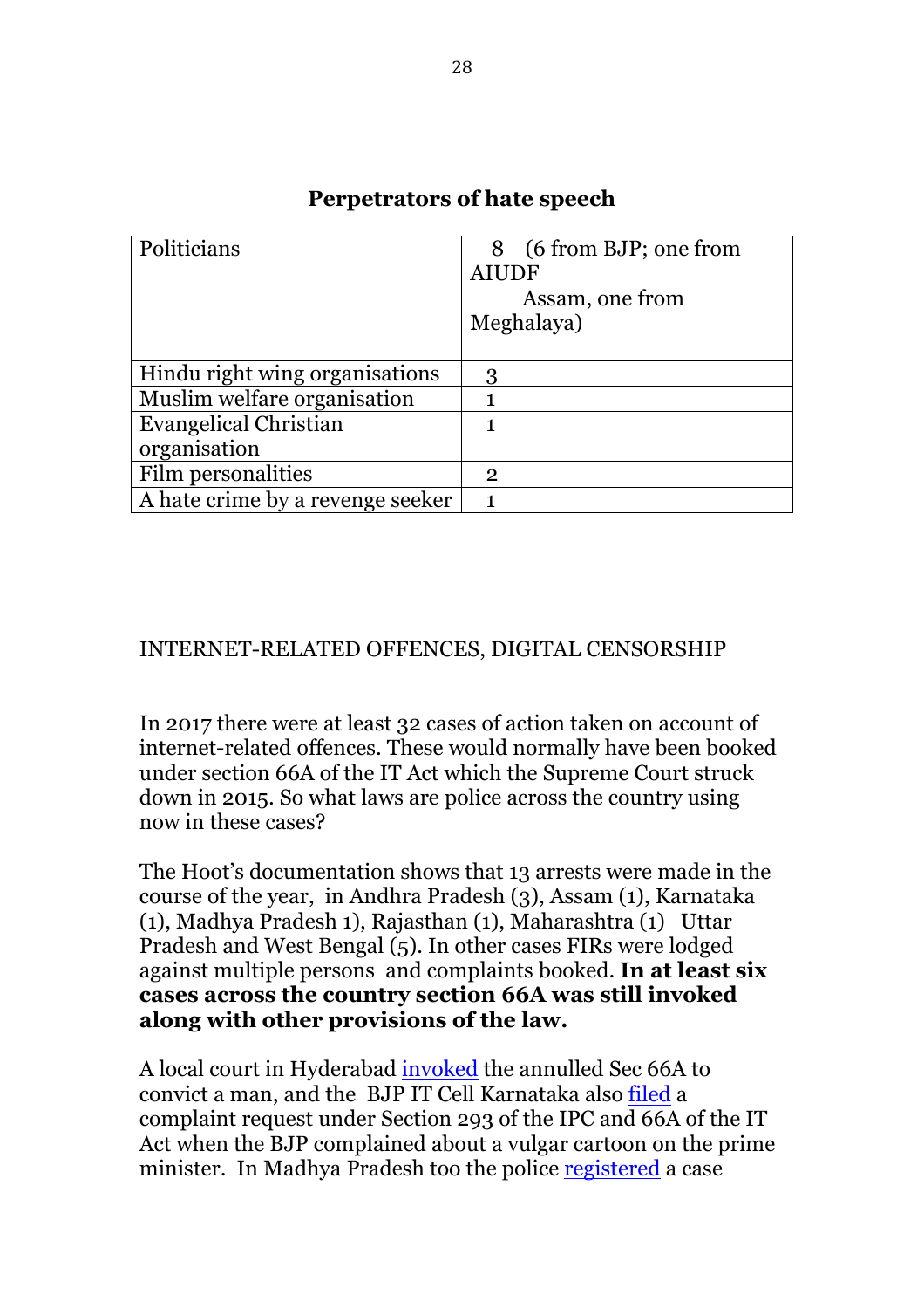**Perpetrators of hate speech**

| Politicians | 8 (6 from BJP; one from AIUDF Assam, one from Meghalaya) |
|---|---|
| Hindu right wing organisations | 3 |
| Muslim welfare organisation | 1 |
| Evangelical Christian organisation | 1 |
| Film personalities | 2 |
| A hate crime by a revenge seeker | 1 |

## INTERNET-RELATED OFFENCES, DIGITAL CENSORSHIP

In 2017 there were at least 32 cases of action taken on account of internet-related offences. These would normally have been booked under section 66A of the IT Act which the Supreme Court struck down in 2015. So what laws are police across the country using now in these cases?

The Hoot's documentation shows that 13 arrests were made in the course of the year, in Andhra Pradesh (3), Assam (1), Karnataka (1), Madhya Pradesh 1), Rajasthan (1), Maharashtra (1) Uttar Pradesh and West Bengal (5). In other cases FIRs were lodged against multiple persons and complaints booked. **In at least six cases across the country section 66A was still invoked along with other provisions of the law.**

A local court in Hyderabad invoked the annulled Sec 66A to convict a man, and the BJP IT Cell Karnataka also filed a complaint request under Section 293 of the IPC and 66A of the IT Act when the BJP complained about a vulgar cartoon on the prime minister. In Madhya Pradesh too the police registered a case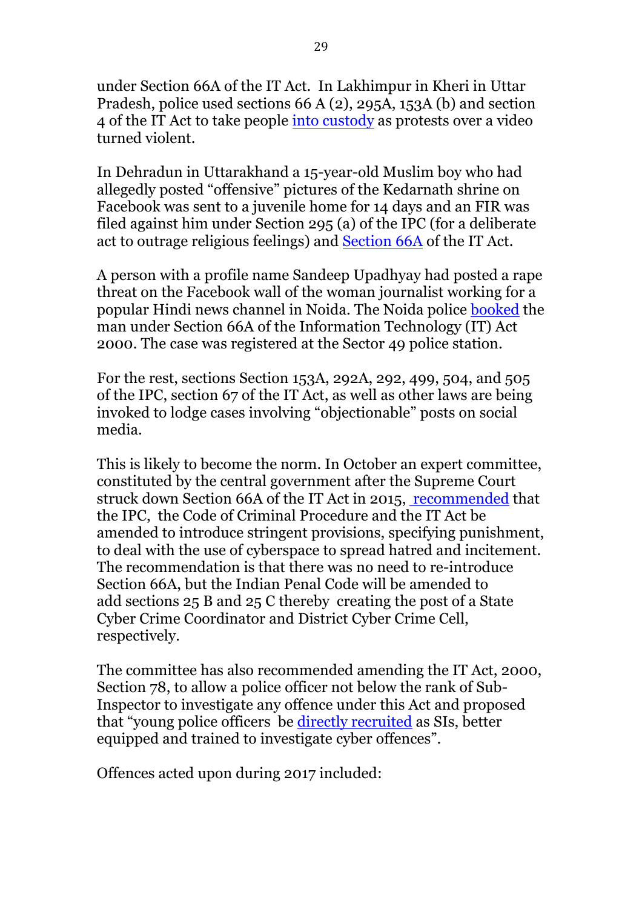under Section 66A of the IT Act. In Lakhimpur in Kheri in Uttar Pradesh, police used sections 66 A (2), 295A, 153A (b) and section 4 of the IT Act to take people into custody as protests over a video turned violent.

In Dehradun in Uttarakhand a 15-year-old Muslim boy who had allegedly posted "offensive" pictures of the Kedarnath shrine on Facebook was sent to a juvenile home for 14 days and an FIR was filed against him under Section 295 (a) of the IPC (for a deliberate act to outrage religious feelings) and Section 66A of the IT Act.

A person with a profile name Sandeep Upadhyay had posted a rape threat on the Facebook wall of the woman journalist working for a popular Hindi news channel in Noida. The Noida police booked the man under Section 66A of the Information Technology (IT) Act 2000. The case was registered at the Sector 49 police station.

For the rest, sections Section 153A, 292A, 292, 499, 504, and 505 of the IPC, section 67 of the IT Act, as well as other laws are being invoked to lodge cases involving "objectionable" posts on social media.

This is likely to become the norm. In October an expert committee, constituted by the central government after the Supreme Court struck down Section 66A of the IT Act in 2015, recommended that the IPC, the Code of Criminal Procedure and the IT Act be amended to introduce stringent provisions, specifying punishment, to deal with the use of cyberspace to spread hatred and incitement. The recommendation is that there was no need to re-introduce Section 66A, but the Indian Penal Code will be amended to add sections 25 B and 25 C thereby creating the post of a State Cyber Crime Coordinator and District Cyber Crime Cell, respectively.

The committee has also recommended amending the IT Act, 2000, Section 78, to allow a police officer not below the rank of Sub-Inspector to investigate any offence under this Act and proposed that "young police officers be directly recruited as SIs, better equipped and trained to investigate cyber offences".

Offences acted upon during 2017 included: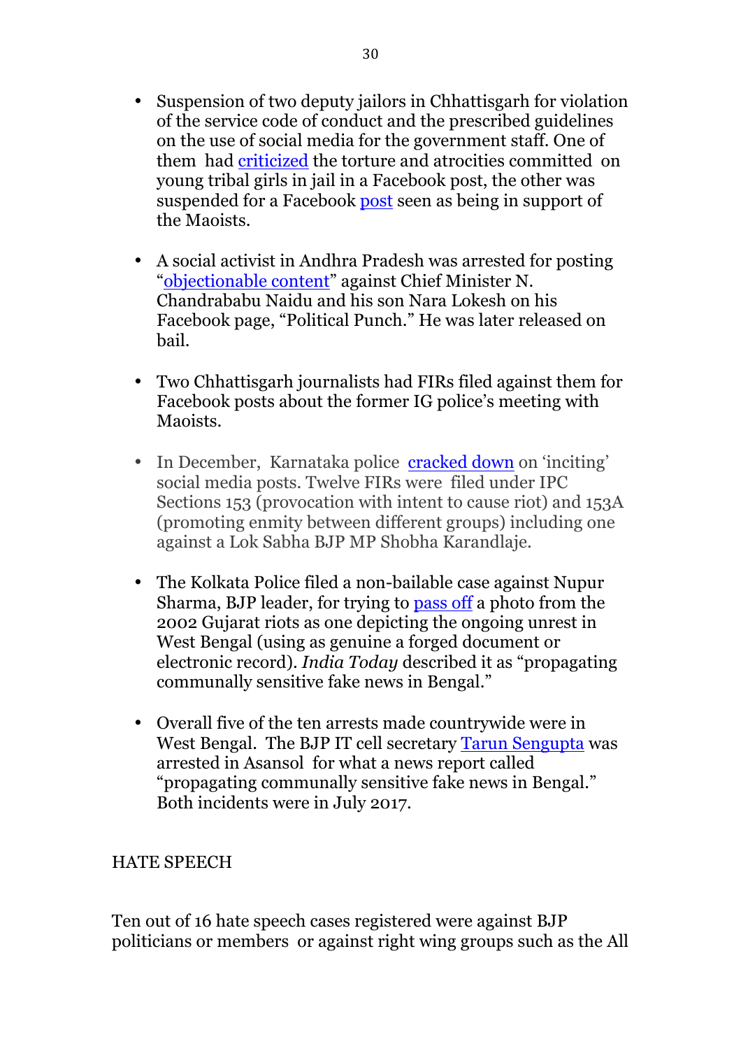- Suspension of two deputy jailors in Chhattisgarh for violation of the service code of conduct and the prescribed guidelines on the use of social media for the government staff. One of them had criticized the torture and atrocities committed on young tribal girls in jail in a Facebook post, the other was suspended for a Facebook post seen as being in support of the Maoists.

- A social activist in Andhra Pradesh was arrested for posting "objectionable content" against Chief Minister N. Chandrababu Naidu and his son Nara Lokesh on his Facebook page, "Political Punch." He was later released on bail.

- Two Chhattisgarh journalists had FIRs filed against them for Facebook posts about the former IG police's meeting with Maoists.

- In December, Karnataka police cracked down on 'inciting' social media posts. Twelve FIRs were filed under IPC Sections 153 (provocation with intent to cause riot) and 153A (promoting enmity between different groups) including one against a Lok Sabha BJP MP Shobha Karandlaje.

- The Kolkata Police filed a non-bailable case against Nupur Sharma, BJP leader, for trying to pass off a photo from the 2002 Gujarat riots as one depicting the ongoing unrest in West Bengal (using as genuine a forged document or electronic record). *India Today* described it as "propagating communally sensitive fake news in Bengal."

- Overall five of the ten arrests made countrywide were in West Bengal. The BJP IT cell secretary Tarun Sengupta was arrested in Asansol for what a news report called "propagating communally sensitive fake news in Bengal." Both incidents were in July 2017.

## HATE SPEECH

Ten out of 16 hate speech cases registered were against BJP politicians or members or against right wing groups such as the All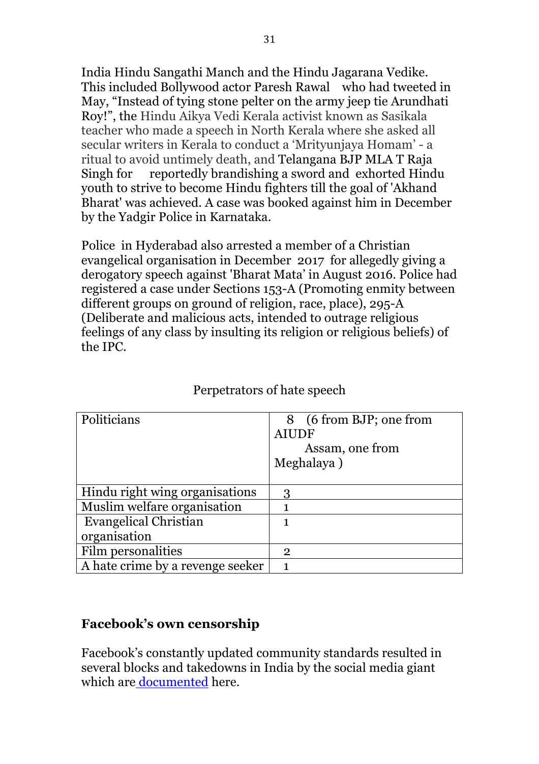India Hindu Sangathi Manch and the Hindu Jagarana Vedike. This included Bollywood actor Paresh Rawal who had tweeted in May, "Instead of tying stone pelter on the army jeep tie Arundhati Roy!", the Hindu Aikya Vedi Kerala activist known as Sasikala teacher who made a speech in North Kerala where she asked all secular writers in Kerala to conduct a 'Mrityunjaya Homam' - a ritual to avoid untimely death, and Telangana BJP MLA T Raja Singh for reportedly brandishing a sword and exhorted Hindu youth to strive to become Hindu fighters till the goal of 'Akhand Bharat' was achieved. A case was booked against him in December by the Yadgir Police in Karnataka.

Police in Hyderabad also arrested a member of a Christian evangelical organisation in December 2017 for allegedly giving a derogatory speech against 'Bharat Mata' in August 2016. Police had registered a case under Sections 153-A (Promoting enmity between different groups on ground of religion, race, place), 295-A (Deliberate and malicious acts, intended to outrage religious feelings of any class by insulting its religion or religious beliefs) of the IPC.

Perpetrators of hate speech

| | |
|---|---|
| Politicians | 8 (6 from BJP; one from AIUDF Assam, one from Meghalaya ) |
| Hindu right wing organisations | 3 |
| Muslim welfare organisation | 1 |
| Evangelical Christian organisation | 1 |
| Film personalities | 2 |
| A hate crime by a revenge seeker | 1 |

**Facebook's own censorship**

Facebook's constantly updated community standards resulted in several blocks and takedowns in India by the social media giant which are documented here.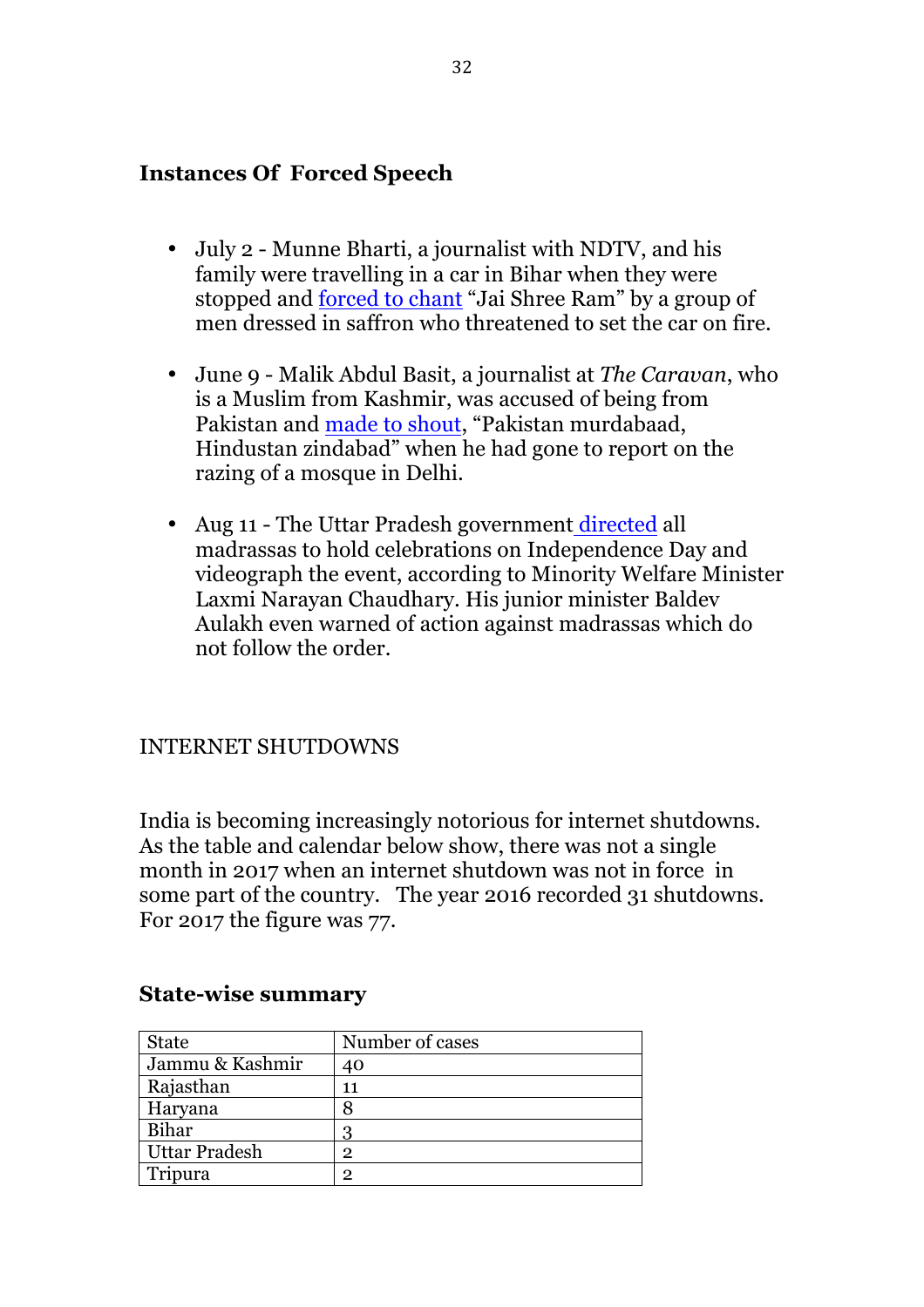## Instances Of Forced Speech

- July 2 - Munne Bharti, a journalist with NDTV, and his family were travelling in a car in Bihar when they were stopped and forced to chant "Jai Shree Ram" by a group of men dressed in saffron who threatened to set the car on fire.

- June 9 - Malik Abdul Basit, a journalist at *The Caravan*, who is a Muslim from Kashmir, was accused of being from Pakistan and made to shout, "Pakistan murdabaad, Hindustan zindabad" when he had gone to report on the razing of a mosque in Delhi.

- Aug 11 - The Uttar Pradesh government directed all madrassas to hold celebrations on Independence Day and videograph the event, according to Minority Welfare Minister Laxmi Narayan Chaudhary. His junior minister Baldev Aulakh even warned of action against madrassas which do not follow the order.

## INTERNET SHUTDOWNS

India is becoming increasingly notorious for internet shutdowns. As the table and calendar below show, there was not a single month in 2017 when an internet shutdown was not in force in some part of the country. The year 2016 recorded 31 shutdowns. For 2017 the figure was 77.

### State-wise summary

| State | Number of cases |
|---|---|
| Jammu & Kashmir | 40 |
| Rajasthan | 11 |
| Haryana | 8 |
| Bihar | 3 |
| Uttar Pradesh | 2 |
| Tripura | 2 |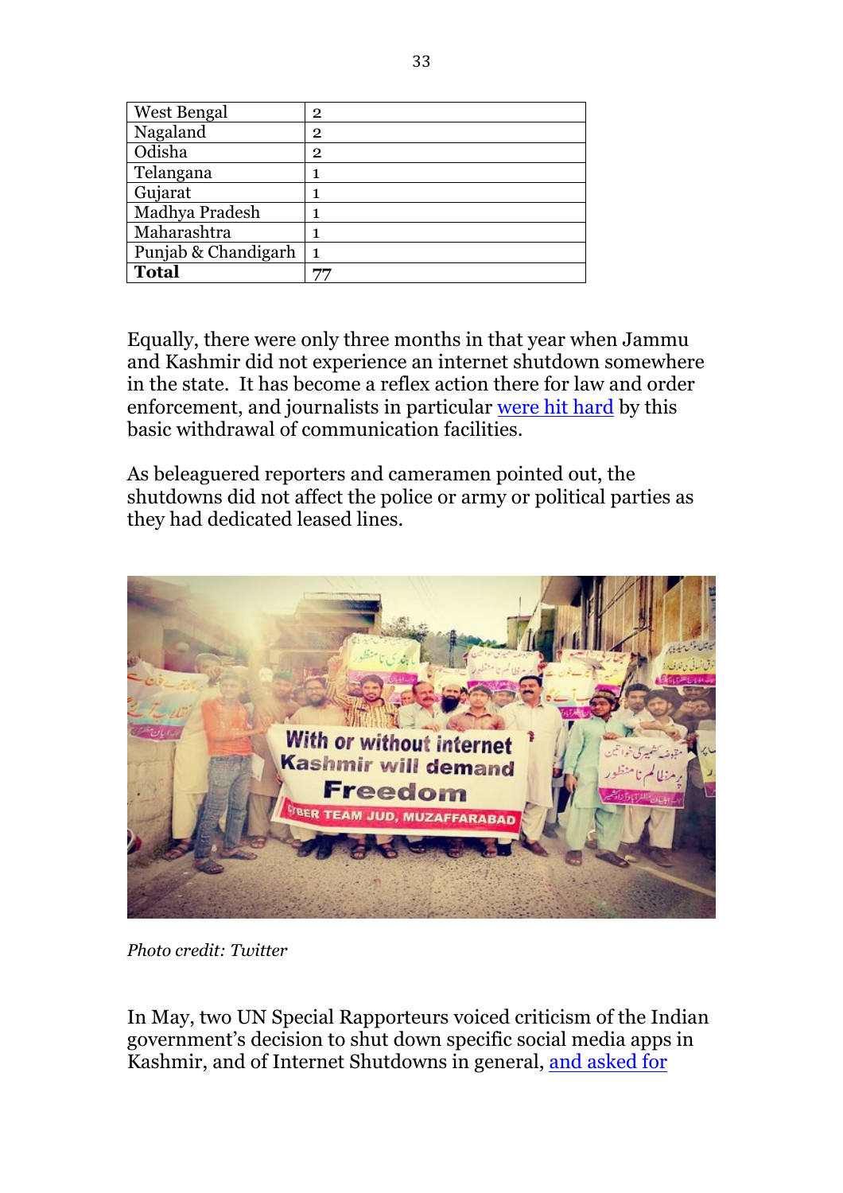| West Bengal | 2 |
| --- | --- |
| Nagaland | 2 |
| Odisha | 2 |
| Telangana | 1 |
| Gujarat | 1 |
| Madhya Pradesh | 1 |
| Maharashtra | 1 |
| Punjab & Chandigarh | 1 |
| **Total** | 77 |

Equally, there were only three months in that year when Jammu and Kashmir did not experience an internet shutdown somewhere in the state. It has become a reflex action there for law and order enforcement, and journalists in particular were hit hard by this basic withdrawal of communication facilities.

As beleaguered reporters and cameramen pointed out, the shutdowns did not affect the police or army or political parties as they had dedicated leased lines.

*Photo credit: Twitter*

In May, two UN Special Rapporteurs voiced criticism of the Indian government's decision to shut down specific social media apps in Kashmir, and of Internet Shutdowns in general, and asked for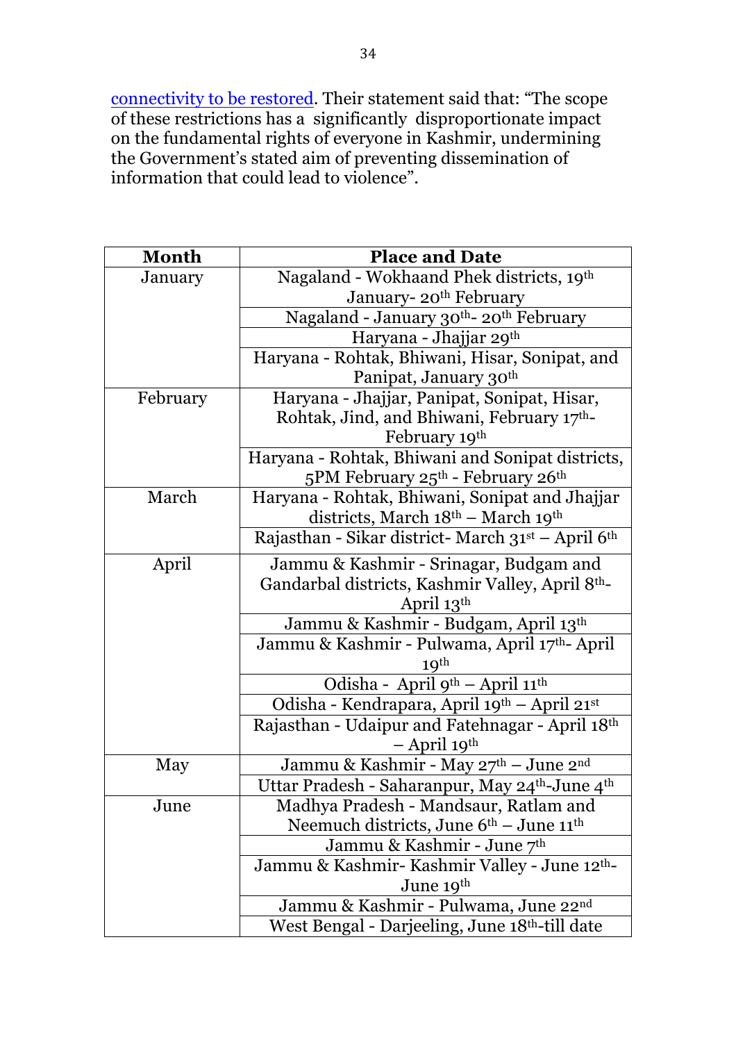connectivity to be restored. Their statement said that: “The scope of these restrictions has a significantly disproportionate impact on the fundamental rights of everyone in Kashmir, undermining the Government’s stated aim of preventing dissemination of information that could lead to violence”.

| Month | Place and Date |
|---|---|
| January | Nagaland - Wokhaand Phek districts, 19th January- 20th February |
| | Nagaland - January 30th- 20th February |
| | Haryana - Jhajjar 29th |
| | Haryana - Rohtak, Bhiwani, Hisar, Sonipat, and Panipat, January 30th |
| February | Haryana - Jhajjar, Panipat, Sonipat, Hisar, Rohtak, Jind, and Bhiwani, February 17th- February 19th |
| | Haryana - Rohtak, Bhiwani and Sonipat districts, 5PM February 25th - February 26th |
| March | Haryana - Rohtak, Bhiwani, Sonipat and Jhajjar districts, March 18th – March 19th |
| | Rajasthan - Sikar district- March 31st – April 6th |
| April | Jammu & Kashmir - Srinagar, Budgam and Gandarbal districts, Kashmir Valley, April 8th- April 13th |
| | Jammu & Kashmir - Budgam, April 13th |
| | Jammu & Kashmir - Pulwama, April 17th- April 19th |
| | Odisha - April 9th – April 11th |
| | Odisha - Kendrapara, April 19th – April 21st |
| | Rajasthan - Udaipur and Fatehnagar - April 18th – April 19th |
| May | Jammu & Kashmir - May 27th – June 2nd |
| | Uttar Pradesh - Saharanpur, May 24th-June 4th |
| June | Madhya Pradesh - Mandsaur, Ratlam and Neemuch districts, June 6th – June 11th |
| | Jammu & Kashmir - June 7th |
| | Jammu & Kashmir- Kashmir Valley - June 12th- June 19th |
| | Jammu & Kashmir - Pulwama, June 22nd |
| | West Bengal - Darjeeling, June 18th-till date |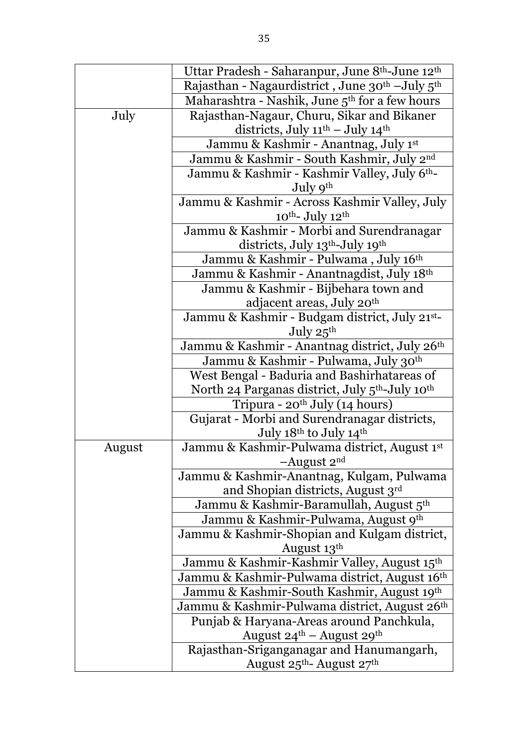| | |
|---|---|
| | Uttar Pradesh - Saharanpur, June 8th-June 12th |
| | Rajasthan - Nagaurdistrict , June 30th –July 5th |
| | Maharashtra - Nashik, June 5th for a few hours |
| July | Rajasthan-Nagaur, Churu, Sikar and Bikaner districts, July 11th – July 14th |
| | Jammu & Kashmir - Anantnag, July 1st |
| | Jammu & Kashmir - South Kashmir, July 2nd |
| | Jammu & Kashmir - Kashmir Valley, July 6th-July 9th |
| | Jammu & Kashmir - Across Kashmir Valley, July 10th- July 12th |
| | Jammu & Kashmir - Morbi and Surendranagar districts, July 13th-July 19th |
| | Jammu & Kashmir - Pulwama , July 16th |
| | Jammu & Kashmir - Anantnagdist, July 18th |
| | Jammu & Kashmir - Bijbehara town and adjacent areas, July 20th |
| | Jammu & Kashmir - Budgam district, July 21st-July 25th |
| | Jammu & Kashmir - Anantnag district, July 26th |
| | Jammu & Kashmir - Pulwama, July 30th |
| | West Bengal - Baduria and Bashirhatareas of North 24 Parganas district, July 5th-July 10th |
| | Tripura - 20th July (14 hours) |
| | Gujarat - Morbi and Surendranagar districts, July 18th to July 14th |
| August | Jammu & Kashmir-Pulwama district, August 1st –August 2nd |
| | Jammu & Kashmir-Anantnag, Kulgam, Pulwama and Shopian districts, August 3rd |
| | Jammu & Kashmir-Baramullah, August 5th |
| | Jammu & Kashmir-Pulwama, August 9th |
| | Jammu & Kashmir-Shopian and Kulgam district, August 13th |
| | Jammu & Kashmir-Kashmir Valley, August 15th |
| | Jammu & Kashmir-Pulwama district, August 16th |
| | Jammu & Kashmir-South Kashmir, August 19th |
| | Jammu & Kashmir-Pulwama district, August 26th |
| | Punjab & Haryana-Areas around Panchkula, August 24th – August 29th |
| | Rajasthan-Sriganganagar and Hanumangarh, August 25th- August 27th |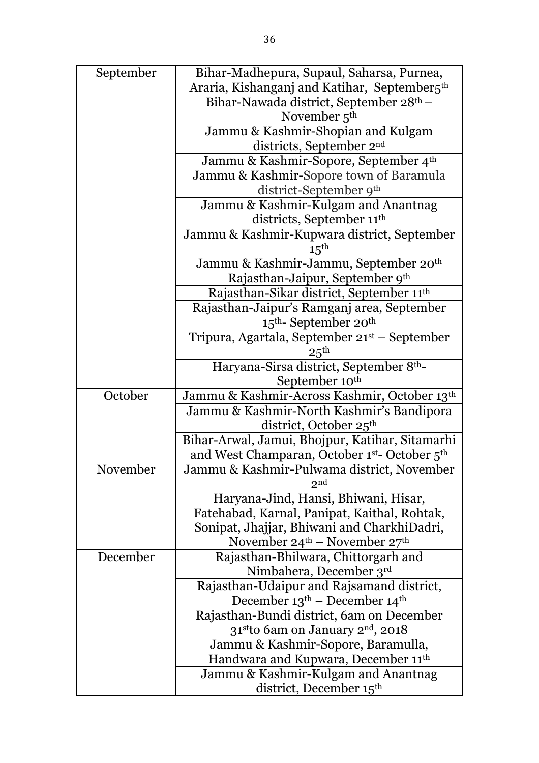| | |
|---|---|
| September | Bihar-Madhepura, Supaul, Saharsa, Purnea, Araria, Kishanganj and Katihar, September5th |
| | Bihar-Nawada district, September 28th – November 5th |
| | Jammu & Kashmir-Shopian and Kulgam districts, September 2nd |
| | Jammu & Kashmir-Sopore, September 4th |
| | Jammu & Kashmir-Sopore town of Baramula district-September 9th |
| | Jammu & Kashmir-Kulgam and Anantnag districts, September 11th |
| | Jammu & Kashmir-Kupwara district, September 15th |
| | Jammu & Kashmir-Jammu, September 20th |
| | Rajasthan-Jaipur, September 9th |
| | Rajasthan-Sikar district, September 11th |
| | Rajasthan-Jaipur's Ramganj area, September 15th- September 20th |
| | Tripura, Agartala, September 21st – September 25th |
| | Haryana-Sirsa district, September 8th- September 10th |
| October | Jammu & Kashmir-Across Kashmir, October 13th |
| | Jammu & Kashmir-North Kashmir's Bandipora district, October 25th |
| | Bihar-Arwal, Jamui, Bhojpur, Katihar, Sitamarhi and West Champaran, October 1st- October 5th |
| November | Jammu & Kashmir-Pulwama district, November 2nd |
| | Haryana-Jind, Hansi, Bhiwani, Hisar, Fatehabad, Karnal, Panipat, Kaithal, Rohtak, Sonipat, Jhajjar, Bhiwani and CharkhiDadri, November 24th – November 27th |
| December | Rajasthan-Bhilwara, Chittorgarh and Nimbahera, December 3rd |
| | Rajasthan-Udaipur and Rajsamand district, December 13th – December 14th |
| | Rajasthan-Bundi district, 6am on December 31stto 6am on January 2nd, 2018 |
| | Jammu & Kashmir-Sopore, Baramulla, Handwara and Kupwara, December 11th |
| | Jammu & Kashmir-Kulgam and Anantnag district, December 15th |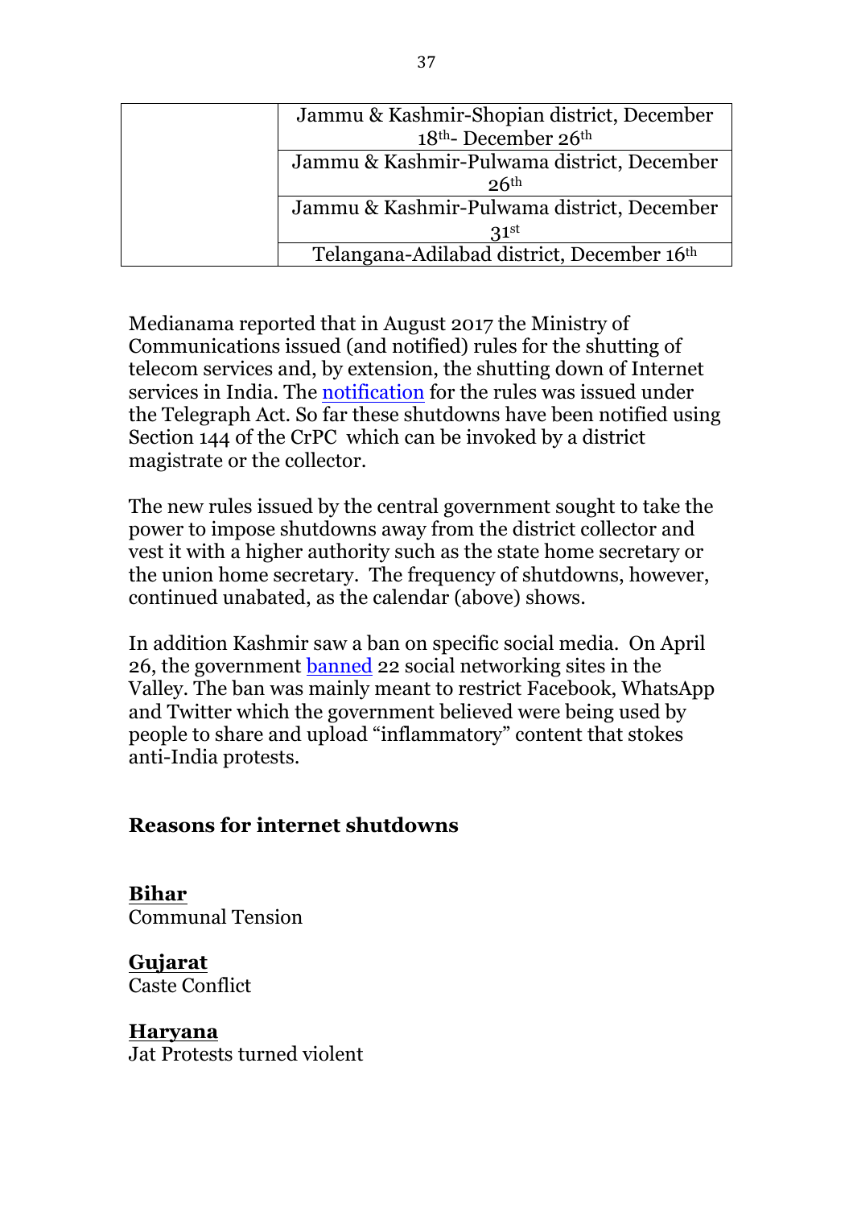| | |
|---|---|
| | Jammu & Kashmir-Shopian district, December 18th- December 26th |
| | Jammu & Kashmir-Pulwama district, December 26th |
| | Jammu & Kashmir-Pulwama district, December 31st |
| | Telangana-Adilabad district, December 16th |

Medianama reported that in August 2017 the Ministry of Communications issued (and notified) rules for the shutting of telecom services and, by extension, the shutting down of Internet services in India. The notification for the rules was issued under the Telegraph Act. So far these shutdowns have been notified using Section 144 of the CrPC which can be invoked by a district magistrate or the collector.

The new rules issued by the central government sought to take the power to impose shutdowns away from the district collector and vest it with a higher authority such as the state home secretary or the union home secretary. The frequency of shutdowns, however, continued unabated, as the calendar (above) shows.

In addition Kashmir saw a ban on specific social media. On April 26, the government banned 22 social networking sites in the Valley. The ban was mainly meant to restrict Facebook, WhatsApp and Twitter which the government believed were being used by people to share and upload "inflammatory" content that stokes anti-India protests.

## Reasons for internet shutdowns

**Bihar**
Communal Tension

**Gujarat**
Caste Conflict

**Haryana**
Jat Protests turned violent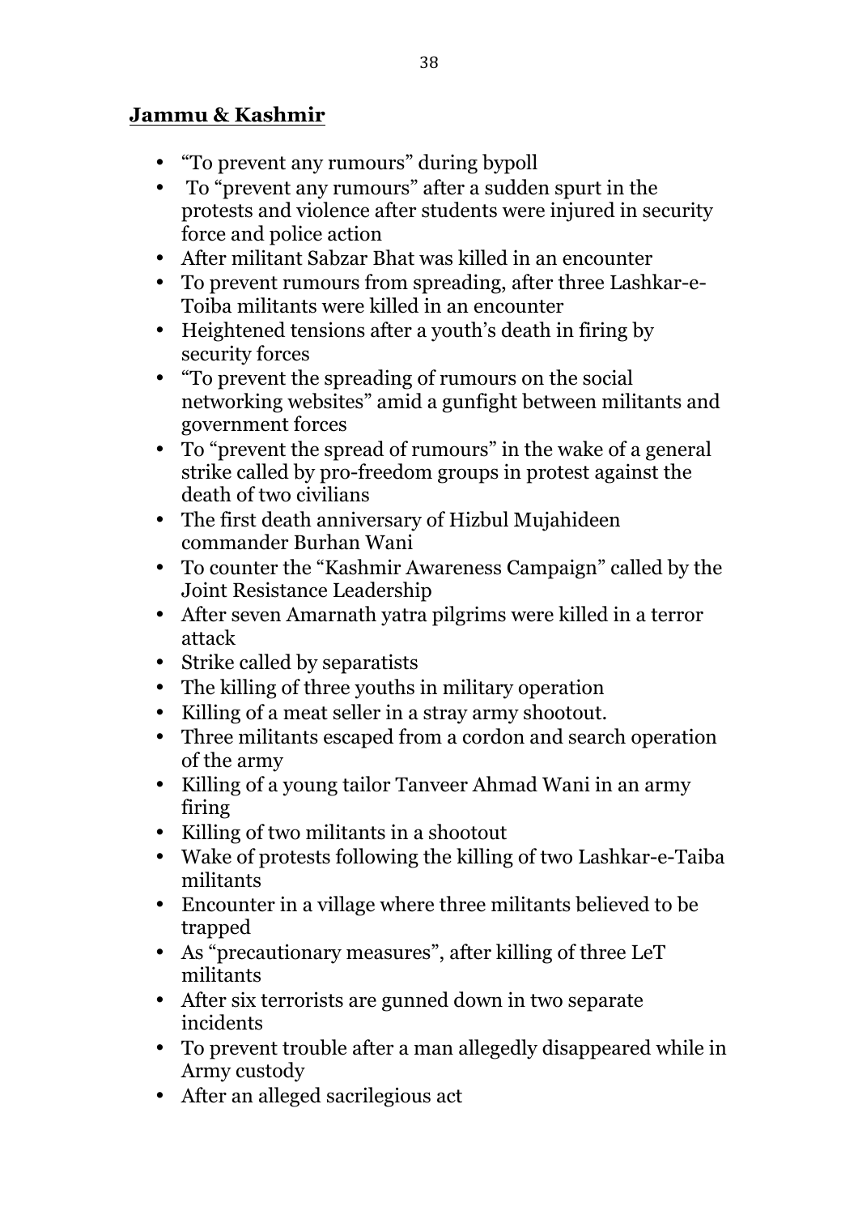**Jammu & Kashmir**

- "To prevent any rumours" during bypoll
- To "prevent any rumours" after a sudden spurt in the protests and violence after students were injured in security force and police action
- After militant Sabzar Bhat was killed in an encounter
- To prevent rumours from spreading, after three Lashkar-e-Toiba militants were killed in an encounter
- Heightened tensions after a youth's death in firing by security forces
- "To prevent the spreading of rumours on the social networking websites" amid a gunfight between militants and government forces
- To "prevent the spread of rumours" in the wake of a general strike called by pro-freedom groups in protest against the death of two civilians
- The first death anniversary of Hizbul Mujahideen commander Burhan Wani
- To counter the "Kashmir Awareness Campaign" called by the Joint Resistance Leadership
- After seven Amarnath yatra pilgrims were killed in a terror attack
- Strike called by separatists
- The killing of three youths in military operation
- Killing of a meat seller in a stray army shootout.
- Three militants escaped from a cordon and search operation of the army
- Killing of a young tailor Tanveer Ahmad Wani in an army firing
- Killing of two militants in a shootout
- Wake of protests following the killing of two Lashkar-e-Taiba militants
- Encounter in a village where three militants believed to be trapped
- As "precautionary measures", after killing of three LeT militants
- After six terrorists are gunned down in two separate incidents
- To prevent trouble after a man allegedly disappeared while in Army custody
- After an alleged sacrilegious act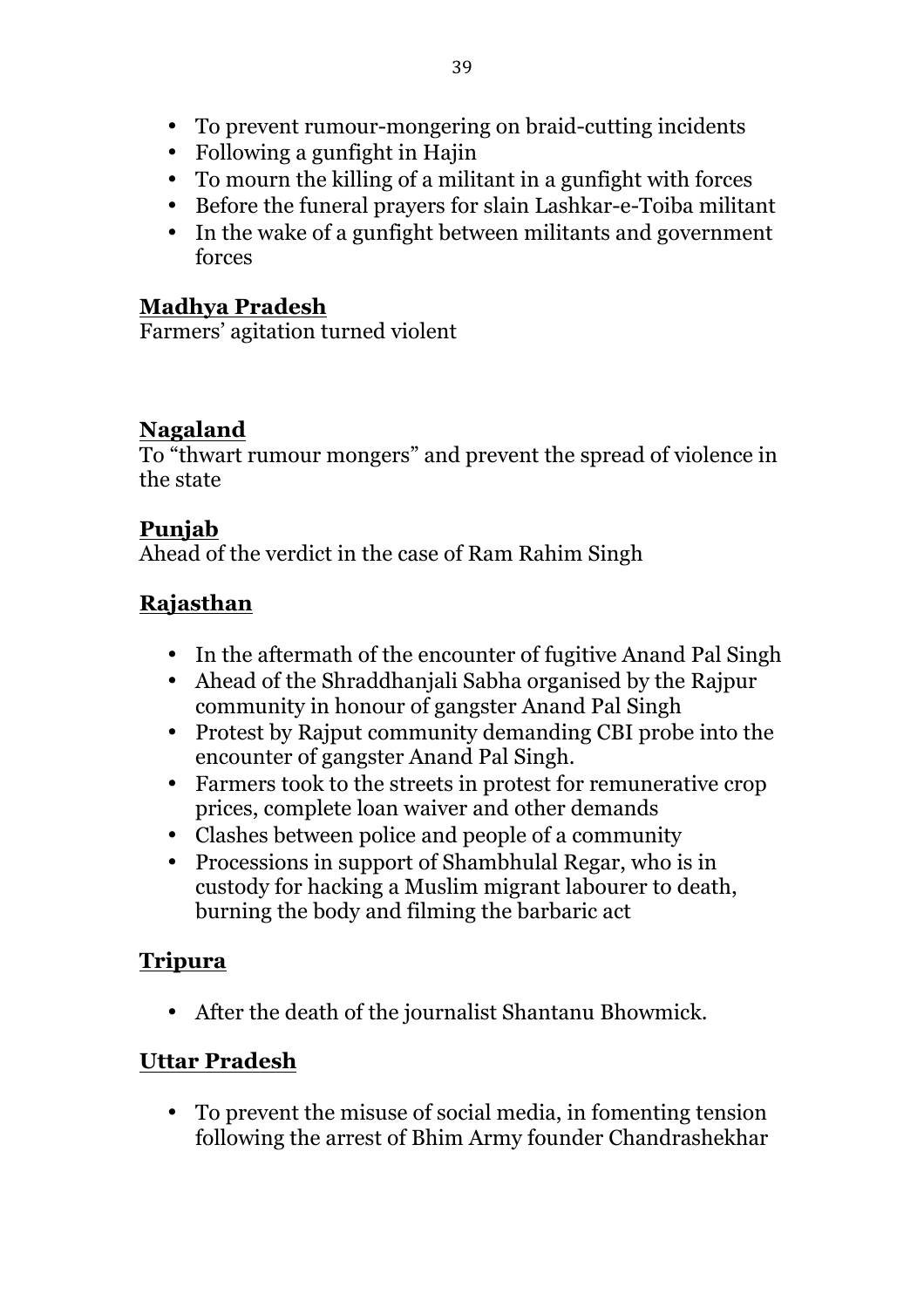- To prevent rumour-mongering on braid-cutting incidents
- Following a gunfight in Hajin
- To mourn the killing of a militant in a gunfight with forces
- Before the funeral prayers for slain Lashkar-e-Toiba militant
- In the wake of a gunfight between militants and government forces

**Madhya Pradesh**

Farmers' agitation turned violent

**Nagaland**

To "thwart rumour mongers" and prevent the spread of violence in the state

**Punjab**

Ahead of the verdict in the case of Ram Rahim Singh

**Rajasthan**

- In the aftermath of the encounter of fugitive Anand Pal Singh
- Ahead of the Shraddhanjali Sabha organised by the Rajpur community in honour of gangster Anand Pal Singh
- Protest by Rajput community demanding CBI probe into the encounter of gangster Anand Pal Singh.
- Farmers took to the streets in protest for remunerative crop prices, complete loan waiver and other demands
- Clashes between police and people of a community
- Processions in support of Shambhulal Regar, who is in custody for hacking a Muslim migrant labourer to death, burning the body and filming the barbaric act

**Tripura**

- After the death of the journalist Shantanu Bhowmick.

**Uttar Pradesh**

- To prevent the misuse of social media, in fomenting tension following the arrest of Bhim Army founder Chandrashekhar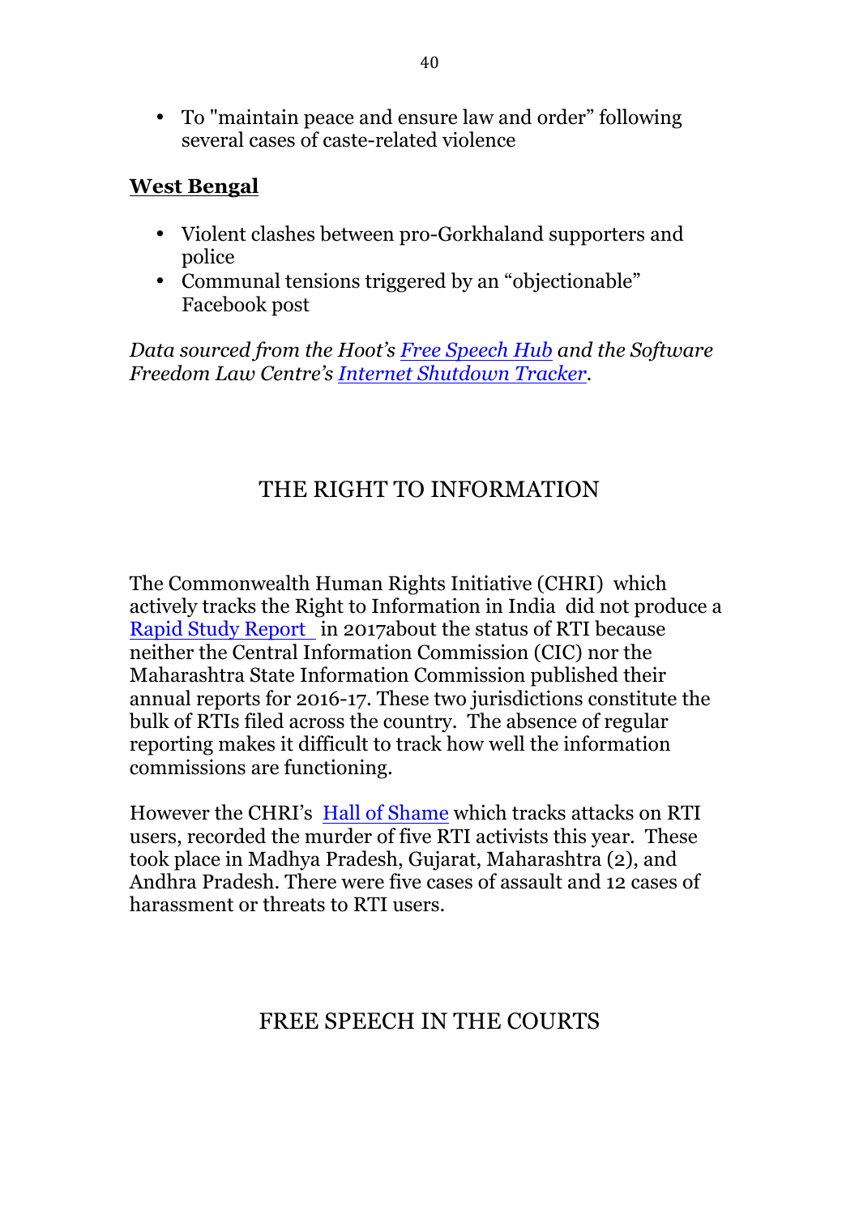- To "maintain peace and ensure law and order" following several cases of caste-related violence

**West Bengal**

- Violent clashes between pro-Gorkhaland supporters and police
- Communal tensions triggered by an "objectionable" Facebook post

*Data sourced from the Hoot's Free Speech Hub and the Software Freedom Law Centre's Internet Shutdown Tracker.*

## THE RIGHT TO INFORMATION

The Commonwealth Human Rights Initiative (CHRI) which actively tracks the Right to Information in India did not produce a Rapid Study Report in 2017about the status of RTI because neither the Central Information Commission (CIC) nor the Maharashtra State Information Commission published their annual reports for 2016-17. These two jurisdictions constitute the bulk of RTIs filed across the country. The absence of regular reporting makes it difficult to track how well the information commissions are functioning.

However the CHRI's Hall of Shame which tracks attacks on RTI users, recorded the murder of five RTI activists this year. These took place in Madhya Pradesh, Gujarat, Maharashtra (2), and Andhra Pradesh. There were five cases of assault and 12 cases of harassment or threats to RTI users.

## FREE SPEECH IN THE COURTS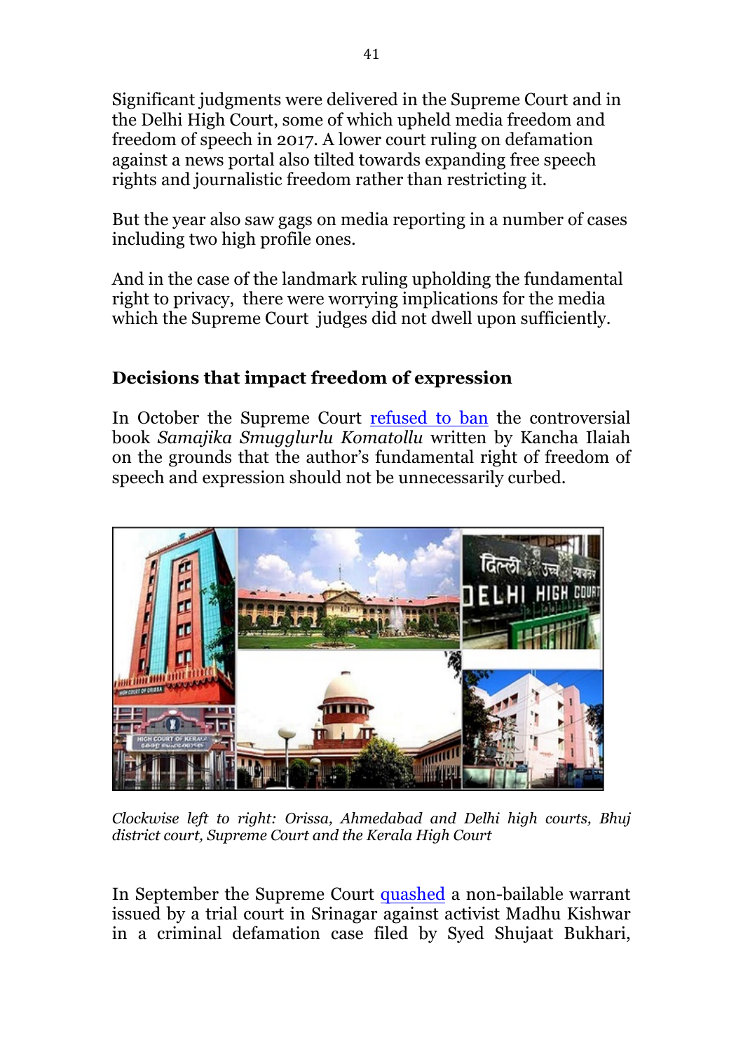Significant judgments were delivered in the Supreme Court and in the Delhi High Court, some of which upheld media freedom and freedom of speech in 2017. A lower court ruling on defamation against a news portal also tilted towards expanding free speech rights and journalistic freedom rather than restricting it.

But the year also saw gags on media reporting in a number of cases including two high profile ones.

And in the case of the landmark ruling upholding the fundamental right to privacy, there were worrying implications for the media which the Supreme Court judges did not dwell upon sufficiently.

## Decisions that impact freedom of expression

In October the Supreme Court refused to ban the controversial book *Samajika Smugglurlu Komatollu* written by Kancha Ilaiah on the grounds that the author's fundamental right of freedom of speech and expression should not be unnecessarily curbed.

*Clockwise left to right: Orissa, Ahmedabad and Delhi high courts, Bhuj district court, Supreme Court and the Kerala High Court*

In September the Supreme Court quashed a non-bailable warrant issued by a trial court in Srinagar against activist Madhu Kishwar in a criminal defamation case filed by Syed Shujaat Bukhari,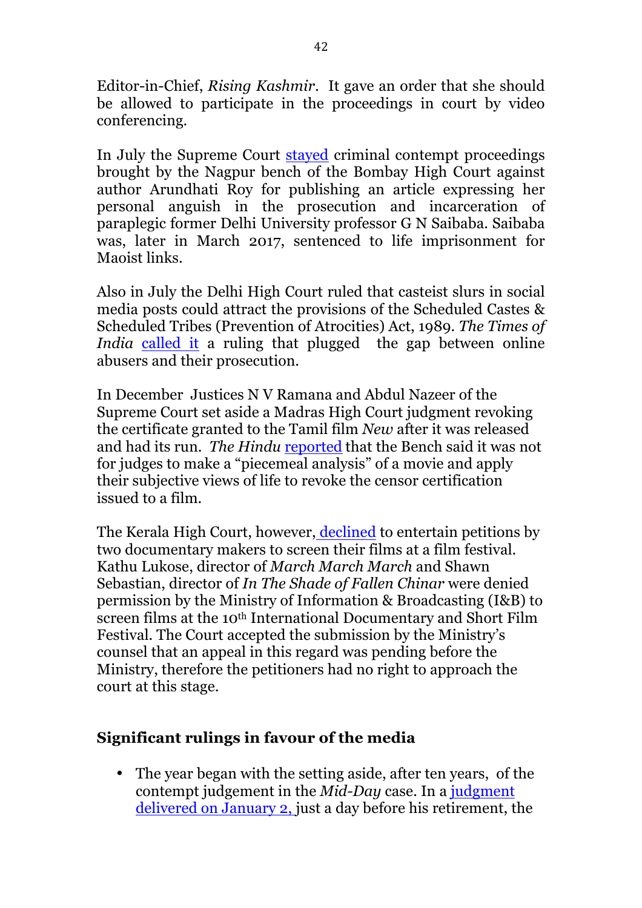Editor-in-Chief, *Rising Kashmir*. It gave an order that she should be allowed to participate in the proceedings in court by video conferencing.

In July the Supreme Court stayed criminal contempt proceedings brought by the Nagpur bench of the Bombay High Court against author Arundhati Roy for publishing an article expressing her personal anguish in the prosecution and incarceration of paraplegic former Delhi University professor G N Saibaba. Saibaba was, later in March 2017, sentenced to life imprisonment for Maoist links.

Also in July the Delhi High Court ruled that casteist slurs in social media posts could attract the provisions of the Scheduled Castes & Scheduled Tribes (Prevention of Atrocities) Act, 1989. *The Times of India* called it a ruling that plugged the gap between online abusers and their prosecution.

In December Justices N V Ramana and Abdul Nazeer of the Supreme Court set aside a Madras High Court judgment revoking the certificate granted to the Tamil film *New* after it was released and had its run. *The Hindu* reported that the Bench said it was not for judges to make a "piecemeal analysis" of a movie and apply their subjective views of life to revoke the censor certification issued to a film.

The Kerala High Court, however, declined to entertain petitions by two documentary makers to screen their films at a film festival. Kathu Lukose, director of *March March March* and Shawn Sebastian, director of *In The Shade of Fallen Chinar* were denied permission by the Ministry of Information & Broadcasting (I&B) to screen films at the 10th International Documentary and Short Film Festival. The Court accepted the submission by the Ministry's counsel that an appeal in this regard was pending before the Ministry, therefore the petitioners had no right to approach the court at this stage.

## Significant rulings in favour of the media

- The year began with the setting aside, after ten years, of the contempt judgement in the *Mid-Day* case. In a judgment delivered on January 2, just a day before his retirement, the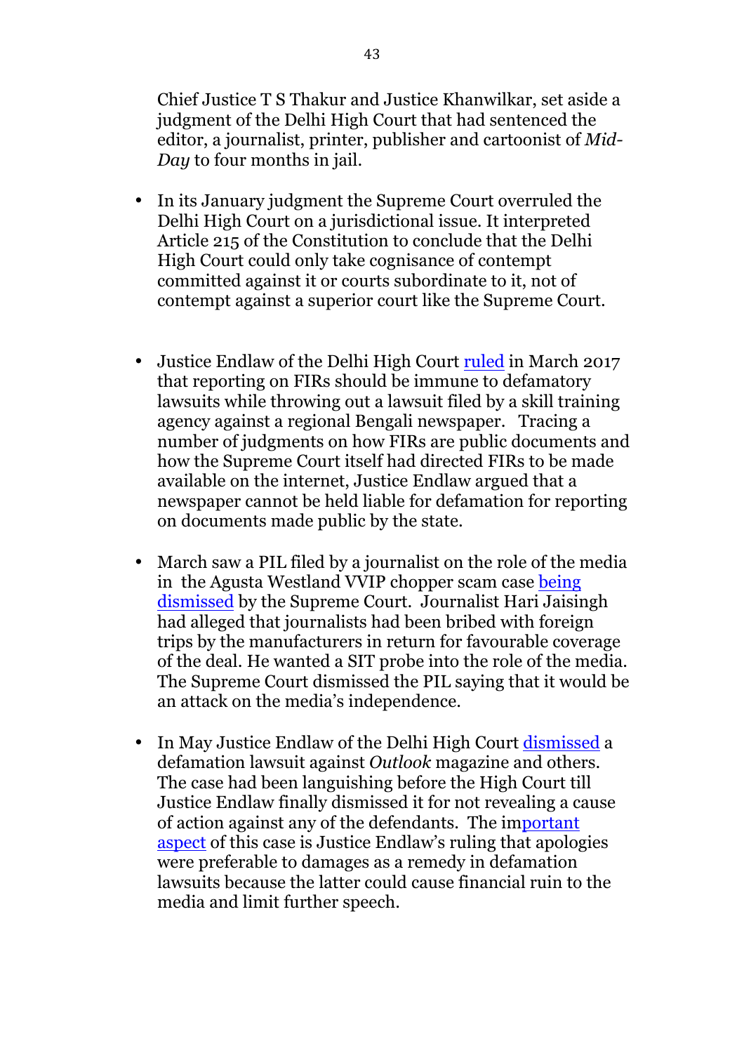Chief Justice T S Thakur and Justice Khanwilkar, set aside a judgment of the Delhi High Court that had sentenced the editor, a journalist, printer, publisher and cartoonist of *Mid-Day* to four months in jail.

- In its January judgment the Supreme Court overruled the Delhi High Court on a jurisdictional issue. It interpreted Article 215 of the Constitution to conclude that the Delhi High Court could only take cognisance of contempt committed against it or courts subordinate to it, not of contempt against a superior court like the Supreme Court.

- Justice Endlaw of the Delhi High Court ruled in March 2017 that reporting on FIRs should be immune to defamatory lawsuits while throwing out a lawsuit filed by a skill training agency against a regional Bengali newspaper. Tracing a number of judgments on how FIRs are public documents and how the Supreme Court itself had directed FIRs to be made available on the internet, Justice Endlaw argued that a newspaper cannot be held liable for defamation for reporting on documents made public by the state.

- March saw a PIL filed by a journalist on the role of the media in the Agusta Westland VVIP chopper scam case being dismissed by the Supreme Court. Journalist Hari Jaisingh had alleged that journalists had been bribed with foreign trips by the manufacturers in return for favourable coverage of the deal. He wanted a SIT probe into the role of the media. The Supreme Court dismissed the PIL saying that it would be an attack on the media's independence.

- In May Justice Endlaw of the Delhi High Court dismissed a defamation lawsuit against *Outlook* magazine and others. The case had been languishing before the High Court till Justice Endlaw finally dismissed it for not revealing a cause of action against any of the defendants. The important aspect of this case is Justice Endlaw's ruling that apologies were preferable to damages as a remedy in defamation lawsuits because the latter could cause financial ruin to the media and limit further speech.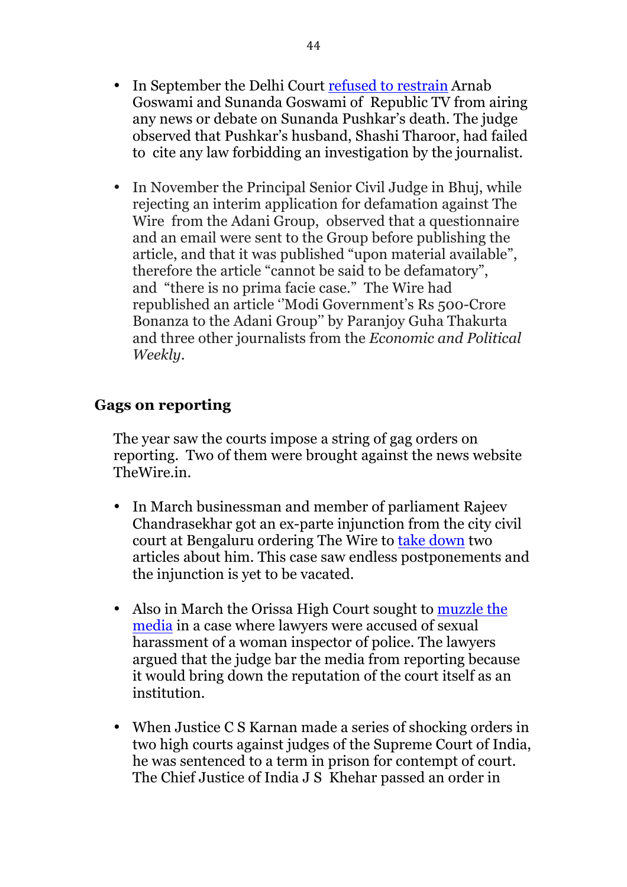- In September the Delhi Court refused to restrain Arnab Goswami and Sunanda Goswami of Republic TV from airing any news or debate on Sunanda Pushkar's death. The judge observed that Pushkar's husband, Shashi Tharoor, had failed to cite any law forbidding an investigation by the journalist.

- In November the Principal Senior Civil Judge in Bhuj, while rejecting an interim application for defamation against The Wire from the Adani Group, observed that a questionnaire and an email were sent to the Group before publishing the article, and that it was published "upon material available", therefore the article "cannot be said to be defamatory", and "there is no prima facie case." The Wire had republished an article ''Modi Government's Rs 500-Crore Bonanza to the Adani Group'' by Paranjoy Guha Thakurta and three other journalists from the *Economic and Political Weekly*.

### Gags on reporting

The year saw the courts impose a string of gag orders on reporting. Two of them were brought against the news website TheWire.in.

- In March businessman and member of parliament Rajeev Chandrasekhar got an ex-parte injunction from the city civil court at Bengaluru ordering The Wire to take down two articles about him. This case saw endless postponements and the injunction is yet to be vacated.

- Also in March the Orissa High Court sought to muzzle the media in a case where lawyers were accused of sexual harassment of a woman inspector of police. The lawyers argued that the judge bar the media from reporting because it would bring down the reputation of the court itself as an institution.

- When Justice C S Karnan made a series of shocking orders in two high courts against judges of the Supreme Court of India, he was sentenced to a term in prison for contempt of court. The Chief Justice of India J S Khehar passed an order in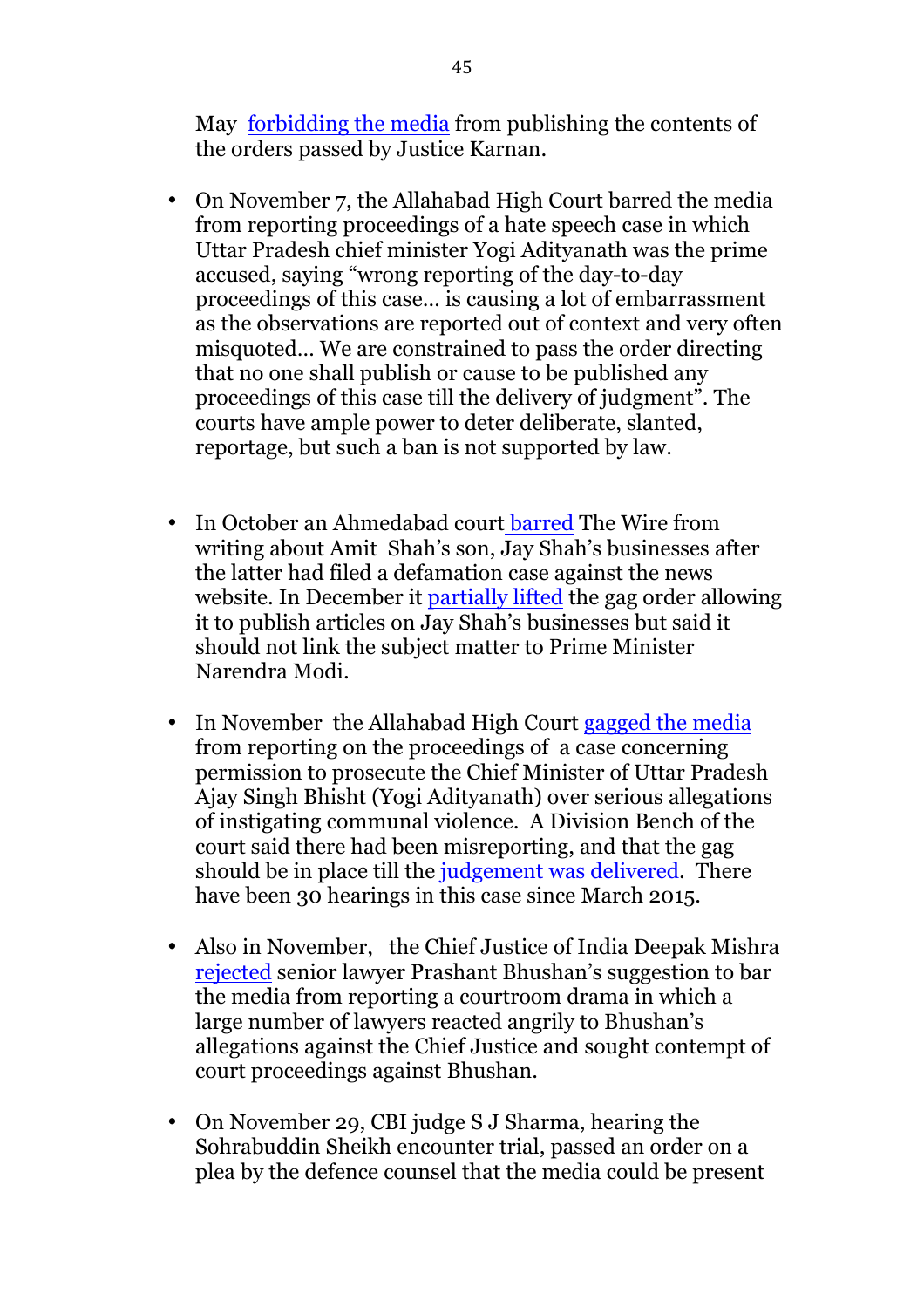May forbidding the media from publishing the contents of the orders passed by Justice Karnan.

- On November 7, the Allahabad High Court barred the media from reporting proceedings of a hate speech case in which Uttar Pradesh chief minister Yogi Adityanath was the prime accused, saying "wrong reporting of the day-to-day proceedings of this case… is causing a lot of embarrassment as the observations are reported out of context and very often misquoted… We are constrained to pass the order directing that no one shall publish or cause to be published any proceedings of this case till the delivery of judgment". The courts have ample power to deter deliberate, slanted, reportage, but such a ban is not supported by law.

- In October an Ahmedabad court barred The Wire from writing about Amit Shah's son, Jay Shah's businesses after the latter had filed a defamation case against the news website. In December it partially lifted the gag order allowing it to publish articles on Jay Shah's businesses but said it should not link the subject matter to Prime Minister Narendra Modi.

- In November the Allahabad High Court gagged the media from reporting on the proceedings of a case concerning permission to prosecute the Chief Minister of Uttar Pradesh Ajay Singh Bhisht (Yogi Adityanath) over serious allegations of instigating communal violence. A Division Bench of the court said there had been misreporting, and that the gag should be in place till the judgement was delivered. There have been 30 hearings in this case since March 2015.

- Also in November, the Chief Justice of India Deepak Mishra rejected senior lawyer Prashant Bhushan's suggestion to bar the media from reporting a courtroom drama in which a large number of lawyers reacted angrily to Bhushan's allegations against the Chief Justice and sought contempt of court proceedings against Bhushan.

- On November 29, CBI judge S J Sharma, hearing the Sohrabuddin Sheikh encounter trial, passed an order on a plea by the defence counsel that the media could be present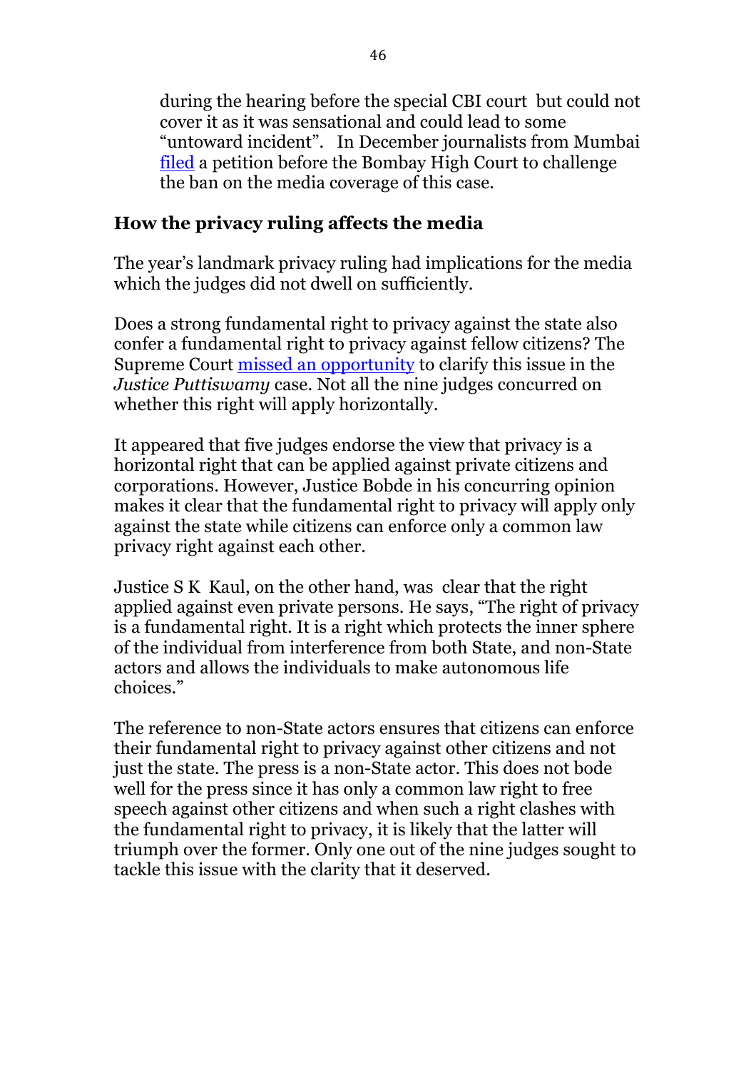during the hearing before the special CBI court but could not cover it as it was sensational and could lead to some "untoward incident". In December journalists from Mumbai filed a petition before the Bombay High Court to challenge the ban on the media coverage of this case.

## How the privacy ruling affects the media

The year's landmark privacy ruling had implications for the media which the judges did not dwell on sufficiently.

Does a strong fundamental right to privacy against the state also confer a fundamental right to privacy against fellow citizens? The Supreme Court missed an opportunity to clarify this issue in the *Justice Puttiswamy* case. Not all the nine judges concurred on whether this right will apply horizontally.

It appeared that five judges endorse the view that privacy is a horizontal right that can be applied against private citizens and corporations. However, Justice Bobde in his concurring opinion makes it clear that the fundamental right to privacy will apply only against the state while citizens can enforce only a common law privacy right against each other.

Justice S K Kaul, on the other hand, was clear that the right applied against even private persons. He says, "The right of privacy is a fundamental right. It is a right which protects the inner sphere of the individual from interference from both State, and non-State actors and allows the individuals to make autonomous life choices."

The reference to non-State actors ensures that citizens can enforce their fundamental right to privacy against other citizens and not just the state. The press is a non-State actor. This does not bode well for the press since it has only a common law right to free speech against other citizens and when such a right clashes with the fundamental right to privacy, it is likely that the latter will triumph over the former. Only one out of the nine judges sought to tackle this issue with the clarity that it deserved.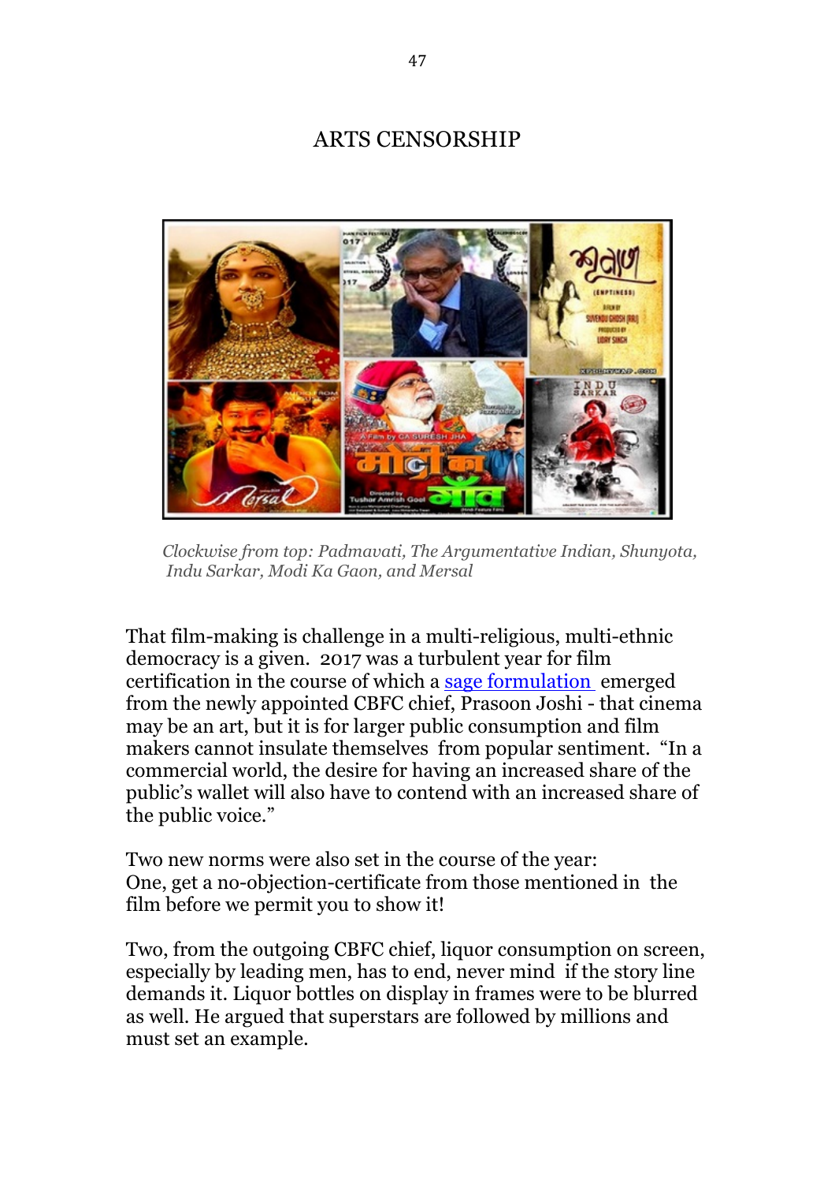# ARTS CENSORSHIP

*Clockwise from top: Padmavati, The Argumentative Indian, Shunyota, Indu Sarkar, Modi Ka Gaon, and Mersal*

That film-making is challenge in a multi-religious, multi-ethnic democracy is a given. 2017 was a turbulent year for film certification in the course of which a sage formulation emerged from the newly appointed CBFC chief, Prasoon Joshi - that cinema may be an art, but it is for larger public consumption and film makers cannot insulate themselves from popular sentiment. "In a commercial world, the desire for having an increased share of the public's wallet will also have to contend with an increased share of the public voice."

Two new norms were also set in the course of the year:
One, get a no-objection-certificate from those mentioned in the film before we permit you to show it!

Two, from the outgoing CBFC chief, liquor consumption on screen, especially by leading men, has to end, never mind if the story line demands it. Liquor bottles on display in frames were to be blurred as well. He argued that superstars are followed by millions and must set an example.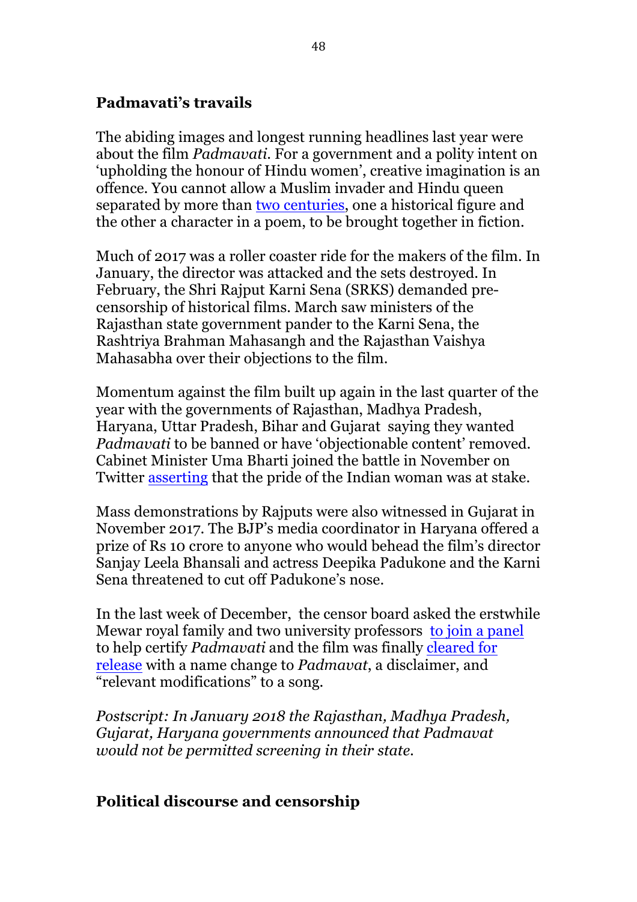## Padmavati's travails

The abiding images and longest running headlines last year were about the film *Padmavati.* For a government and a polity intent on 'upholding the honour of Hindu women', creative imagination is an offence. You cannot allow a Muslim invader and Hindu queen separated by more than two centuries, one a historical figure and the other a character in a poem, to be brought together in fiction.

Much of 2017 was a roller coaster ride for the makers of the film. In January, the director was attacked and the sets destroyed. In February, the Shri Rajput Karni Sena (SRKS) demanded pre-censorship of historical films. March saw ministers of the Rajasthan state government pander to the Karni Sena, the Rashtriya Brahman Mahasangh and the Rajasthan Vaishya Mahasabha over their objections to the film.

Momentum against the film built up again in the last quarter of the year with the governments of Rajasthan, Madhya Pradesh, Haryana, Uttar Pradesh, Bihar and Gujarat saying they wanted *Padmavati* to be banned or have 'objectionable content' removed. Cabinet Minister Uma Bharti joined the battle in November on Twitter asserting that the pride of the Indian woman was at stake.

Mass demonstrations by Rajputs were also witnessed in Gujarat in November 2017. The BJP's media coordinator in Haryana offered a prize of Rs 10 crore to anyone who would behead the film's director Sanjay Leela Bhansali and actress Deepika Padukone and the Karni Sena threatened to cut off Padukone's nose.

In the last week of December, the censor board asked the erstwhile Mewar royal family and two university professors to join a panel to help certify *Padmavati* and the film was finally cleared for release with a name change to *Padmavat*, a disclaimer, and "relevant modifications" to a song.

*Postscript: In January 2018 the Rajasthan, Madhya Pradesh, Gujarat, Haryana governments announced that Padmavat would not be permitted screening in their state.*

## Political discourse and censorship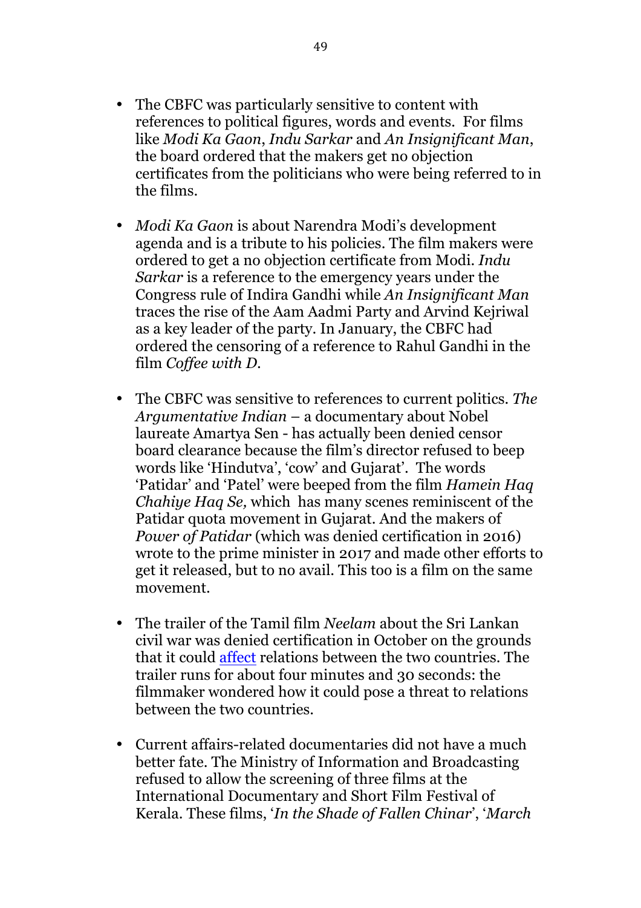- The CBFC was particularly sensitive to content with references to political figures, words and events. For films like *Modi Ka Gaon*, *Indu Sarkar* and *An Insignificant Man*, the board ordered that the makers get no objection certificates from the politicians who were being referred to in the films.

- *Modi Ka Gaon* is about Narendra Modi's development agenda and is a tribute to his policies. The film makers were ordered to get a no objection certificate from Modi. *Indu Sarkar* is a reference to the emergency years under the Congress rule of Indira Gandhi while *An Insignificant Man* traces the rise of the Aam Aadmi Party and Arvind Kejriwal as a key leader of the party. In January, the CBFC had ordered the censoring of a reference to Rahul Gandhi in the film *Coffee with D*.

- The CBFC was sensitive to references to current politics. *The Argumentative Indian* – a documentary about Nobel laureate Amartya Sen - has actually been denied censor board clearance because the film's director refused to beep words like 'Hindutva', 'cow' and Gujarat'. The words 'Patidar' and 'Patel' were beeped from the film *Hamein Haq Chahiye Haq Se,* which has many scenes reminiscent of the Patidar quota movement in Gujarat. And the makers of *Power of Patidar* (which was denied certification in 2016) wrote to the prime minister in 2017 and made other efforts to get it released, but to no avail. This too is a film on the same movement.

- The trailer of the Tamil film *Neelam* about the Sri Lankan civil war was denied certification in October on the grounds that it could affect relations between the two countries. The trailer runs for about four minutes and 30 seconds: the filmmaker wondered how it could pose a threat to relations between the two countries.

- Current affairs-related documentaries did not have a much better fate. The Ministry of Information and Broadcasting refused to allow the screening of three films at the International Documentary and Short Film Festival of Kerala. These films, '*In the Shade of Fallen Chinar*', '*March*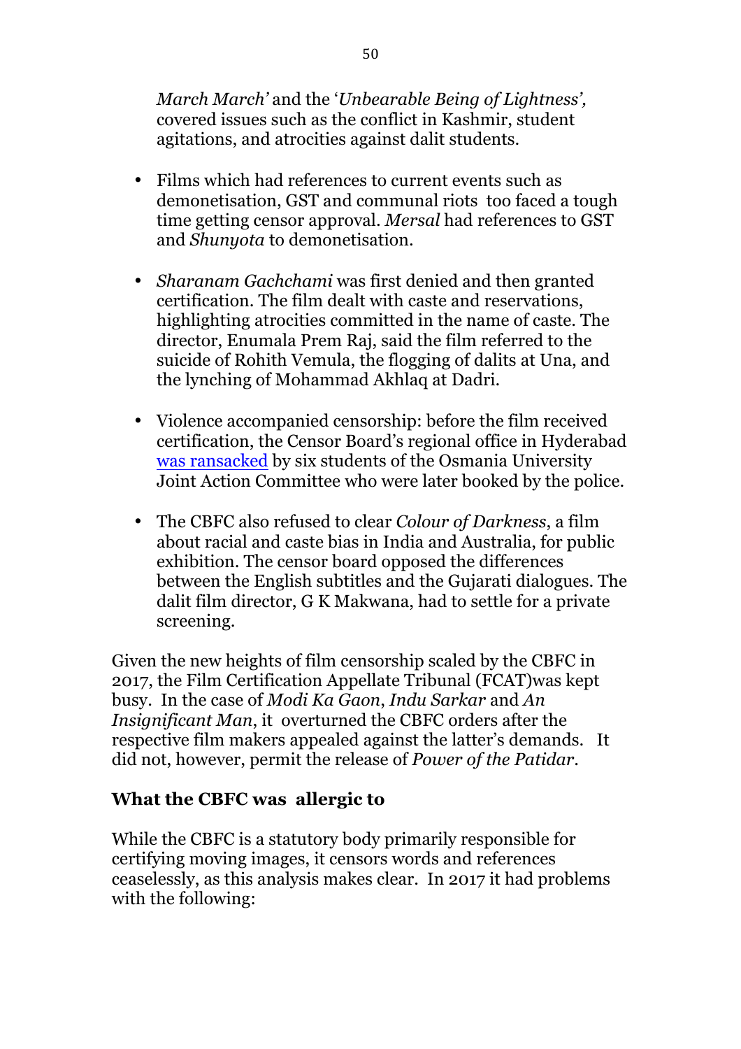*March March'* and the '*Unbearable Being of Lightness',* covered issues such as the conflict in Kashmir, student agitations, and atrocities against dalit students.

- Films which had references to current events such as demonetisation, GST and communal riots too faced a tough time getting censor approval. *Mersal* had references to GST and *Shunyota* to demonetisation.

- *Sharanam Gachchami* was first denied and then granted certification. The film dealt with caste and reservations, highlighting atrocities committed in the name of caste. The director, Enumala Prem Raj, said the film referred to the suicide of Rohith Vemula, the flogging of dalits at Una, and the lynching of Mohammad Akhlaq at Dadri.

- Violence accompanied censorship: before the film received certification, the Censor Board's regional office in Hyderabad was ransacked by six students of the Osmania University Joint Action Committee who were later booked by the police.

- The CBFC also refused to clear *Colour of Darkness*, a film about racial and caste bias in India and Australia, for public exhibition. The censor board opposed the differences between the English subtitles and the Gujarati dialogues. The dalit film director, G K Makwana, had to settle for a private screening.

Given the new heights of film censorship scaled by the CBFC in 2017, the Film Certification Appellate Tribunal (FCAT)was kept busy. In the case of *Modi Ka Gaon*, *Indu Sarkar* and *An Insignificant Man*, it overturned the CBFC orders after the respective film makers appealed against the latter's demands. It did not, however, permit the release of *Power of the Patidar*.

## What the CBFC was allergic to

While the CBFC is a statutory body primarily responsible for certifying moving images, it censors words and references ceaselessly, as this analysis makes clear. In 2017 it had problems with the following: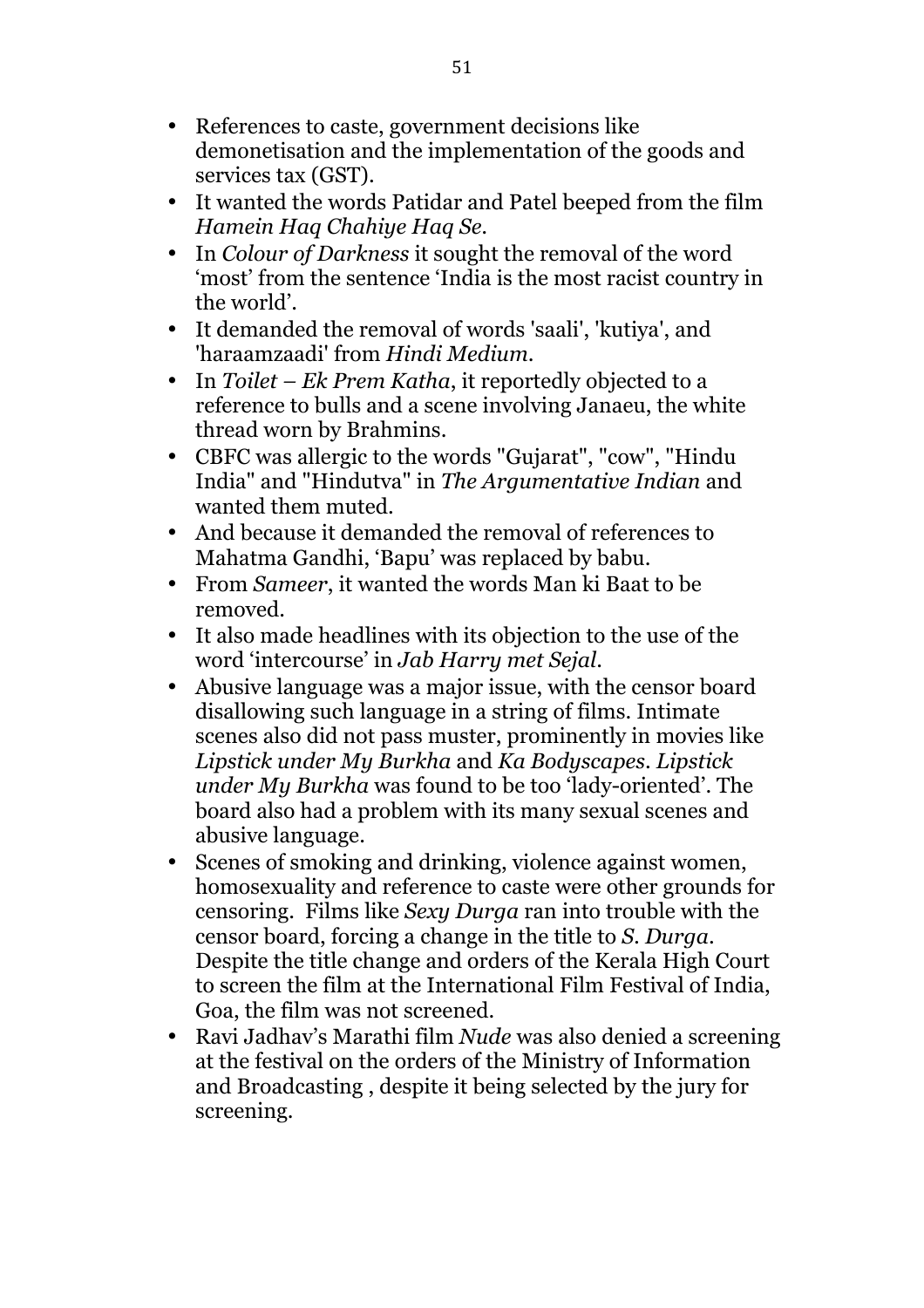- References to caste, government decisions like demonetisation and the implementation of the goods and services tax (GST).
- It wanted the words Patidar and Patel beeped from the film *Hamein Haq Chahiye Haq Se*.
- In *Colour of Darkness* it sought the removal of the word 'most' from the sentence 'India is the most racist country in the world'.
- It demanded the removal of words 'saali', 'kutiya', and 'haraamzaadi' from *Hindi Medium*.
- In *Toilet – Ek Prem Katha*, it reportedly objected to a reference to bulls and a scene involving Janaeu, the white thread worn by Brahmins.
- CBFC was allergic to the words "Gujarat", "cow", "Hindu India" and "Hindutva" in *The Argumentative Indian* and wanted them muted.
- And because it demanded the removal of references to Mahatma Gandhi, 'Bapu' was replaced by babu.
- From *Sameer*, it wanted the words Man ki Baat to be removed.
- It also made headlines with its objection to the use of the word 'intercourse' in *Jab Harry met Sejal*.
- Abusive language was a major issue, with the censor board disallowing such language in a string of films. Intimate scenes also did not pass muster, prominently in movies like *Lipstick under My Burkha* and *Ka Bodyscapes*. *Lipstick under My Burkha* was found to be too 'lady-oriented'. The board also had a problem with its many sexual scenes and abusive language.
- Scenes of smoking and drinking, violence against women, homosexuality and reference to caste were other grounds for censoring. Films like *Sexy Durga* ran into trouble with the censor board, forcing a change in the title to *S. Durga*. Despite the title change and orders of the Kerala High Court to screen the film at the International Film Festival of India, Goa, the film was not screened.
- Ravi Jadhav's Marathi film *Nude* was also denied a screening at the festival on the orders of the Ministry of Information and Broadcasting , despite it being selected by the jury for screening.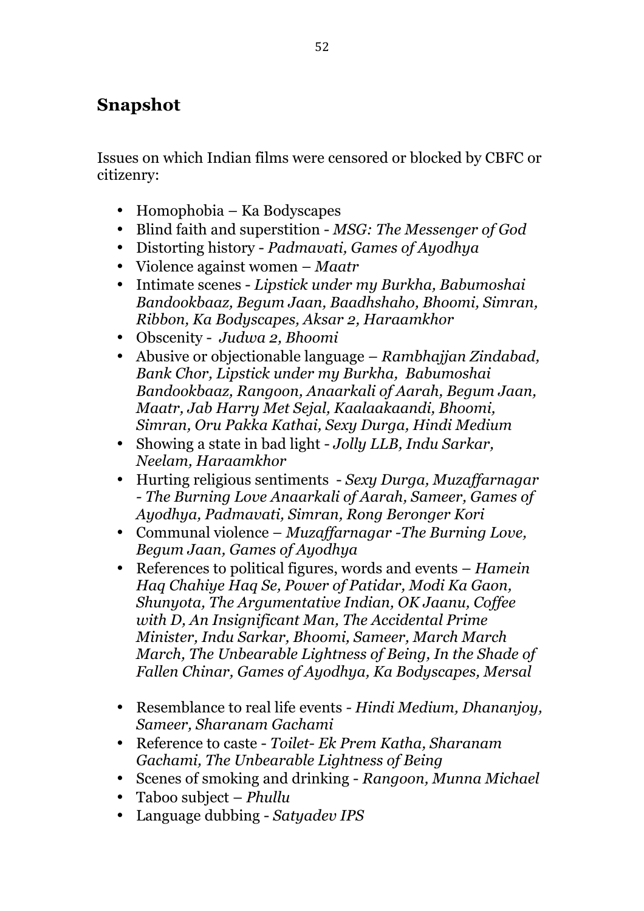## Snapshot

Issues on which Indian films were censored or blocked by CBFC or citizenry:

- Homophobia – Ka Bodyscapes
- Blind faith and superstition - *MSG: The Messenger of God*
- Distorting history - *Padmavati, Games of Ayodhya*
- Violence against women – *Maatr*
- Intimate scenes - *Lipstick under my Burkha, Babumoshai Bandookbaaz, Begum Jaan, Baadhshaho, Bhoomi, Simran, Ribbon, Ka Bodyscapes, Aksar 2, Haraamkhor*
- Obscenity - *Judwa 2, Bhoomi*
- Abusive or objectionable language – *Rambhajjan Zindabad, Bank Chor, Lipstick under my Burkha, Babumoshai Bandookbaaz, Rangoon, Anaarkali of Aarah, Begum Jaan, Maatr, Jab Harry Met Sejal, Kaalaakaandi, Bhoomi, Simran, Oru Pakka Kathai, Sexy Durga, Hindi Medium*
- Showing a state in bad light - *Jolly LLB, Indu Sarkar, Neelam, Haraamkhor*
- Hurting religious sentiments - *Sexy Durga, Muzaffarnagar - The Burning Love Anaarkali of Aarah, Sameer, Games of Ayodhya, Padmavati, Simran, Rong Beronger Kori*
- Communal violence – *Muzaffarnagar -The Burning Love, Begum Jaan, Games of Ayodhya*
- References to political figures, words and events – *Hamein Haq Chahiye Haq Se, Power of Patidar, Modi Ka Gaon, Shunyota, The Argumentative Indian, OK Jaanu, Coffee with D, An Insignificant Man, The Accidental Prime Minister, Indu Sarkar, Bhoomi, Sameer, March March March, The Unbearable Lightness of Being, In the Shade of Fallen Chinar, Games of Ayodhya, Ka Bodyscapes, Mersal*
- Resemblance to real life events - *Hindi Medium, Dhananjoy, Sameer, Sharanam Gachami*
- Reference to caste - *Toilet- Ek Prem Katha, Sharanam Gachami, The Unbearable Lightness of Being*
- Scenes of smoking and drinking - *Rangoon, Munna Michael*
- Taboo subject – *Phullu*
- Language dubbing - *Satyadev IPS*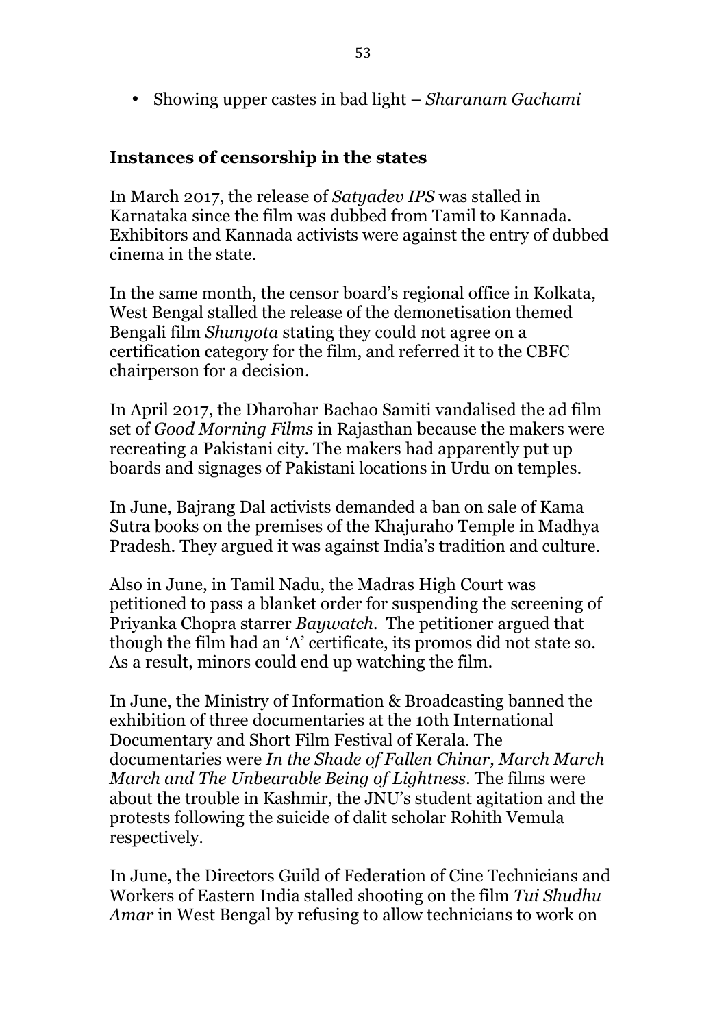- Showing upper castes in bad light – *Sharanam Gachami*

## Instances of censorship in the states

In March 2017, the release of *Satyadev IPS* was stalled in Karnataka since the film was dubbed from Tamil to Kannada. Exhibitors and Kannada activists were against the entry of dubbed cinema in the state.

In the same month, the censor board's regional office in Kolkata, West Bengal stalled the release of the demonetisation themed Bengali film *Shunyota* stating they could not agree on a certification category for the film, and referred it to the CBFC chairperson for a decision.

In April 2017, the Dharohar Bachao Samiti vandalised the ad film set of *Good Morning Films* in Rajasthan because the makers were recreating a Pakistani city. The makers had apparently put up boards and signages of Pakistani locations in Urdu on temples.

In June, Bajrang Dal activists demanded a ban on sale of Kama Sutra books on the premises of the Khajuraho Temple in Madhya Pradesh. They argued it was against India's tradition and culture.

Also in June, in Tamil Nadu, the Madras High Court was petitioned to pass a blanket order for suspending the screening of Priyanka Chopra starrer *Baywatch*. The petitioner argued that though the film had an 'A' certificate, its promos did not state so. As a result, minors could end up watching the film.

In June, the Ministry of Information & Broadcasting banned the exhibition of three documentaries at the 10th International Documentary and Short Film Festival of Kerala. The documentaries were *In the Shade of Fallen Chinar, March March March and The Unbearable Being of Lightness*. The films were about the trouble in Kashmir, the JNU's student agitation and the protests following the suicide of dalit scholar Rohith Vemula respectively.

In June, the Directors Guild of Federation of Cine Technicians and Workers of Eastern India stalled shooting on the film *Tui Shudhu Amar* in West Bengal by refusing to allow technicians to work on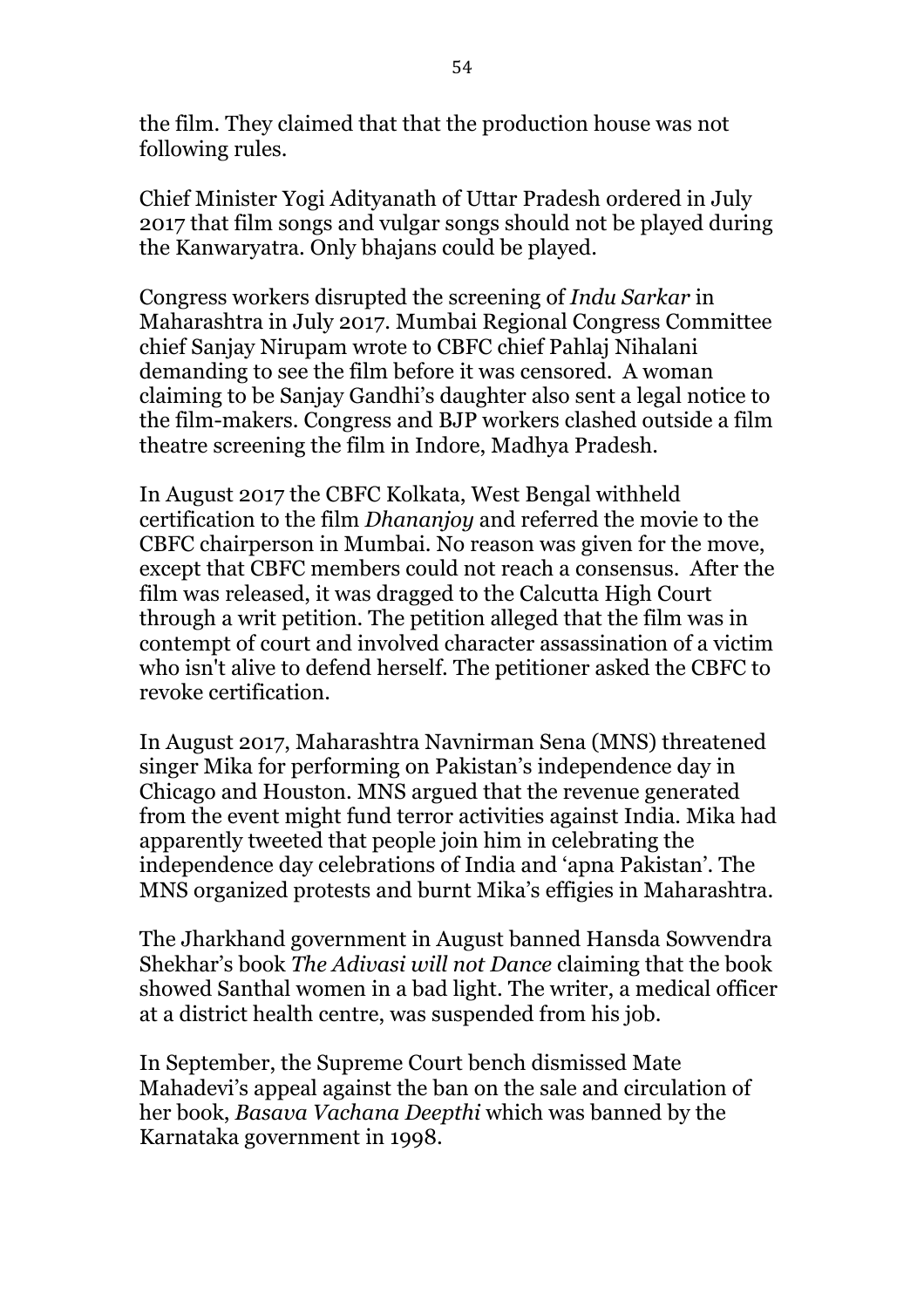the film. They claimed that that the production house was not following rules.

Chief Minister Yogi Adityanath of Uttar Pradesh ordered in July 2017 that film songs and vulgar songs should not be played during the Kanwaryatra. Only bhajans could be played.

Congress workers disrupted the screening of *Indu Sarkar* in Maharashtra in July 2017. Mumbai Regional Congress Committee chief Sanjay Nirupam wrote to CBFC chief Pahlaj Nihalani demanding to see the film before it was censored. A woman claiming to be Sanjay Gandhi's daughter also sent a legal notice to the film-makers. Congress and BJP workers clashed outside a film theatre screening the film in Indore, Madhya Pradesh.

In August 2017 the CBFC Kolkata, West Bengal withheld certification to the film *Dhananjoy* and referred the movie to the CBFC chairperson in Mumbai. No reason was given for the move, except that CBFC members could not reach a consensus. After the film was released, it was dragged to the Calcutta High Court through a writ petition. The petition alleged that the film was in contempt of court and involved character assassination of a victim who isn't alive to defend herself. The petitioner asked the CBFC to revoke certification.

In August 2017, Maharashtra Navnirman Sena (MNS) threatened singer Mika for performing on Pakistan's independence day in Chicago and Houston. MNS argued that the revenue generated from the event might fund terror activities against India. Mika had apparently tweeted that people join him in celebrating the independence day celebrations of India and 'apna Pakistan'. The MNS organized protests and burnt Mika's effigies in Maharashtra.

The Jharkhand government in August banned Hansda Sowvendra Shekhar's book *The Adivasi will not Dance* claiming that the book showed Santhal women in a bad light. The writer, a medical officer at a district health centre, was suspended from his job.

In September, the Supreme Court bench dismissed Mate Mahadevi's appeal against the ban on the sale and circulation of her book, *Basava Vachana Deepthi* which was banned by the Karnataka government in 1998.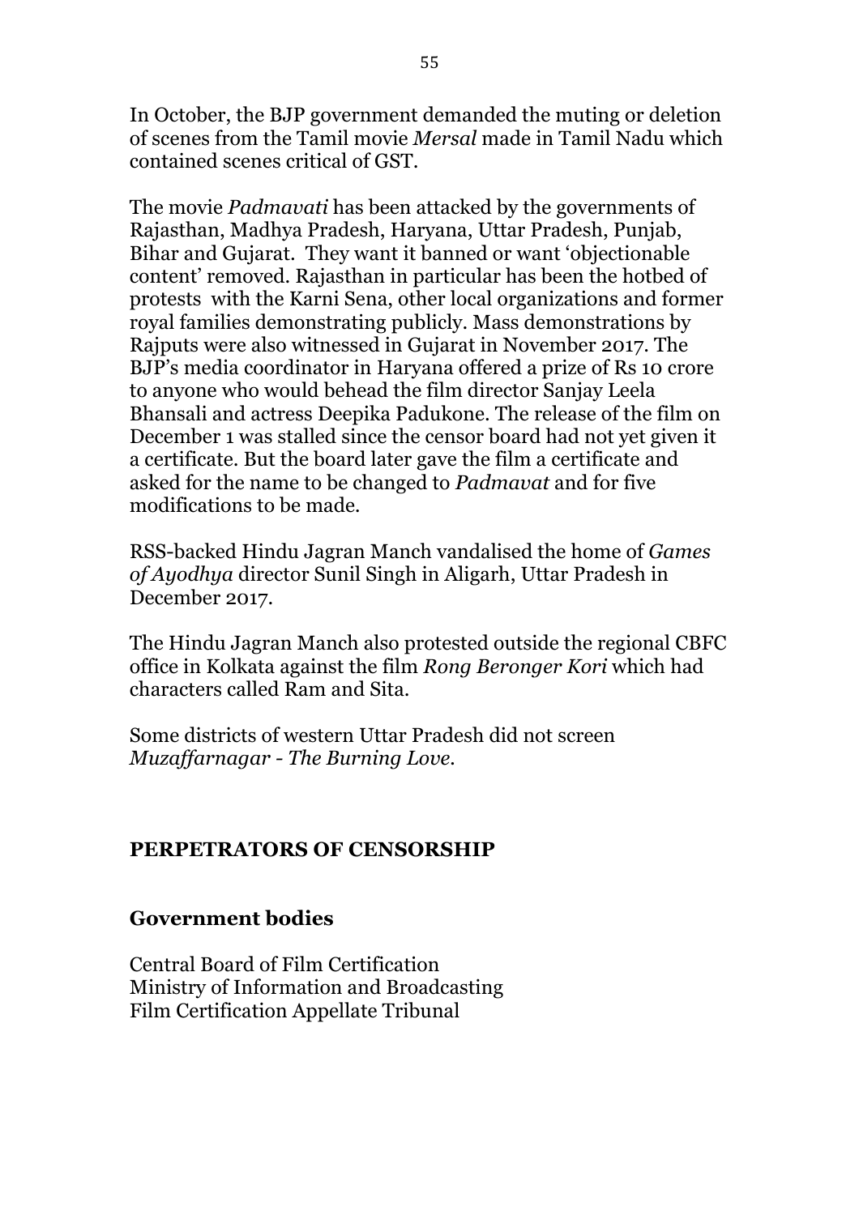In October, the BJP government demanded the muting or deletion of scenes from the Tamil movie *Mersal* made in Tamil Nadu which contained scenes critical of GST.

The movie *Padmavati* has been attacked by the governments of Rajasthan, Madhya Pradesh, Haryana, Uttar Pradesh, Punjab, Bihar and Gujarat. They want it banned or want 'objectionable content' removed. Rajasthan in particular has been the hotbed of protests with the Karni Sena, other local organizations and former royal families demonstrating publicly. Mass demonstrations by Rajputs were also witnessed in Gujarat in November 2017. The BJP's media coordinator in Haryana offered a prize of Rs 10 crore to anyone who would behead the film director Sanjay Leela Bhansali and actress Deepika Padukone. The release of the film on December 1 was stalled since the censor board had not yet given it a certificate. But the board later gave the film a certificate and asked for the name to be changed to *Padmavat* and for five modifications to be made.

RSS-backed Hindu Jagran Manch vandalised the home of *Games of Ayodhya* director Sunil Singh in Aligarh, Uttar Pradesh in December 2017.

The Hindu Jagran Manch also protested outside the regional CBFC office in Kolkata against the film *Rong Beronger Kori* which had characters called Ram and Sita.

Some districts of western Uttar Pradesh did not screen *Muzaffarnagar - The Burning Love.*

## PERPETRATORS OF CENSORSHIP

### Government bodies

Central Board of Film Certification
Ministry of Information and Broadcasting
Film Certification Appellate Tribunal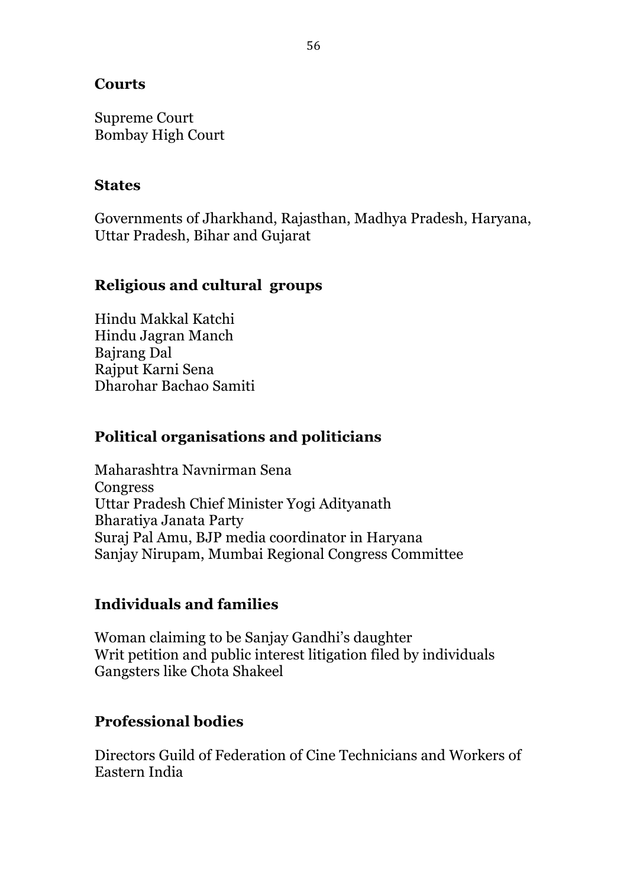### Courts

Supreme Court
Bombay High Court

### States

Governments of Jharkhand, Rajasthan, Madhya Pradesh, Haryana, Uttar Pradesh, Bihar and Gujarat

### Religious and cultural groups

Hindu Makkal Katchi
Hindu Jagran Manch
Bajrang Dal
Rajput Karni Sena
Dharohar Bachao Samiti

### Political organisations and politicians

Maharashtra Navnirman Sena
Congress
Uttar Pradesh Chief Minister Yogi Adityanath
Bharatiya Janata Party
Suraj Pal Amu, BJP media coordinator in Haryana
Sanjay Nirupam, Mumbai Regional Congress Committee

### Individuals and families

Woman claiming to be Sanjay Gandhi's daughter
Writ petition and public interest litigation filed by individuals
Gangsters like Chota Shakeel

### Professional bodies

Directors Guild of Federation of Cine Technicians and Workers of Eastern India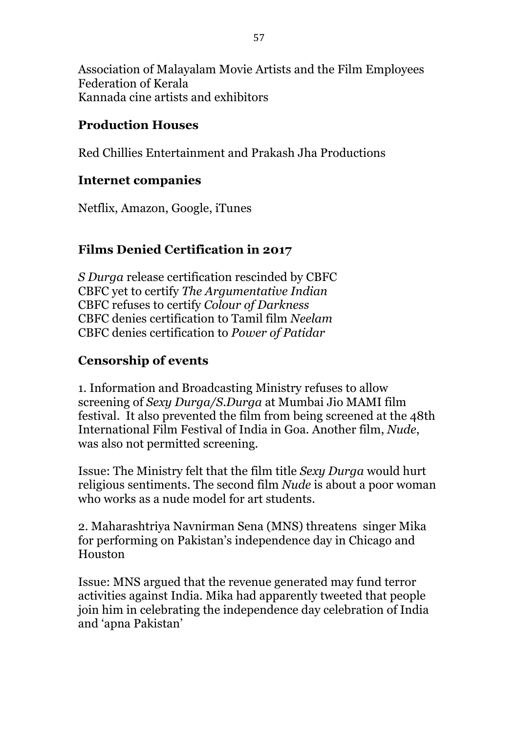Association of Malayalam Movie Artists and the Film Employees Federation of Kerala
Kannada cine artists and exhibitors

### Production Houses

Red Chillies Entertainment and Prakash Jha Productions

### Internet companies

Netflix, Amazon, Google, iTunes

### Films Denied Certification in 2017

*S Durga* release certification rescinded by CBFC
CBFC yet to certify *The Argumentative Indian*
CBFC refuses to certify *Colour of Darkness*
CBFC denies certification to Tamil film *Neelam*
CBFC denies certification to *Power of Patidar*

### Censorship of events

1. Information and Broadcasting Ministry refuses to allow screening of *Sexy Durga/S.Durga* at Mumbai Jio MAMI film festival. It also prevented the film from being screened at the 48th International Film Festival of India in Goa. Another film, *Nude*, was also not permitted screening.

Issue: The Ministry felt that the film title *Sexy Durga* would hurt religious sentiments. The second film *Nude* is about a poor woman who works as a nude model for art students.

2. Maharashtriya Navnirman Sena (MNS) threatens singer Mika for performing on Pakistan's independence day in Chicago and Houston

Issue: MNS argued that the revenue generated may fund terror activities against India. Mika had apparently tweeted that people join him in celebrating the independence day celebration of India and 'apna Pakistan'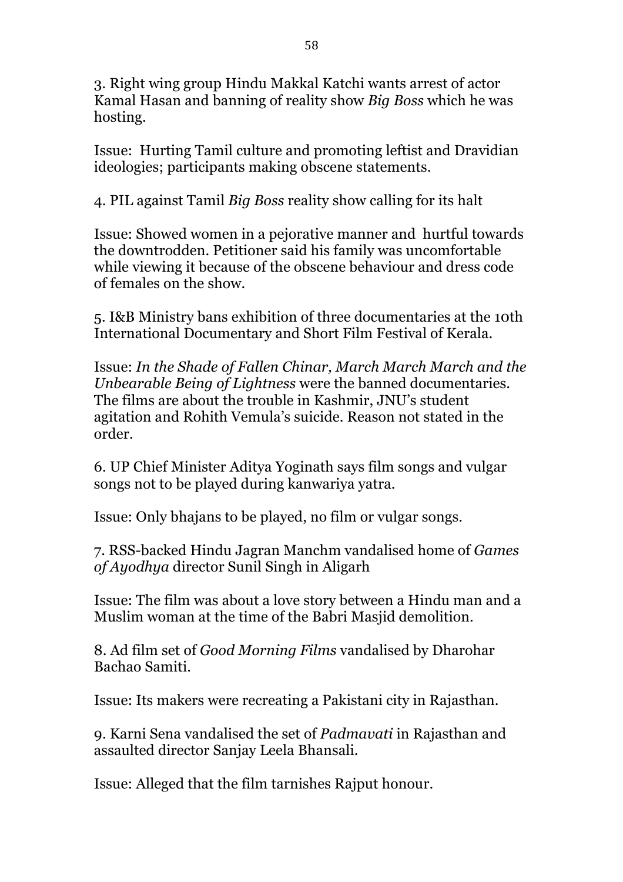3. Right wing group Hindu Makkal Katchi wants arrest of actor Kamal Hasan and banning of reality show *Big Boss* which he was hosting.

Issue: Hurting Tamil culture and promoting leftist and Dravidian ideologies; participants making obscene statements.

4. PIL against Tamil *Big Boss* reality show calling for its halt

Issue: Showed women in a pejorative manner and hurtful towards the downtrodden. Petitioner said his family was uncomfortable while viewing it because of the obscene behaviour and dress code of females on the show.

5. I&B Ministry bans exhibition of three documentaries at the 10th International Documentary and Short Film Festival of Kerala.

Issue: *In the Shade of Fallen Chinar, March March March and the Unbearable Being of Lightness* were the banned documentaries. The films are about the trouble in Kashmir, JNU's student agitation and Rohith Vemula's suicide. Reason not stated in the order.

6. UP Chief Minister Aditya Yoginath says film songs and vulgar songs not to be played during kanwariya yatra.

Issue: Only bhajans to be played, no film or vulgar songs.

7. RSS-backed Hindu Jagran Manchm vandalised home of *Games of Ayodhya* director Sunil Singh in Aligarh

Issue: The film was about a love story between a Hindu man and a Muslim woman at the time of the Babri Masjid demolition.

8. Ad film set of *Good Morning Films* vandalised by Dharohar Bachao Samiti.

Issue: Its makers were recreating a Pakistani city in Rajasthan.

9. Karni Sena vandalised the set of *Padmavati* in Rajasthan and assaulted director Sanjay Leela Bhansali.

Issue: Alleged that the film tarnishes Rajput honour.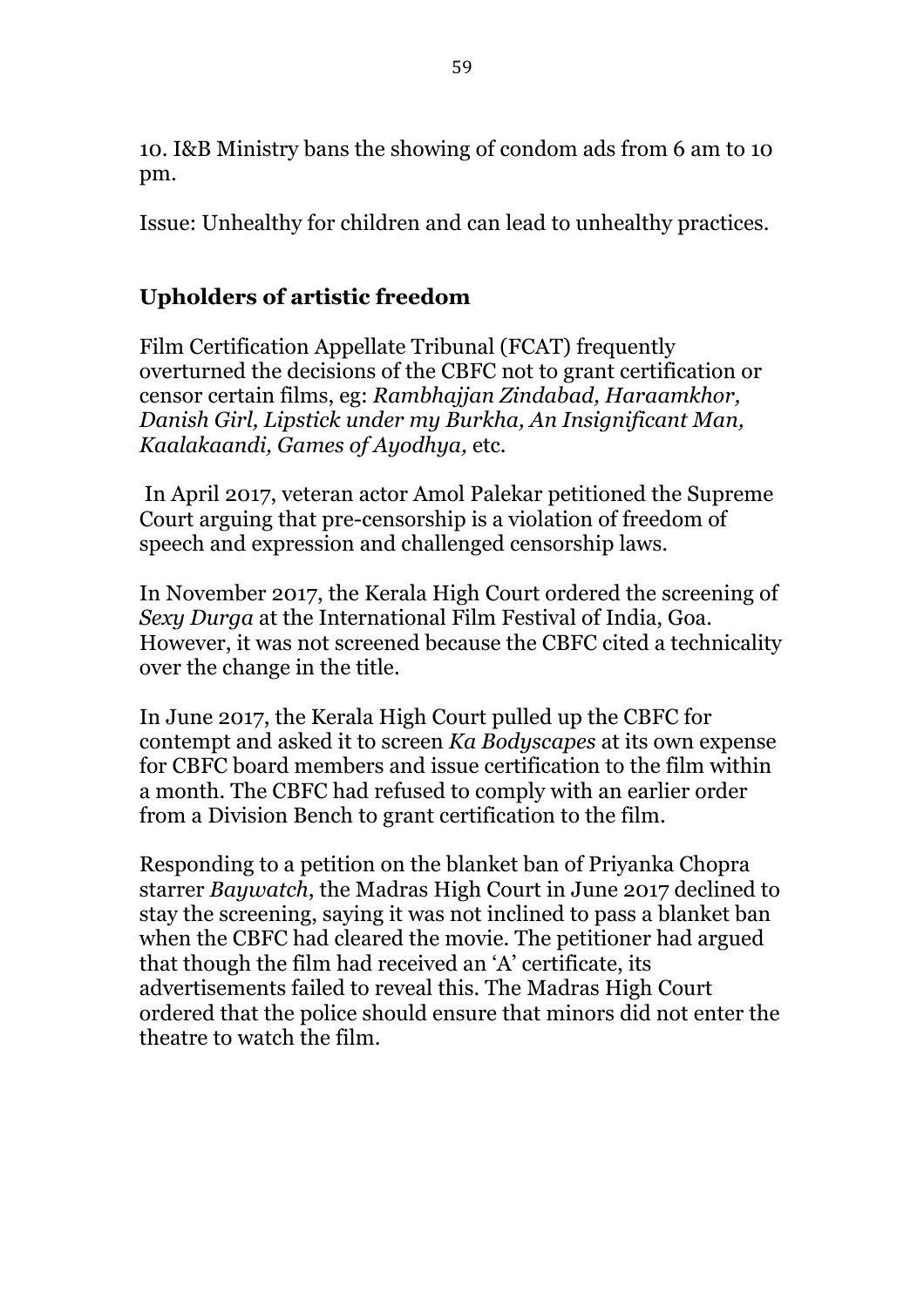10. I&B Ministry bans the showing of condom ads from 6 am to 10 pm.

Issue: Unhealthy for children and can lead to unhealthy practices.

## Upholders of artistic freedom

Film Certification Appellate Tribunal (FCAT) frequently overturned the decisions of the CBFC not to grant certification or censor certain films, eg: *Rambhajjan Zindabad, Haraamkhor, Danish Girl, Lipstick under my Burkha, An Insignificant Man, Kaalakaandi, Games of Ayodhya,* etc.

In April 2017, veteran actor Amol Palekar petitioned the Supreme Court arguing that pre-censorship is a violation of freedom of speech and expression and challenged censorship laws.

In November 2017, the Kerala High Court ordered the screening of *Sexy Durga* at the International Film Festival of India, Goa. However, it was not screened because the CBFC cited a technicality over the change in the title.

In June 2017, the Kerala High Court pulled up the CBFC for contempt and asked it to screen *Ka Bodyscapes* at its own expense for CBFC board members and issue certification to the film within a month. The CBFC had refused to comply with an earlier order from a Division Bench to grant certification to the film.

Responding to a petition on the blanket ban of Priyanka Chopra starrer *Baywatch*, the Madras High Court in June 2017 declined to stay the screening, saying it was not inclined to pass a blanket ban when the CBFC had cleared the movie. The petitioner had argued that though the film had received an 'A' certificate, its advertisements failed to reveal this. The Madras High Court ordered that the police should ensure that minors did not enter the theatre to watch the film.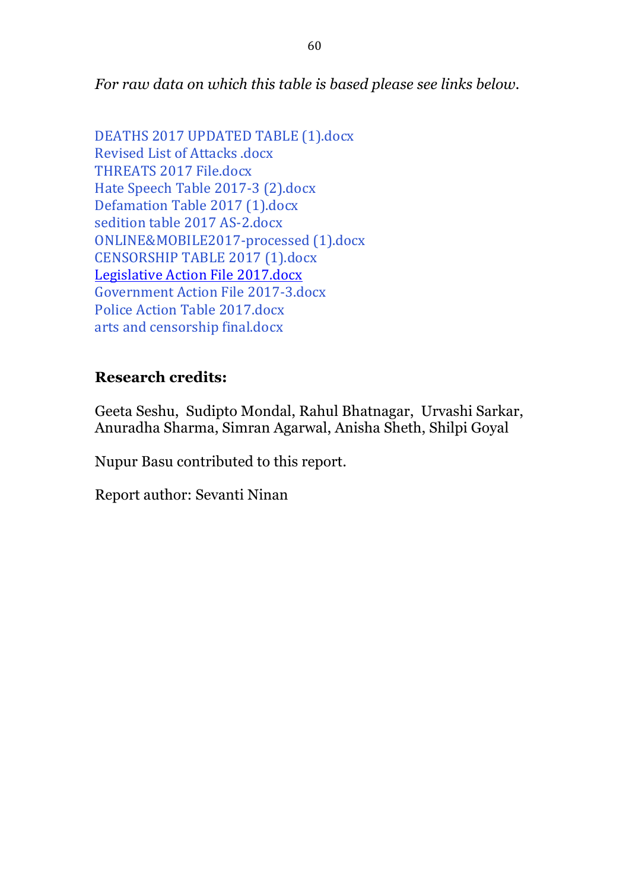*For raw data on which this table is based please see links below.*

DEATHS 2017 UPDATED TABLE (1).docx
Revised List of Attacks .docx
THREATS 2017 File.docx
Hate Speech Table 2017-3 (2).docx
Defamation Table 2017 (1).docx
sedition table 2017 AS-2.docx
ONLINE&MOBILE2017-processed (1).docx
CENSORSHIP TABLE 2017 (1).docx
Legislative Action File 2017.docx
Government Action File 2017-3.docx
Police Action Table 2017.docx
arts and censorship final.docx

**Research credits:**

Geeta Seshu, Sudipto Mondal, Rahul Bhatnagar, Urvashi Sarkar, Anuradha Sharma, Simran Agarwal, Anisha Sheth, Shilpi Goyal

Nupur Basu contributed to this report.

Report author: Sevanti Ninan